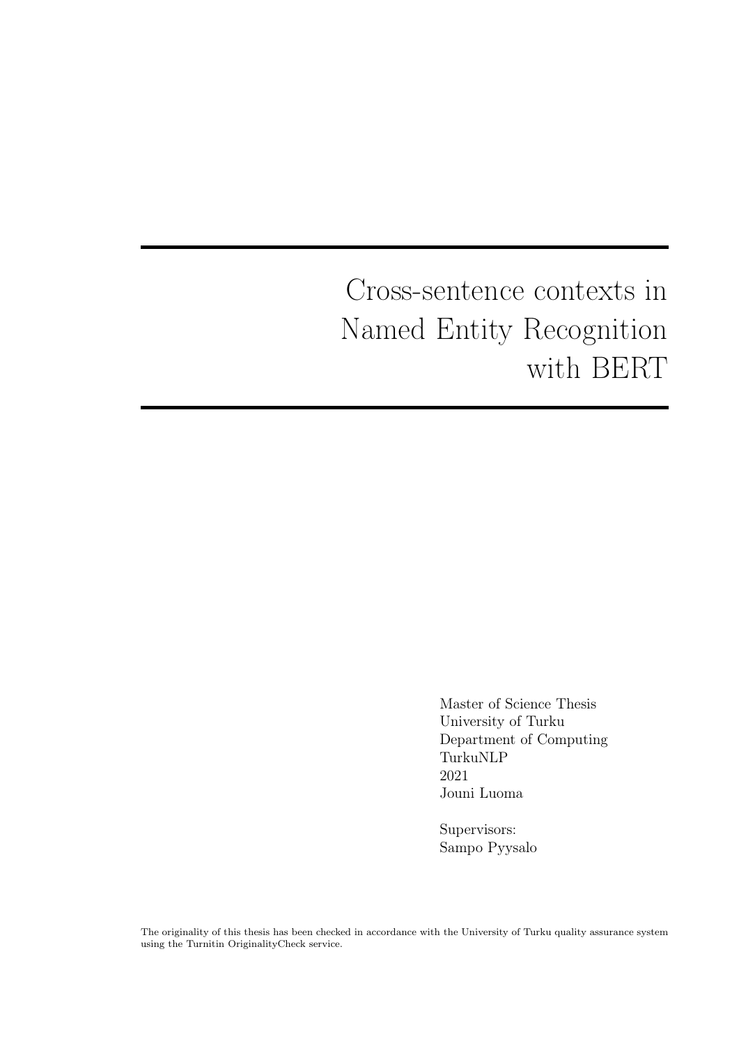# Cross-sentence contexts in Named Entity Recognition with BERT

Master of Science Thesis
University of Turku
Department of Computing
TurkuNLP
2021
Jouni Luoma

Supervisors:
Sampo Pyysalo

The originality of this thesis has been checked in accordance with the University of Turku quality assurance system using the Turnitin OriginalityCheck service.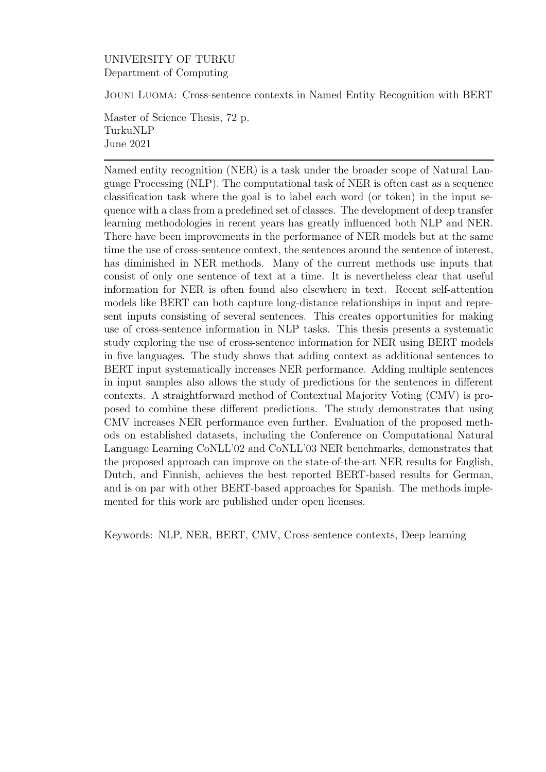UNIVERSITY OF TURKU
Department of Computing

Jouni Luoma: Cross-sentence contexts in Named Entity Recognition with BERT

Master of Science Thesis, 72 p.
TurkuNLP
June 2021

---

Named entity recognition (NER) is a task under the broader scope of Natural Language Processing (NLP). The computational task of NER is often cast as a sequence classification task where the goal is to label each word (or token) in the input sequence with a class from a predefined set of classes. The development of deep transfer learning methodologies in recent years has greatly influenced both NLP and NER. There have been improvements in the performance of NER models but at the same time the use of cross-sentence context, the sentences around the sentence of interest, has diminished in NER methods. Many of the current methods use inputs that consist of only one sentence of text at a time. It is nevertheless clear that useful information for NER is often found also elsewhere in text. Recent self-attention models like BERT can both capture long-distance relationships in input and represent inputs consisting of several sentences. This creates opportunities for making use of cross-sentence information in NLP tasks. This thesis presents a systematic study exploring the use of cross-sentence information for NER using BERT models in five languages. The study shows that adding context as additional sentences to BERT input systematically increases NER performance. Adding multiple sentences in input samples also allows the study of predictions for the sentences in different contexts. A straightforward method of Contextual Majority Voting (CMV) is proposed to combine these different predictions. The study demonstrates that using CMV increases NER performance even further. Evaluation of the proposed methods on established datasets, including the Conference on Computational Natural Language Learning CoNLL'02 and CoNLL'03 NER benchmarks, demonstrates that the proposed approach can improve on the state-of-the-art NER results for English, Dutch, and Finnish, achieves the best reported BERT-based results for German, and is on par with other BERT-based approaches for Spanish. The methods implemented for this work are published under open licenses.

Keywords: NLP, NER, BERT, CMV, Cross-sentence contexts, Deep learning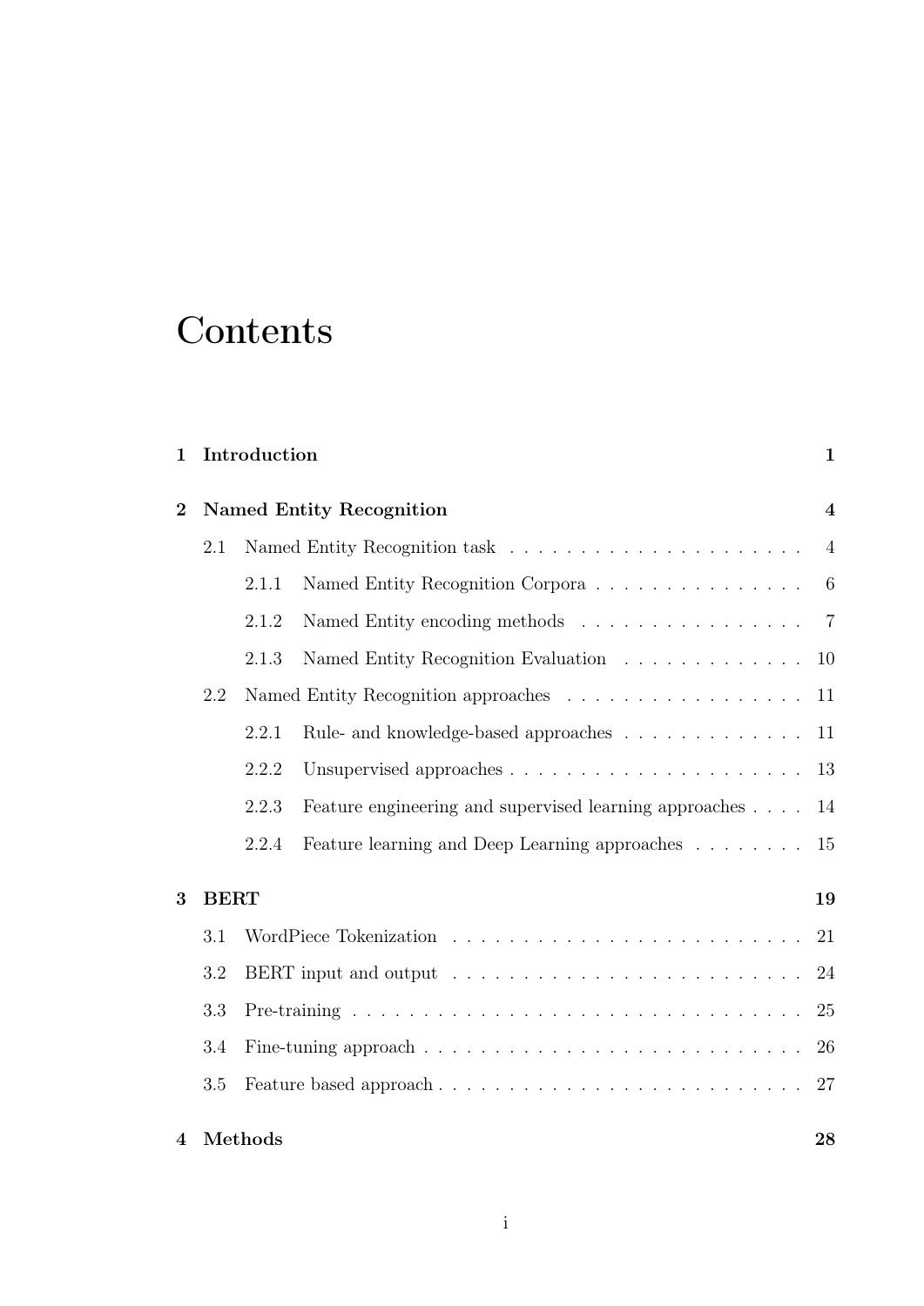# Contents

**1 Introduction** **1**

**2 Named Entity Recognition** **4**

- 2.1 Named Entity Recognition task . . . . . . . . . . . . . . . . . . . . . 4
  - 2.1.1 Named Entity Recognition Corpora . . . . . . . . . . . . . . . 6
  - 2.1.2 Named Entity encoding methods . . . . . . . . . . . . . . . . 7
  - 2.1.3 Named Entity Recognition Evaluation . . . . . . . . . . . . . 10
- 2.2 Named Entity Recognition approaches . . . . . . . . . . . . . . . . . 11
  - 2.2.1 Rule- and knowledge-based approaches . . . . . . . . . . . . . 11
  - 2.2.2 Unsupervised approaches . . . . . . . . . . . . . . . . . . . . . 13
  - 2.2.3 Feature engineering and supervised learning approaches . . . . 14
  - 2.2.4 Feature learning and Deep Learning approaches . . . . . . . . 15

**3 BERT** **19**

- 3.1 WordPiece Tokenization . . . . . . . . . . . . . . . . . . . . . . . . . 21
- 3.2 BERT input and output . . . . . . . . . . . . . . . . . . . . . . . . . 24
- 3.3 Pre-training . . . . . . . . . . . . . . . . . . . . . . . . . . . . . . . . 25
- 3.4 Fine-tuning approach . . . . . . . . . . . . . . . . . . . . . . . . . . . 26
- 3.5 Feature based approach . . . . . . . . . . . . . . . . . . . . . . . . . . 27

**4 Methods** **28**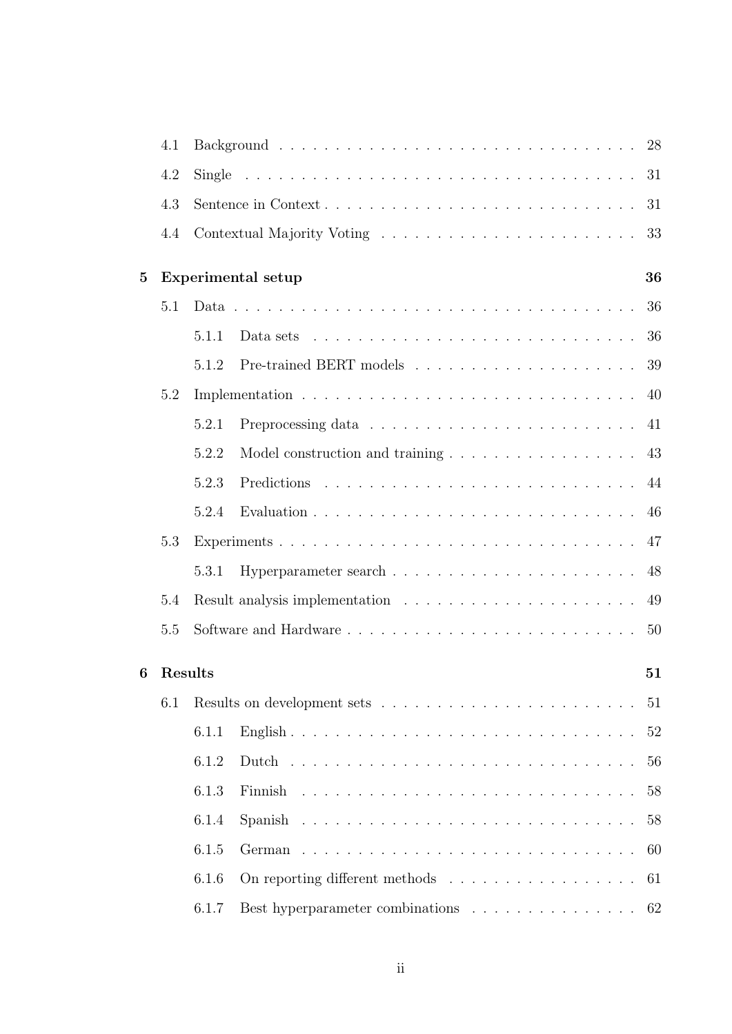| | | |
|---|---|---|
| 4.1 | Background | 28 |
| 4.2 | Single | 31 |
| 4.3 | Sentence in Context | 31 |
| 4.4 | Contextual Majority Voting | 33 |
| **5** | **Experimental setup** | **36** |
| 5.1 | Data | 36 |
| 5.1.1 | Data sets | 36 |
| 5.1.2 | Pre-trained BERT models | 39 |
| 5.2 | Implementation | 40 |
| 5.2.1 | Preprocessing data | 41 |
| 5.2.2 | Model construction and training | 43 |
| 5.2.3 | Predictions | 44 |
| 5.2.4 | Evaluation | 46 |
| 5.3 | Experiments | 47 |
| 5.3.1 | Hyperparameter search | 48 |
| 5.4 | Result analysis implementation | 49 |
| 5.5 | Software and Hardware | 50 |
| **6** | **Results** | **51** |
| 6.1 | Results on development sets | 51 |
| 6.1.1 | English | 52 |
| 6.1.2 | Dutch | 56 |
| 6.1.3 | Finnish | 58 |
| 6.1.4 | Spanish | 58 |
| 6.1.5 | German | 60 |
| 6.1.6 | On reporting different methods | 61 |
| 6.1.7 | Best hyperparameter combinations | 62 |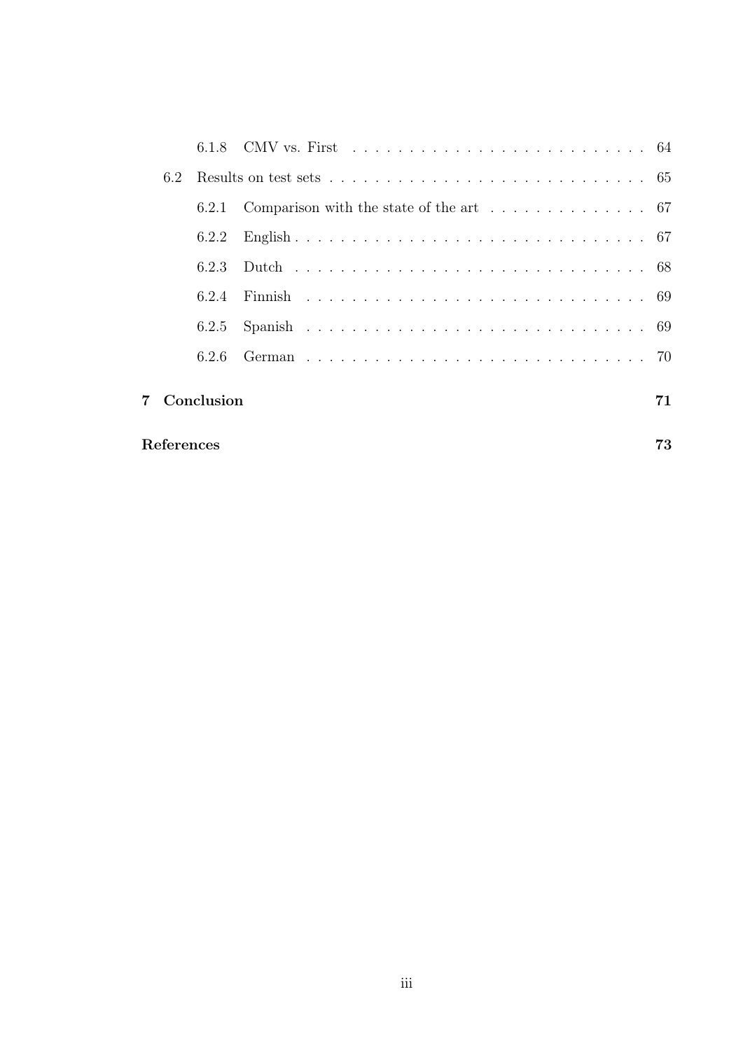- 6.1.8 CMV vs. First ... 64
- 6.2 Results on test sets ... 65
  - 6.2.1 Comparison with the state of the art ... 67
  - 6.2.2 English ... 67
  - 6.2.3 Dutch ... 68
  - 6.2.4 Finnish ... 69
  - 6.2.5 Spanish ... 69
  - 6.2.6 German ... 70

**7 Conclusion** ... **71**

**References** ... **73**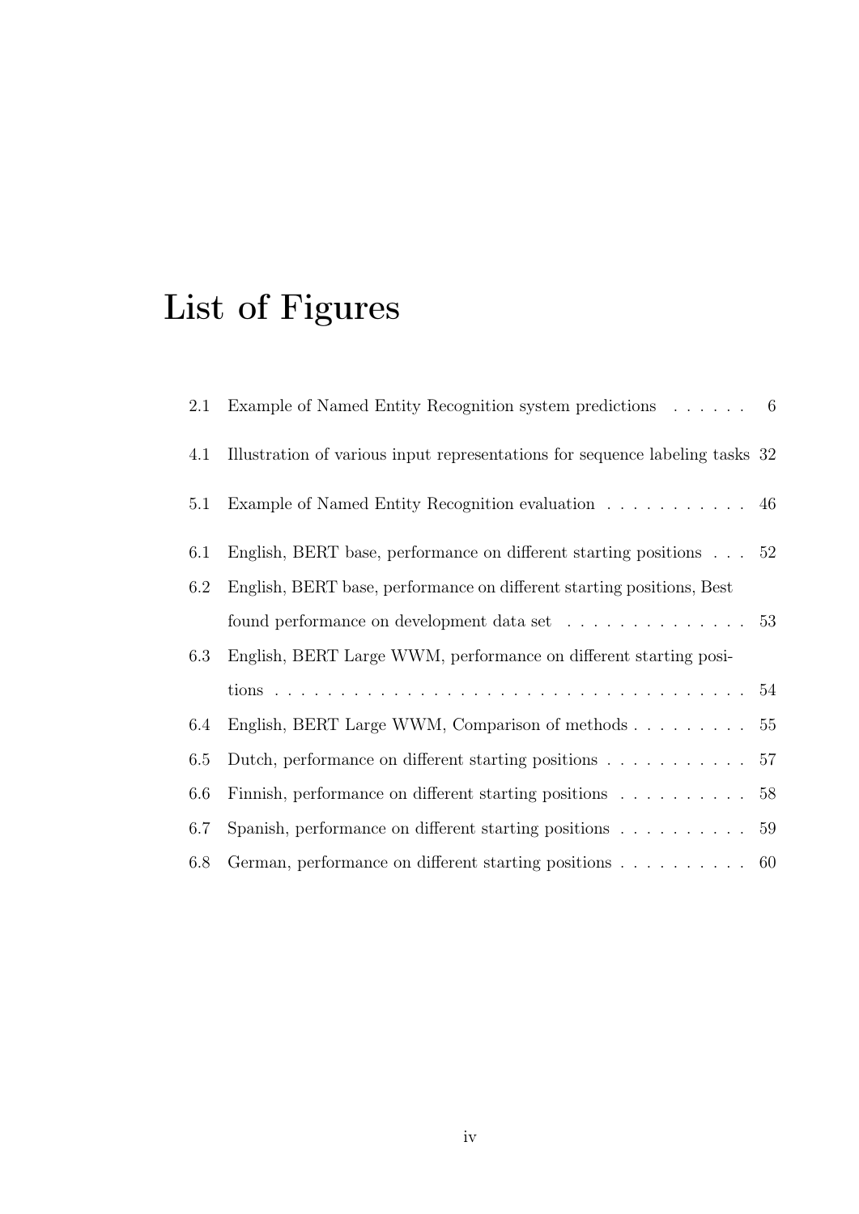# List of Figures

2.1 Example of Named Entity Recognition system predictions . . . . . . 6

4.1 Illustration of various input representations for sequence labeling tasks 32

5.1 Example of Named Entity Recognition evaluation . . . . . . . . . . . 46

6.1 English, BERT base, performance on different starting positions . . . 52

6.2 English, BERT base, performance on different starting positions, Best found performance on development data set . . . . . . . . . . . . . . 53

6.3 English, BERT Large WWM, performance on different starting positions . . . . . . . . . . . . . . . . . . . . . . . . . . . . . . . . . . . 54

6.4 English, BERT Large WWM, Comparison of methods . . . . . . . . . 55

6.5 Dutch, performance on different starting positions . . . . . . . . . . . 57

6.6 Finnish, performance on different starting positions . . . . . . . . . . 58

6.7 Spanish, performance on different starting positions . . . . . . . . . . 59

6.8 German, performance on different starting positions . . . . . . . . . . 60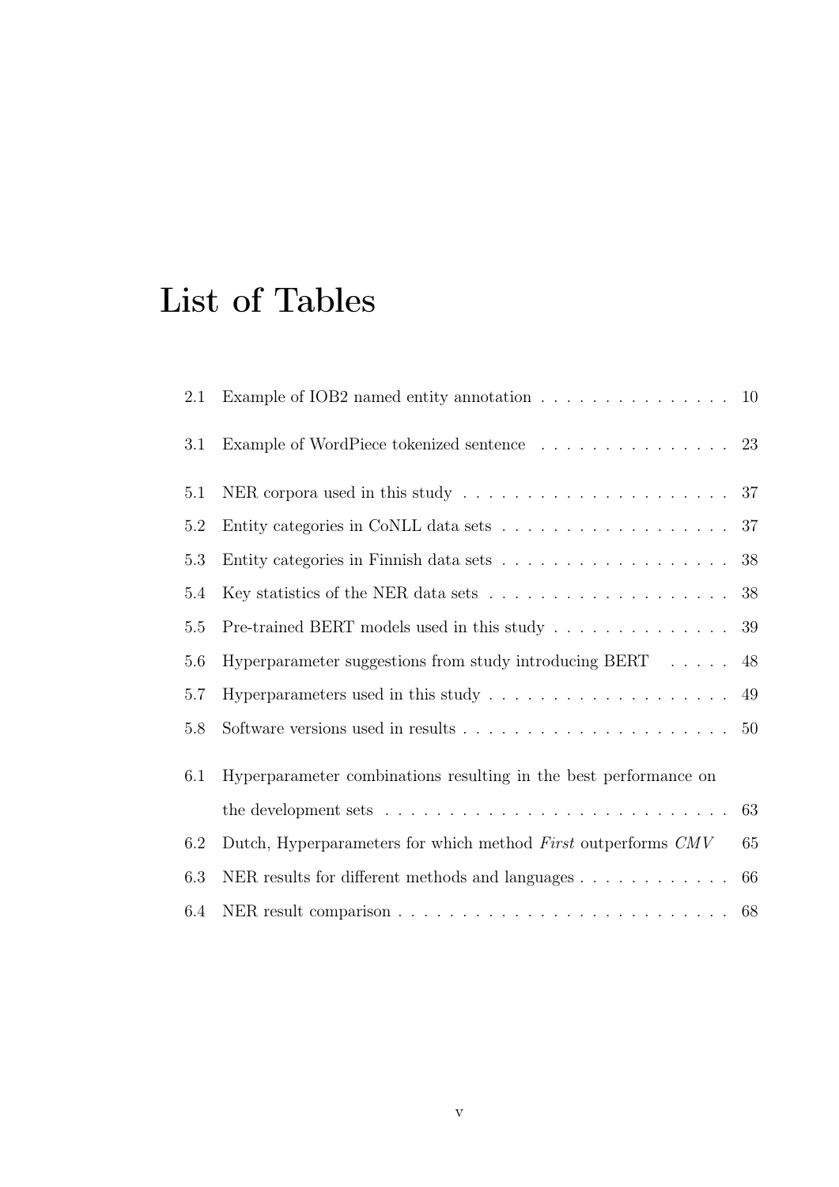# List of Tables

| | | |
|---|---|---|
| 2.1 | Example of IOB2 named entity annotation | 10 |
| 3.1 | Example of WordPiece tokenized sentence | 23 |
| 5.1 | NER corpora used in this study | 37 |
| 5.2 | Entity categories in CoNLL data sets | 37 |
| 5.3 | Entity categories in Finnish data sets | 38 |
| 5.4 | Key statistics of the NER data sets | 38 |
| 5.5 | Pre-trained BERT models used in this study | 39 |
| 5.6 | Hyperparameter suggestions from study introducing BERT | 48 |
| 5.7 | Hyperparameters used in this study | 49 |
| 5.8 | Software versions used in results | 50 |
| 6.1 | Hyperparameter combinations resulting in the best performance on the development sets | 63 |
| 6.2 | Dutch, Hyperparameters for which method *First* outperforms *CMV* | 65 |
| 6.3 | NER results for different methods and languages | 66 |
| 6.4 | NER result comparison | 68 |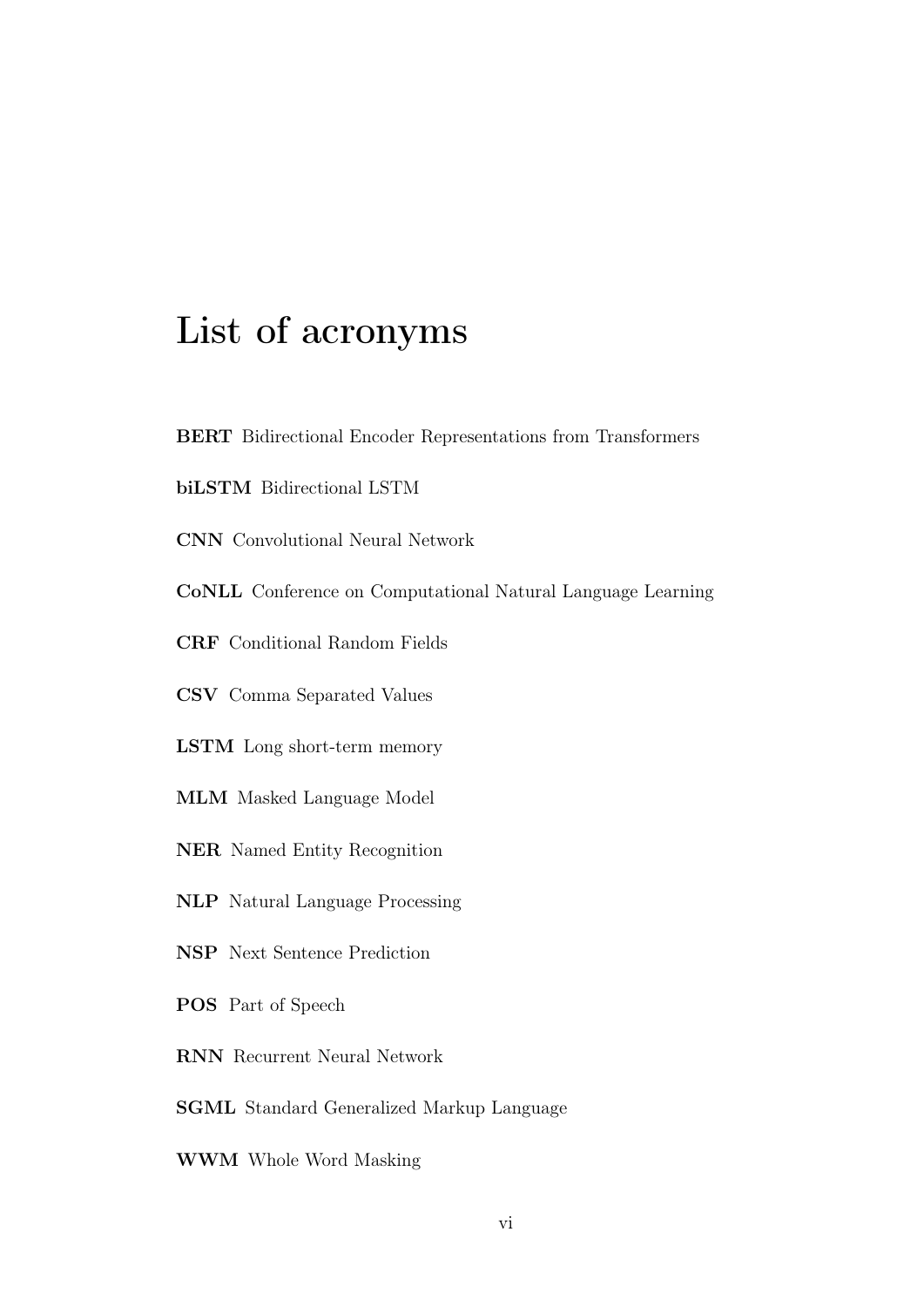# List of acronyms

**BERT** Bidirectional Encoder Representations from Transformers

**biLSTM** Bidirectional LSTM

**CNN** Convolutional Neural Network

**CoNLL** Conference on Computational Natural Language Learning

**CRF** Conditional Random Fields

**CSV** Comma Separated Values

**LSTM** Long short-term memory

**MLM** Masked Language Model

**NER** Named Entity Recognition

**NLP** Natural Language Processing

**NSP** Next Sentence Prediction

**POS** Part of Speech

**RNN** Recurrent Neural Network

**SGML** Standard Generalized Markup Language

**WWM** Whole Word Masking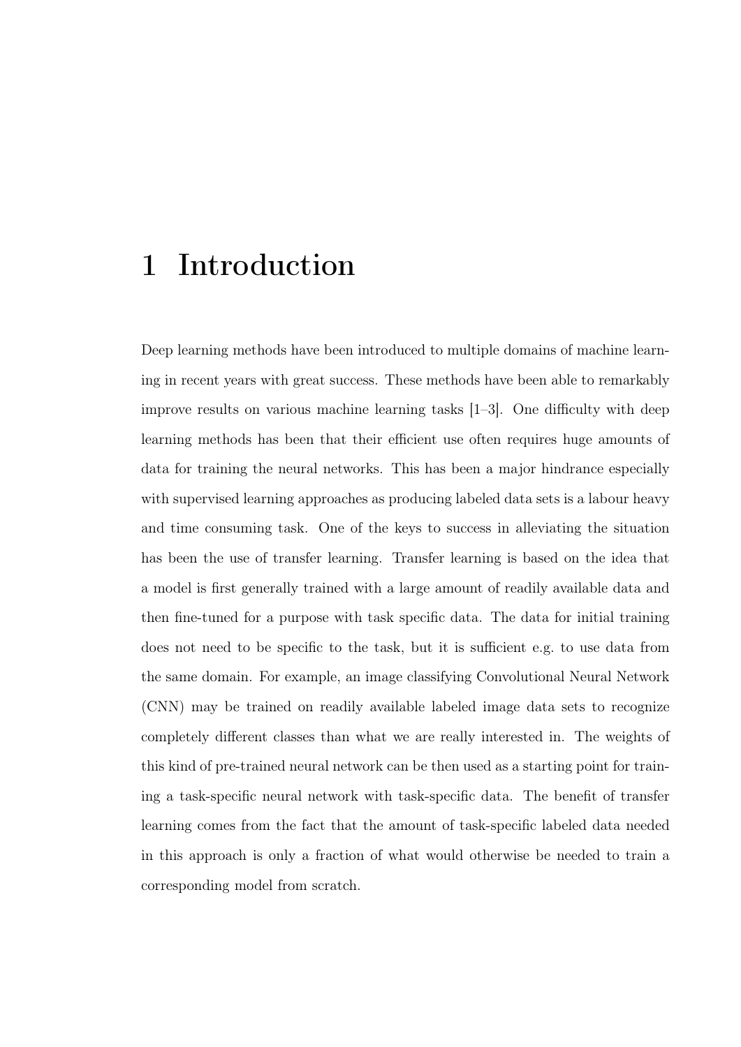# 1 Introduction

Deep learning methods have been introduced to multiple domains of machine learning in recent years with great success. These methods have been able to remarkably improve results on various machine learning tasks [1–3]. One difficulty with deep learning methods has been that their efficient use often requires huge amounts of data for training the neural networks. This has been a major hindrance especially with supervised learning approaches as producing labeled data sets is a labour heavy and time consuming task. One of the keys to success in alleviating the situation has been the use of transfer learning. Transfer learning is based on the idea that a model is first generally trained with a large amount of readily available data and then fine-tuned for a purpose with task specific data. The data for initial training does not need to be specific to the task, but it is sufficient e.g. to use data from the same domain. For example, an image classifying Convolutional Neural Network (CNN) may be trained on readily available labeled image data sets to recognize completely different classes than what we are really interested in. The weights of this kind of pre-trained neural network can be then used as a starting point for training a task-specific neural network with task-specific data. The benefit of transfer learning comes from the fact that the amount of task-specific labeled data needed in this approach is only a fraction of what would otherwise be needed to train a corresponding model from scratch.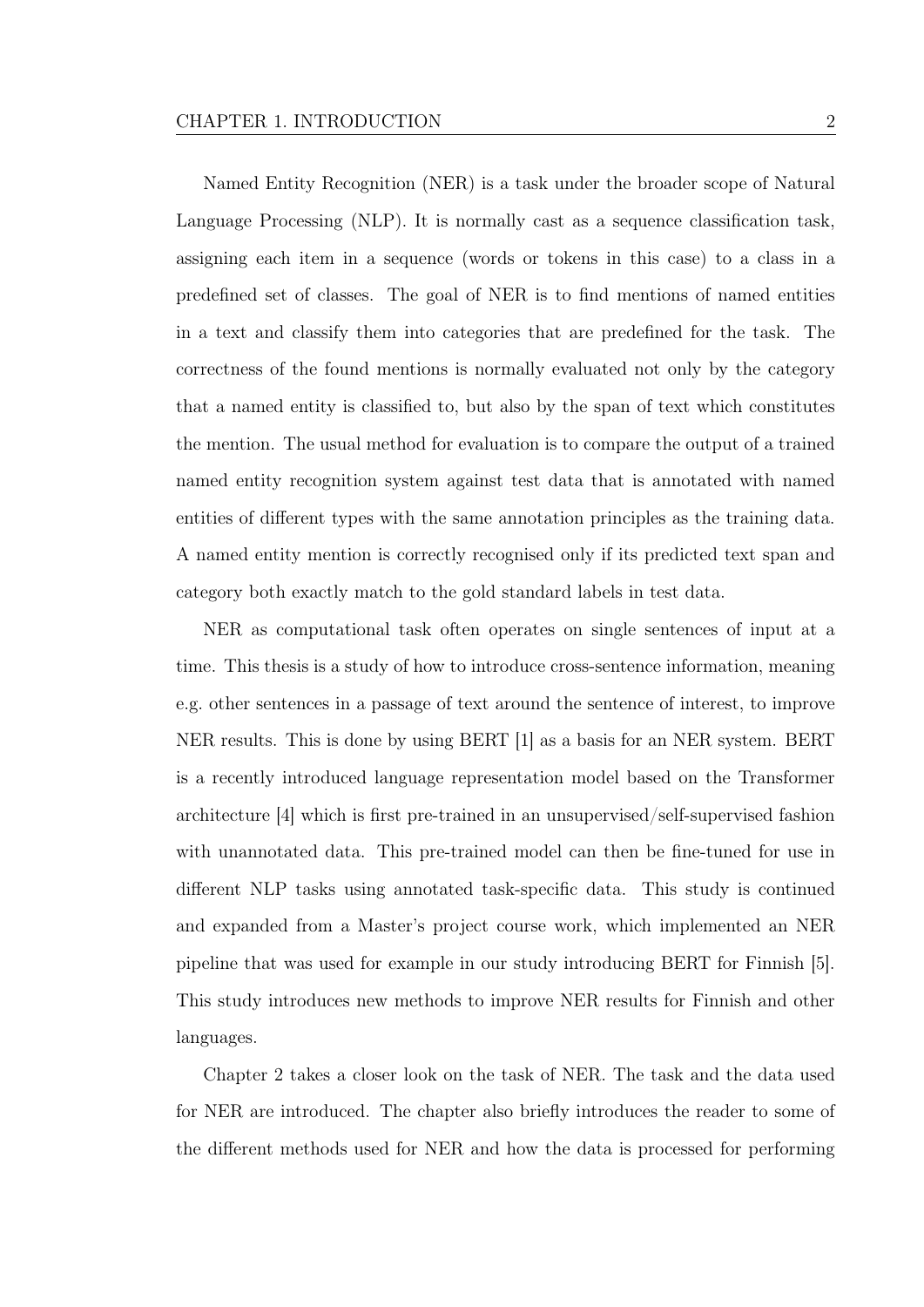Named Entity Recognition (NER) is a task under the broader scope of Natural Language Processing (NLP). It is normally cast as a sequence classification task, assigning each item in a sequence (words or tokens in this case) to a class in a predefined set of classes. The goal of NER is to find mentions of named entities in a text and classify them into categories that are predefined for the task. The correctness of the found mentions is normally evaluated not only by the category that a named entity is classified to, but also by the span of text which constitutes the mention. The usual method for evaluation is to compare the output of a trained named entity recognition system against test data that is annotated with named entities of different types with the same annotation principles as the training data. A named entity mention is correctly recognised only if its predicted text span and category both exactly match to the gold standard labels in test data.

NER as computational task often operates on single sentences of input at a time. This thesis is a study of how to introduce cross-sentence information, meaning e.g. other sentences in a passage of text around the sentence of interest, to improve NER results. This is done by using BERT [1] as a basis for an NER system. BERT is a recently introduced language representation model based on the Transformer architecture [4] which is first pre-trained in an unsupervised/self-supervised fashion with unannotated data. This pre-trained model can then be fine-tuned for use in different NLP tasks using annotated task-specific data. This study is continued and expanded from a Master's project course work, which implemented an NER pipeline that was used for example in our study introducing BERT for Finnish [5]. This study introduces new methods to improve NER results for Finnish and other languages.

Chapter 2 takes a closer look on the task of NER. The task and the data used for NER are introduced. The chapter also briefly introduces the reader to some of the different methods used for NER and how the data is processed for performing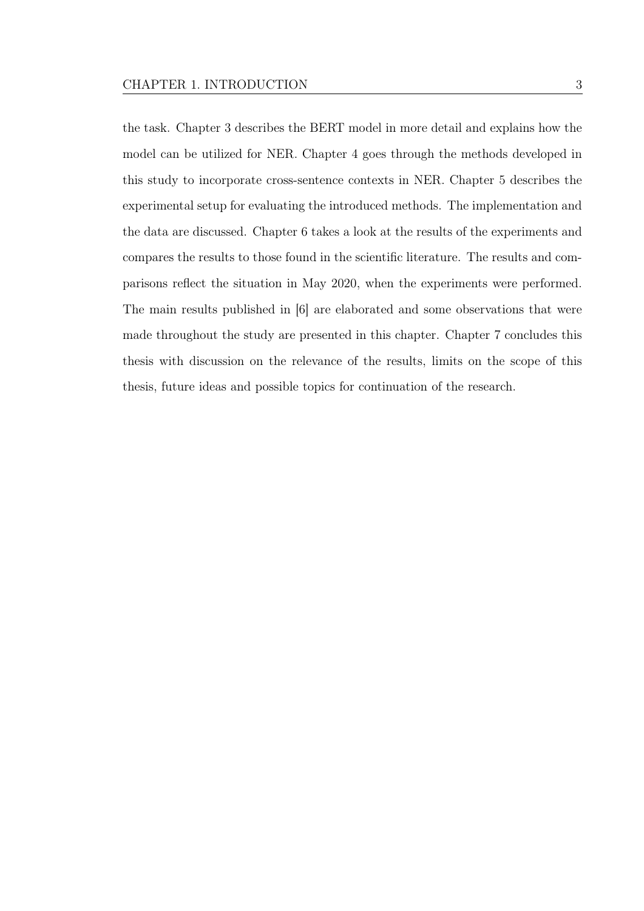the task. Chapter 3 describes the BERT model in more detail and explains how the model can be utilized for NER. Chapter 4 goes through the methods developed in this study to incorporate cross-sentence contexts in NER. Chapter 5 describes the experimental setup for evaluating the introduced methods. The implementation and the data are discussed. Chapter 6 takes a look at the results of the experiments and compares the results to those found in the scientific literature. The results and comparisons reflect the situation in May 2020, when the experiments were performed. The main results published in [6] are elaborated and some observations that were made throughout the study are presented in this chapter. Chapter 7 concludes this thesis with discussion on the relevance of the results, limits on the scope of this thesis, future ideas and possible topics for continuation of the research.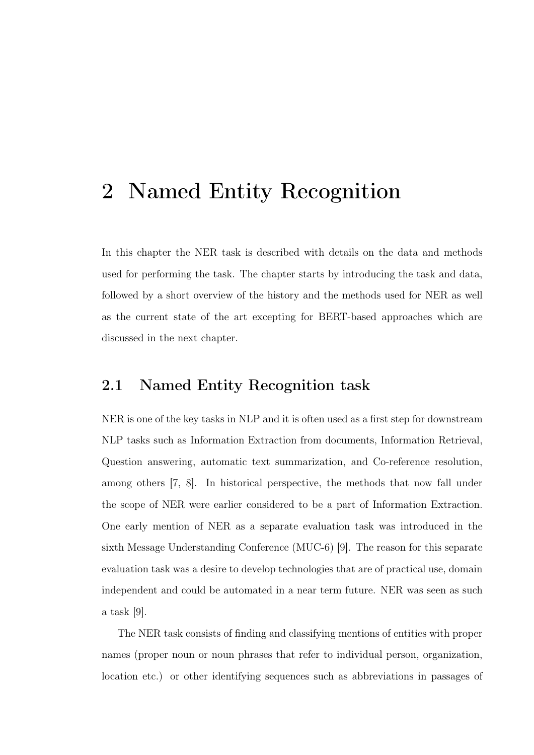# 2 Named Entity Recognition

In this chapter the NER task is described with details on the data and methods used for performing the task. The chapter starts by introducing the task and data, followed by a short overview of the history and the methods used for NER as well as the current state of the art excepting for BERT-based approaches which are discussed in the next chapter.

## 2.1 Named Entity Recognition task

NER is one of the key tasks in NLP and it is often used as a first step for downstream NLP tasks such as Information Extraction from documents, Information Retrieval, Question answering, automatic text summarization, and Co-reference resolution, among others [7, 8]. In historical perspective, the methods that now fall under the scope of NER were earlier considered to be a part of Information Extraction. One early mention of NER as a separate evaluation task was introduced in the sixth Message Understanding Conference (MUC-6) [9]. The reason for this separate evaluation task was a desire to develop technologies that are of practical use, domain independent and could be automated in a near term future. NER was seen as such a task [9].

The NER task consists of finding and classifying mentions of entities with proper names (proper noun or noun phrases that refer to individual person, organization, location etc.) or other identifying sequences such as abbreviations in passages of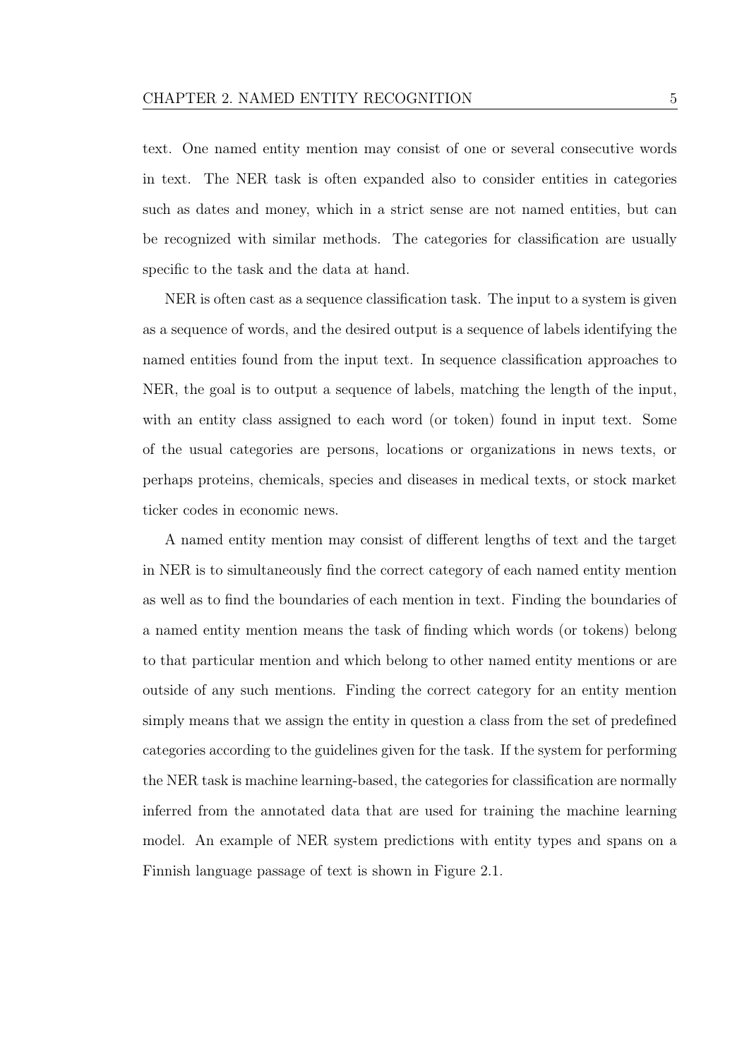text. One named entity mention may consist of one or several consecutive words in text. The NER task is often expanded also to consider entities in categories such as dates and money, which in a strict sense are not named entities, but can be recognized with similar methods. The categories for classification are usually specific to the task and the data at hand.

NER is often cast as a sequence classification task. The input to a system is given as a sequence of words, and the desired output is a sequence of labels identifying the named entities found from the input text. In sequence classification approaches to NER, the goal is to output a sequence of labels, matching the length of the input, with an entity class assigned to each word (or token) found in input text. Some of the usual categories are persons, locations or organizations in news texts, or perhaps proteins, chemicals, species and diseases in medical texts, or stock market ticker codes in economic news.

A named entity mention may consist of different lengths of text and the target in NER is to simultaneously find the correct category of each named entity mention as well as to find the boundaries of each mention in text. Finding the boundaries of a named entity mention means the task of finding which words (or tokens) belong to that particular mention and which belong to other named entity mentions or are outside of any such mentions. Finding the correct category for an entity mention simply means that we assign the entity in question a class from the set of predefined categories according to the guidelines given for the task. If the system for performing the NER task is machine learning-based, the categories for classification are normally inferred from the annotated data that are used for training the machine learning model. An example of NER system predictions with entity types and spans on a Finnish language passage of text is shown in Figure 2.1.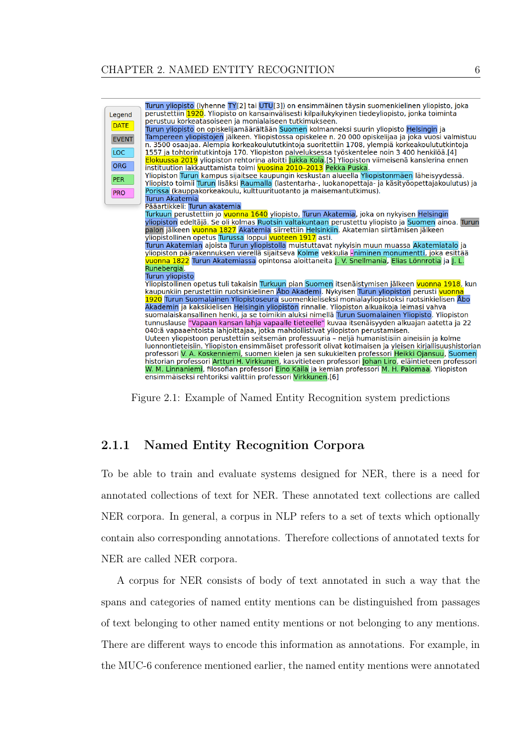Legend: DATE, EVENT, LOC, ORG, PER, PRO

Turun yliopisto (lyhenne TY[2] tai UTU[3]) on ensimmäinen täysin suomenkielinen yliopisto, joka perustettiin 1920. Yliopisto on kansainvälisesti kilpailukykyinen tiedeyliopisto, jonka toiminta perustuu korkeatasoiseen ja monialaiseen tutkimukseen.
Turun yliopisto on opiskelijamäärältään Suomen kolmanneksi suurin yliopisto Helsingin ja Tampereen yliopistojen jälkeen. Yliopistossa opiskelee n. 20 000 opiskelijaa ja joka vuosi valmistuu n. 3500 osaajaa. Alempia korkeakoulututkintoja suoritettiin 1708, ylempiä korkeakoulututkintoja 1557 ja tohtorintutkintoja 170. Yliopiston palveluksessa työskentelee noin 3 400 henkilöä.[4]
Elokuussa 2019 yliopiston rehtorina aloitti Jukka Kola.[5] Yliopiston viimeisenä kanslerina ennen instituution lakkauttamista toimi vuosina 2010–2013 Pekka Puska.
Yliopiston Turun kampus sijaitsee kaupungin keskustan alueella Yliopistonmäen läheisyydessä. Yliopisto toimii Turun lisäksi Raumalla (lastentarha-, luokanopettaja- ja käsityöopettajakoulutus) ja Porissa (kauppakorkeakoulu, kulttuurituotanto ja maisemantutkimus).
Turun Akatemia
Pääartikkeli: Turun akatemia
Turkuun perustettiin jo vuonna 1640 yliopisto, Turun Akatemia, joka on nykyisen Helsingin yliopiston edeltäjä. Se oli kolmas Ruotsin valtakuntaan perustettu yliopisto ja Suomen ainoa. Turun palon jälkeen vuonna 1827 Akatemia siirrettiin Helsinkiin. Akatemian siirtämisen jälkeen yliopistollinen opetus Turussa loppui vuoteen 1917 asti.
Turun Akatemian ajoista Turun yliopistolla muistuttavat nykyisin muun muassa Akatemiatalo ja yliopiston päärakennuksen vierellä sijaitseva Kolme -niminen monumentti, joka esittää vuonna 1822 Turun Akatemiassa opintonsa aloittaneita J. V. Snellmania, Elias Lönnrotia ja J. L. Runebergia.
Turun yliopisto
Yliopistollinen opetus tuli takaisin Turkuun pian Suomen itsenäistymisen jälkeen vuonna 1918, kun kaupunkiin perustettiin ruotsinkielinen Åbo Akademi. Nykyisen Turun yliopiston perusti vuonna 1920 Turun Suomalainen Yliopistoseura suomenkieliseksi monialayliopistoksi ruotsinkielisen Åbo Akademin ja kaksikielisen Helsingin yliopiston rinnalle. Yliopiston alkuaikoja leimasi vahva suomalaiskansallinen henki, ja se toimikin aluksi nimellä Turun Suomalainen Yliopisto. Yliopiston tunnuslause "Vapaan kansan lahja vapaalle tieteelle" kuvaa itsenäisyyden alkuajan aatetta ja 22 040:ä vapaaehtoista lahjoittajaa, jotka mahdollistivat yliopiston perustamisen.
Uuteen yliopistoon perustettiin seitsemän professuuria – neljä humanistisiin aineisiin ja kolme luonnontieteisiin. Yliopiston ensimmäiset professorit olivat kotimaisen ja yleisen kirjallisuushistorian professori V. A. Koskenniemi, suomen kielen ja sen sukukielten professori Heikki Ojansuu, Suomen historian professori Artturi H. Virkkunen, kasvitieteen professori Johan Liro, eläintieteen professori W. M. Linnaniemi, filosofian professori Eino Kaila ja kemian professori M. H. Palomaa. Yliopiston ensimmäiseksi rehtoriksi valittiin professori Virkkunen.[6]

Figure 2.1: Example of Named Entity Recognition system predictions

### 2.1.1 Named Entity Recognition Corpora

To be able to train and evaluate systems designed for NER, there is a need for annotated collections of text for NER. These annotated text collections are called NER corpora. In general, a corpus in NLP refers to a set of texts which optionally contain also corresponding annotations. Therefore collections of annotated texts for NER are called NER corpora.

A corpus for NER consists of body of text annotated in such a way that the spans and categories of named entity mentions can be distinguished from passages of text belonging to other named entity mentions or not belonging to any mentions. There are different ways to encode this information as annotations. For example, in the MUC-6 conference mentioned earlier, the named entity mentions were annotated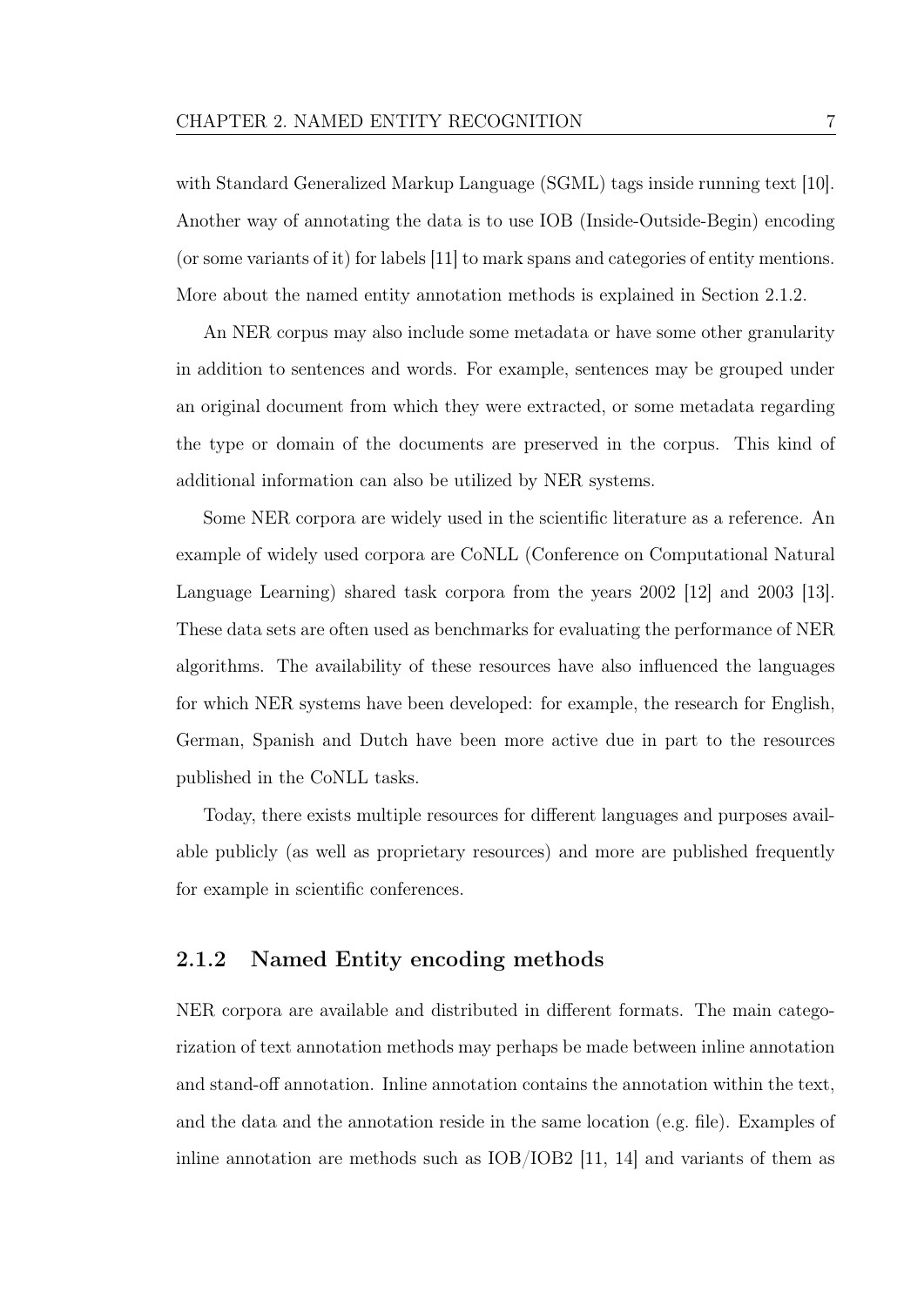with Standard Generalized Markup Language (SGML) tags inside running text [10]. Another way of annotating the data is to use IOB (Inside-Outside-Begin) encoding (or some variants of it) for labels [11] to mark spans and categories of entity mentions. More about the named entity annotation methods is explained in Section 2.1.2.

An NER corpus may also include some metadata or have some other granularity in addition to sentences and words. For example, sentences may be grouped under an original document from which they were extracted, or some metadata regarding the type or domain of the documents are preserved in the corpus. This kind of additional information can also be utilized by NER systems.

Some NER corpora are widely used in the scientific literature as a reference. An example of widely used corpora are CoNLL (Conference on Computational Natural Language Learning) shared task corpora from the years 2002 [12] and 2003 [13]. These data sets are often used as benchmarks for evaluating the performance of NER algorithms. The availability of these resources have also influenced the languages for which NER systems have been developed: for example, the research for English, German, Spanish and Dutch have been more active due in part to the resources published in the CoNLL tasks.

Today, there exists multiple resources for different languages and purposes available publicly (as well as proprietary resources) and more are published frequently for example in scientific conferences.

### 2.1.2 Named Entity encoding methods

NER corpora are available and distributed in different formats. The main categorization of text annotation methods may perhaps be made between inline annotation and stand-off annotation. Inline annotation contains the annotation within the text, and the data and the annotation reside in the same location (e.g. file). Examples of inline annotation are methods such as IOB/IOB2 [11, 14] and variants of them as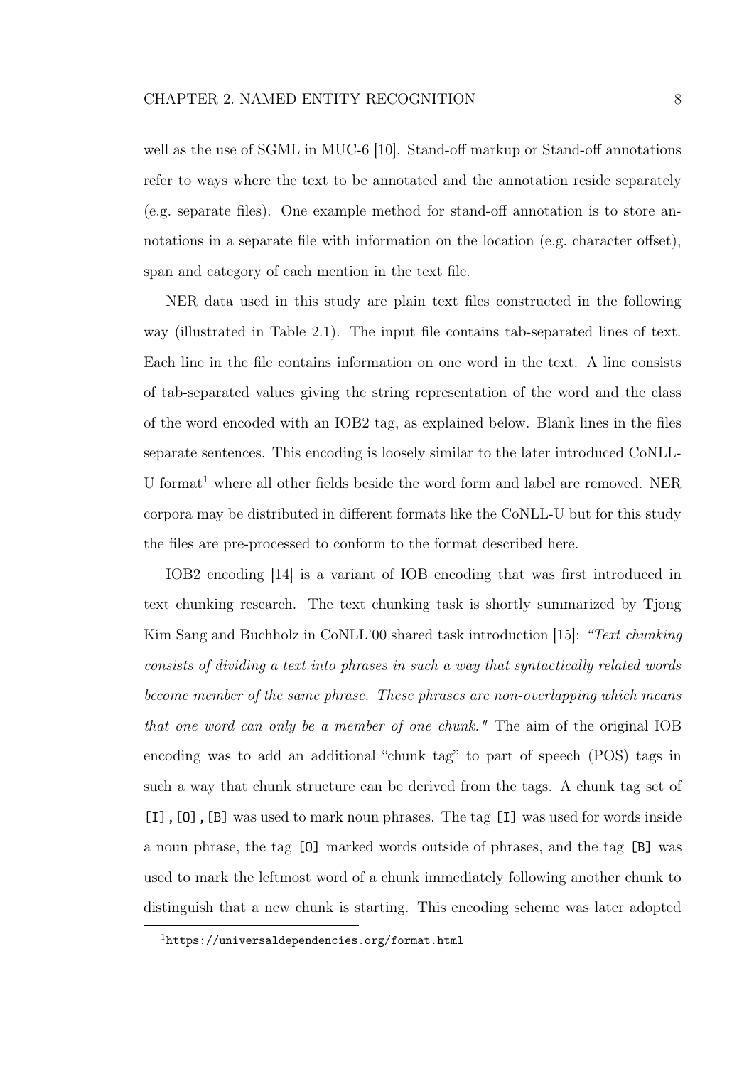well as the use of SGML in MUC-6 [10]. Stand-off markup or Stand-off annotations refer to ways where the text to be annotated and the annotation reside separately (e.g. separate files). One example method for stand-off annotation is to store annotations in a separate file with information on the location (e.g. character offset), span and category of each mention in the text file.

NER data used in this study are plain text files constructed in the following way (illustrated in Table 2.1). The input file contains tab-separated lines of text. Each line in the file contains information on one word in the text. A line consists of tab-separated values giving the string representation of the word and the class of the word encoded with an IOB2 tag, as explained below. Blank lines in the files separate sentences. This encoding is loosely similar to the later introduced CoNLL-U format[1] where all other fields beside the word form and label are removed. NER corpora may be distributed in different formats like the CoNLL-U but for this study the files are pre-processed to conform to the format described here.

IOB2 encoding [14] is a variant of IOB encoding that was first introduced in text chunking research. The text chunking task is shortly summarized by Tjong Kim Sang and Buchholz in CoNLL'00 shared task introduction [15]: *"Text chunking consists of dividing a text into phrases in such a way that syntactically related words become member of the same phrase. These phrases are non-overlapping which means that one word can only be a member of one chunk."* The aim of the original IOB encoding was to add an additional "chunk tag" to part of speech (POS) tags in such a way that chunk structure can be derived from the tags. A chunk tag set of `[I]`,`[O]`,`[B]` was used to mark noun phrases. The tag `[I]` was used for words inside a noun phrase, the tag `[O]` marked words outside of phrases, and the tag `[B]` was used to mark the leftmost word of a chunk immediately following another chunk to distinguish that a new chunk is starting. This encoding scheme was later adopted

[1] `https://universaldependencies.org/format.html`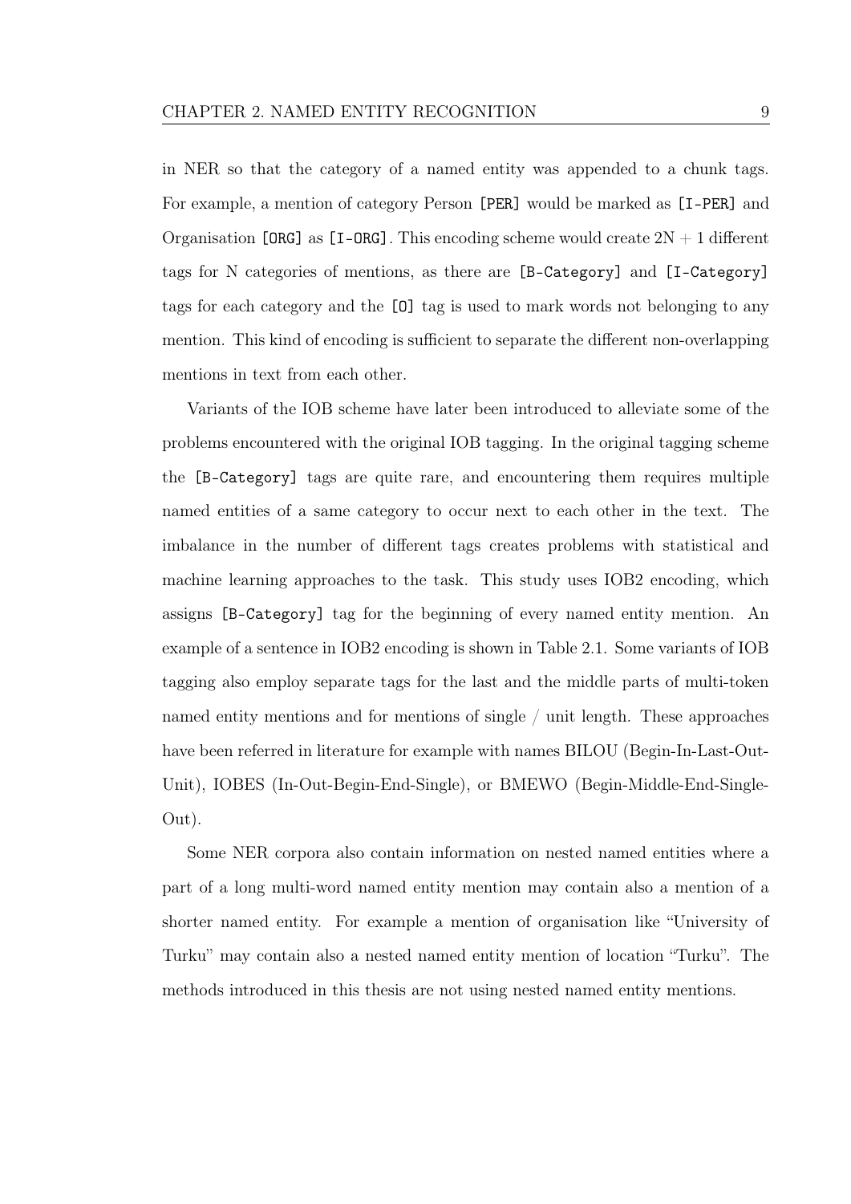in NER so that the category of a named entity was appended to a chunk tags. For example, a mention of category Person `[PER]` would be marked as `[I-PER]` and Organisation `[ORG]` as `[I-ORG]`. This encoding scheme would create 2N + 1 different tags for N categories of mentions, as there are `[B-Category]` and `[I-Category]` tags for each category and the `[O]` tag is used to mark words not belonging to any mention. This kind of encoding is sufficient to separate the different non-overlapping mentions in text from each other.

Variants of the IOB scheme have later been introduced to alleviate some of the problems encountered with the original IOB tagging. In the original tagging scheme the `[B-Category]` tags are quite rare, and encountering them requires multiple named entities of a same category to occur next to each other in the text. The imbalance in the number of different tags creates problems with statistical and machine learning approaches to the task. This study uses IOB2 encoding, which assigns `[B-Category]` tag for the beginning of every named entity mention. An example of a sentence in IOB2 encoding is shown in Table 2.1. Some variants of IOB tagging also employ separate tags for the last and the middle parts of multi-token named entity mentions and for mentions of single / unit length. These approaches have been referred in literature for example with names BILOU (Begin-In-Last-Out-Unit), IOBES (In-Out-Begin-End-Single), or BMEWO (Begin-Middle-End-Single-Out).

Some NER corpora also contain information on nested named entities where a part of a long multi-word named entity mention may contain also a mention of a shorter named entity. For example a mention of organisation like "University of Turku" may contain also a nested named entity mention of location "Turku". The methods introduced in this thesis are not using nested named entity mentions.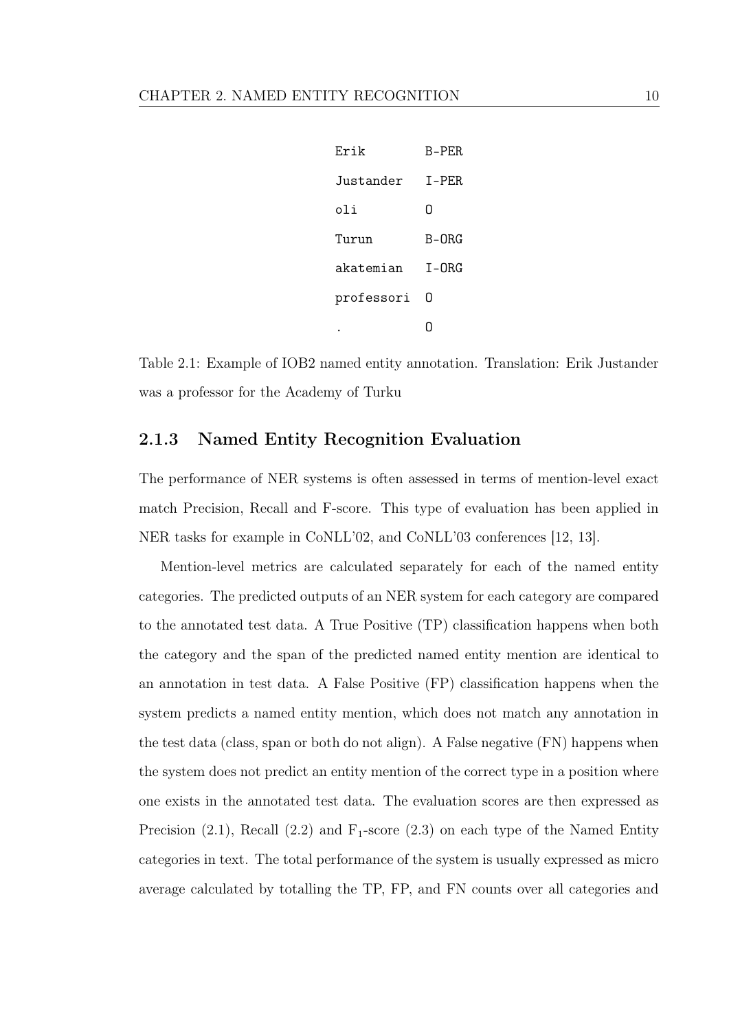| | |
|---|---|
| Erik | B-PER |
| Justander | I-PER |
| oli | O |
| Turun | B-ORG |
| akatemian | I-ORG |
| professori | O |
| . | O |

Table 2.1: Example of IOB2 named entity annotation. Translation: Erik Justander was a professor for the Academy of Turku

### 2.1.3 Named Entity Recognition Evaluation

The performance of NER systems is often assessed in terms of mention-level exact match Precision, Recall and F-score. This type of evaluation has been applied in NER tasks for example in CoNLL'02, and CoNLL'03 conferences [12, 13].

Mention-level metrics are calculated separately for each of the named entity categories. The predicted outputs of an NER system for each category are compared to the annotated test data. A True Positive (TP) classification happens when both the category and the span of the predicted named entity mention are identical to an annotation in test data. A False Positive (FP) classification happens when the system predicts a named entity mention, which does not match any annotation in the test data (class, span or both do not align). A False negative (FN) happens when the system does not predict an entity mention of the correct type in a position where one exists in the annotated test data. The evaluation scores are then expressed as Precision (2.1), Recall (2.2) and $F_1$-score (2.3) on each type of the Named Entity categories in text. The total performance of the system is usually expressed as micro average calculated by totalling the TP, FP, and FN counts over all categories and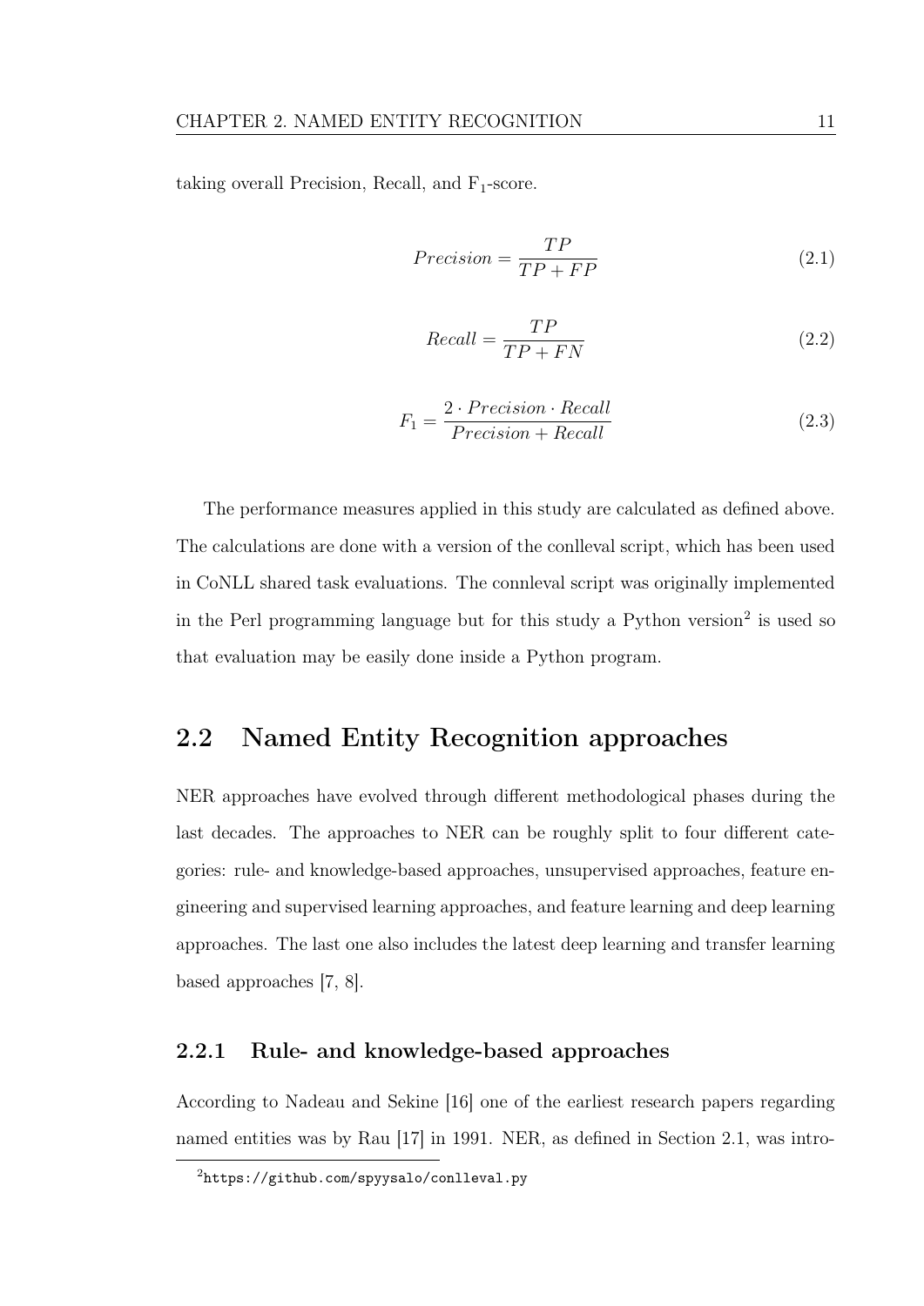taking overall Precision, Recall, and $F_1$-score.

$$Precision = \frac{TP}{TP + FP} \tag{2.1}$$

$$Recall = \frac{TP}{TP + FN} \tag{2.2}$$

$$F_1 = \frac{2 \cdot Precision \cdot Recall}{Precision + Recall} \tag{2.3}$$

The performance measures applied in this study are calculated as defined above. The calculations are done with a version of the conlleval script, which has been used in CoNLL shared task evaluations. The connleval script was originally implemented in the Perl programming language but for this study a Python version[2] is used so that evaluation may be easily done inside a Python program.

## 2.2 Named Entity Recognition approaches

NER approaches have evolved through different methodological phases during the last decades. The approaches to NER can be roughly split to four different categories: rule- and knowledge-based approaches, unsupervised approaches, feature engineering and supervised learning approaches, and feature learning and deep learning approaches. The last one also includes the latest deep learning and transfer learning based approaches [7, 8].

### 2.2.1 Rule- and knowledge-based approaches

According to Nadeau and Sekine [16] one of the earliest research papers regarding named entities was by Rau [17] in 1991. NER, as defined in Section 2.1, was intro-

[2] `https://github.com/spyysalo/conlleval.py`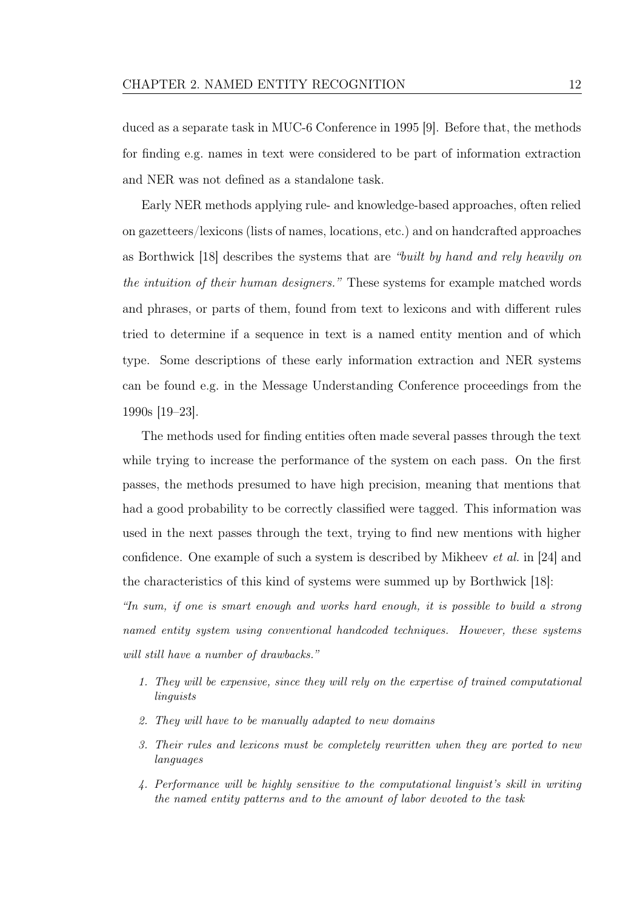duced as a separate task in MUC-6 Conference in 1995 [9]. Before that, the methods for finding e.g. names in text were considered to be part of information extraction and NER was not defined as a standalone task.

Early NER methods applying rule- and knowledge-based approaches, often relied on gazetteers/lexicons (lists of names, locations, etc.) and on handcrafted approaches as Borthwick [18] describes the systems that are *"built by hand and rely heavily on the intuition of their human designers."* These systems for example matched words and phrases, or parts of them, found from text to lexicons and with different rules tried to determine if a sequence in text is a named entity mention and of which type. Some descriptions of these early information extraction and NER systems can be found e.g. in the Message Understanding Conference proceedings from the 1990s [19–23].

The methods used for finding entities often made several passes through the text while trying to increase the performance of the system on each pass. On the first passes, the methods presumed to have high precision, meaning that mentions that had a good probability to be correctly classified were tagged. This information was used in the next passes through the text, trying to find new mentions with higher confidence. One example of such a system is described by Mikheev *et al.* in [24] and the characteristics of this kind of systems were summed up by Borthwick [18]:

*"In sum, if one is smart enough and works hard enough, it is possible to build a strong named entity system using conventional handcoded techniques. However, these systems will still have a number of drawbacks."*

1. *They will be expensive, since they will rely on the expertise of trained computational linguists*
2. *They will have to be manually adapted to new domains*
3. *Their rules and lexicons must be completely rewritten when they are ported to new languages*
4. *Performance will be highly sensitive to the computational linguist's skill in writing the named entity patterns and to the amount of labor devoted to the task*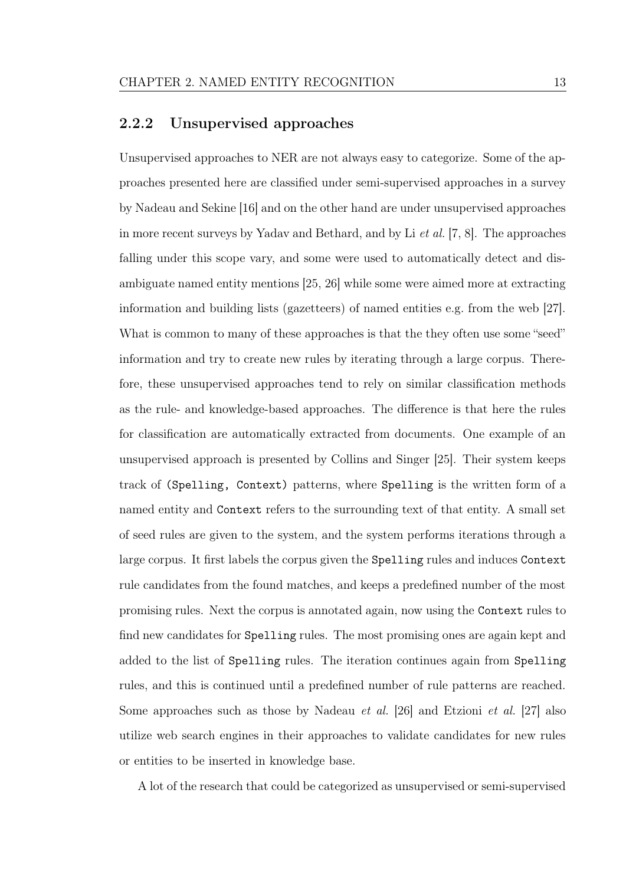### 2.2.2 Unsupervised approaches

Unsupervised approaches to NER are not always easy to categorize. Some of the approaches presented here are classified under semi-supervised approaches in a survey by Nadeau and Sekine [16] and on the other hand are under unsupervised approaches in more recent surveys by Yadav and Bethard, and by Li *et al.* [7, 8]. The approaches falling under this scope vary, and some were used to automatically detect and disambiguate named entity mentions [25, 26] while some were aimed more at extracting information and building lists (gazetteers) of named entities e.g. from the web [27]. What is common to many of these approaches is that the they often use some "seed" information and try to create new rules by iterating through a large corpus. Therefore, these unsupervised approaches tend to rely on similar classification methods as the rule- and knowledge-based approaches. The difference is that here the rules for classification are automatically extracted from documents. One example of an unsupervised approach is presented by Collins and Singer [25]. Their system keeps track of `(Spelling, Context)` patterns, where `Spelling` is the written form of a named entity and `Context` refers to the surrounding text of that entity. A small set of seed rules are given to the system, and the system performs iterations through a large corpus. It first labels the corpus given the `Spelling` rules and induces `Context` rule candidates from the found matches, and keeps a predefined number of the most promising rules. Next the corpus is annotated again, now using the `Context` rules to find new candidates for `Spelling` rules. The most promising ones are again kept and added to the list of `Spelling` rules. The iteration continues again from `Spelling` rules, and this is continued until a predefined number of rule patterns are reached. Some approaches such as those by Nadeau *et al.* [26] and Etzioni *et al.* [27] also utilize web search engines in their approaches to validate candidates for new rules or entities to be inserted in knowledge base.

A lot of the research that could be categorized as unsupervised or semi-supervised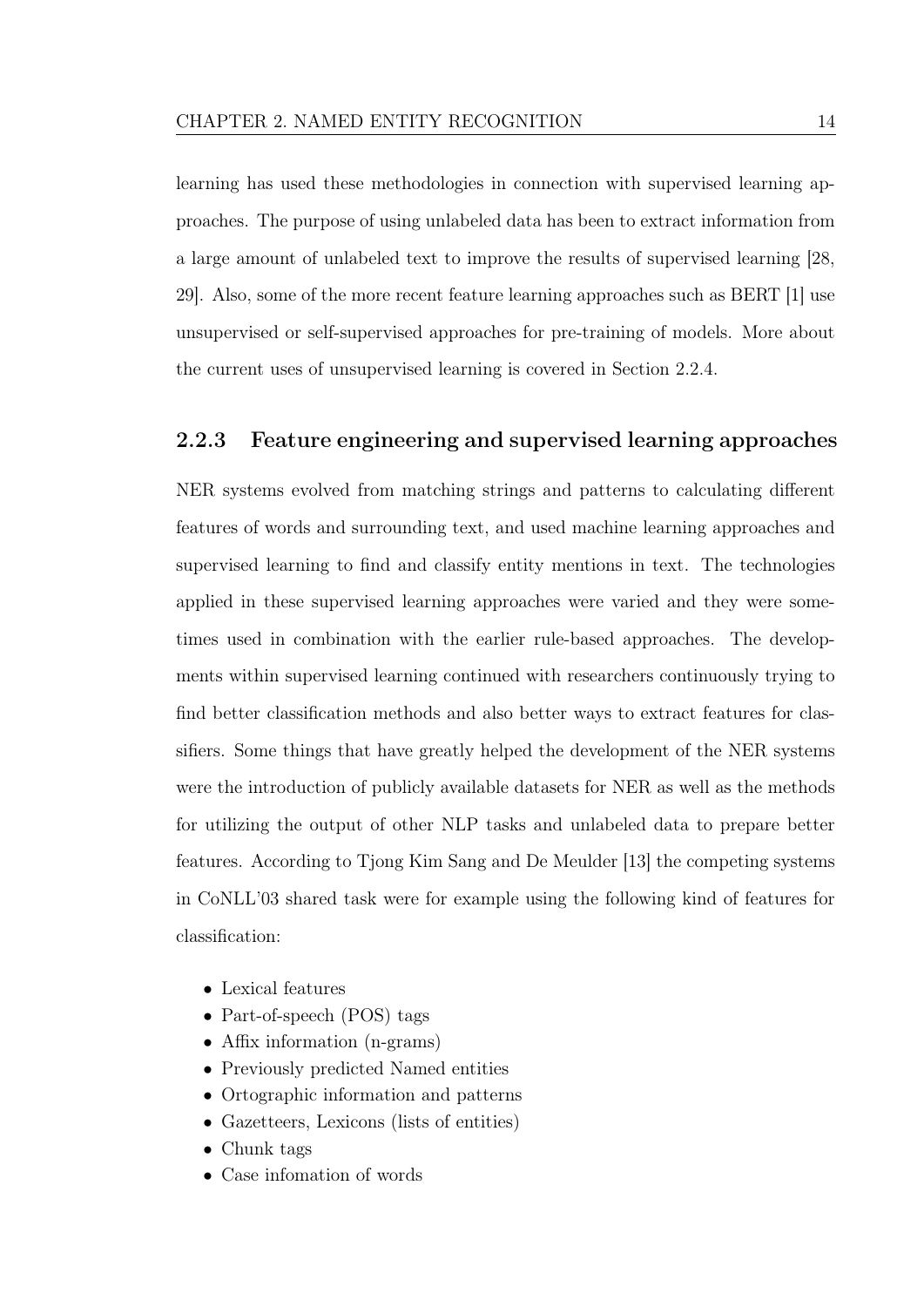learning has used these methodologies in connection with supervised learning approaches. The purpose of using unlabeled data has been to extract information from a large amount of unlabeled text to improve the results of supervised learning [28, 29]. Also, some of the more recent feature learning approaches such as BERT [1] use unsupervised or self-supervised approaches for pre-training of models. More about the current uses of unsupervised learning is covered in Section 2.2.4.

### 2.2.3 Feature engineering and supervised learning approaches

NER systems evolved from matching strings and patterns to calculating different features of words and surrounding text, and used machine learning approaches and supervised learning to find and classify entity mentions in text. The technologies applied in these supervised learning approaches were varied and they were sometimes used in combination with the earlier rule-based approaches. The developments within supervised learning continued with researchers continuously trying to find better classification methods and also better ways to extract features for classifiers. Some things that have greatly helped the development of the NER systems were the introduction of publicly available datasets for NER as well as the methods for utilizing the output of other NLP tasks and unlabeled data to prepare better features. According to Tjong Kim Sang and De Meulder [13] the competing systems in CoNLL'03 shared task were for example using the following kind of features for classification:

- Lexical features
- Part-of-speech (POS) tags
- Affix information (n-grams)
- Previously predicted Named entities
- Ortographic information and patterns
- Gazetteers, Lexicons (lists of entities)
- Chunk tags
- Case infomation of words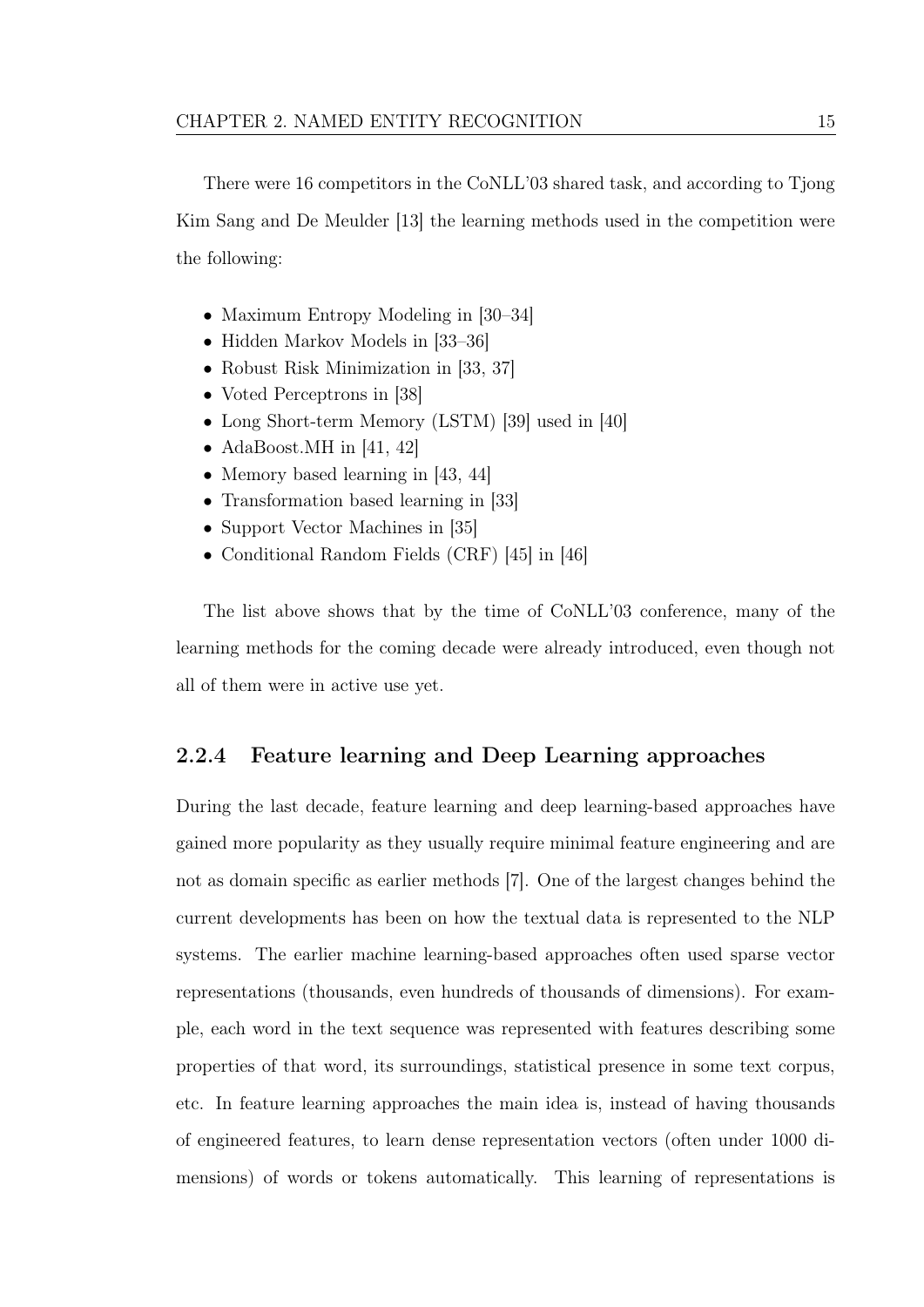There were 16 competitors in the CoNLL'03 shared task, and according to Tjong Kim Sang and De Meulder [13] the learning methods used in the competition were the following:

- Maximum Entropy Modeling in [30–34]
- Hidden Markov Models in [33–36]
- Robust Risk Minimization in [33, 37]
- Voted Perceptrons in [38]
- Long Short-term Memory (LSTM) [39] used in [40]
- AdaBoost.MH in [41, 42]
- Memory based learning in [43, 44]
- Transformation based learning in [33]
- Support Vector Machines in [35]
- Conditional Random Fields (CRF) [45] in [46]

The list above shows that by the time of CoNLL'03 conference, many of the learning methods for the coming decade were already introduced, even though not all of them were in active use yet.

### 2.2.4 Feature learning and Deep Learning approaches

During the last decade, feature learning and deep learning-based approaches have gained more popularity as they usually require minimal feature engineering and are not as domain specific as earlier methods [7]. One of the largest changes behind the current developments has been on how the textual data is represented to the NLP systems. The earlier machine learning-based approaches often used sparse vector representations (thousands, even hundreds of thousands of dimensions). For example, each word in the text sequence was represented with features describing some properties of that word, its surroundings, statistical presence in some text corpus, etc. In feature learning approaches the main idea is, instead of having thousands of engineered features, to learn dense representation vectors (often under 1000 dimensions) of words or tokens automatically. This learning of representations is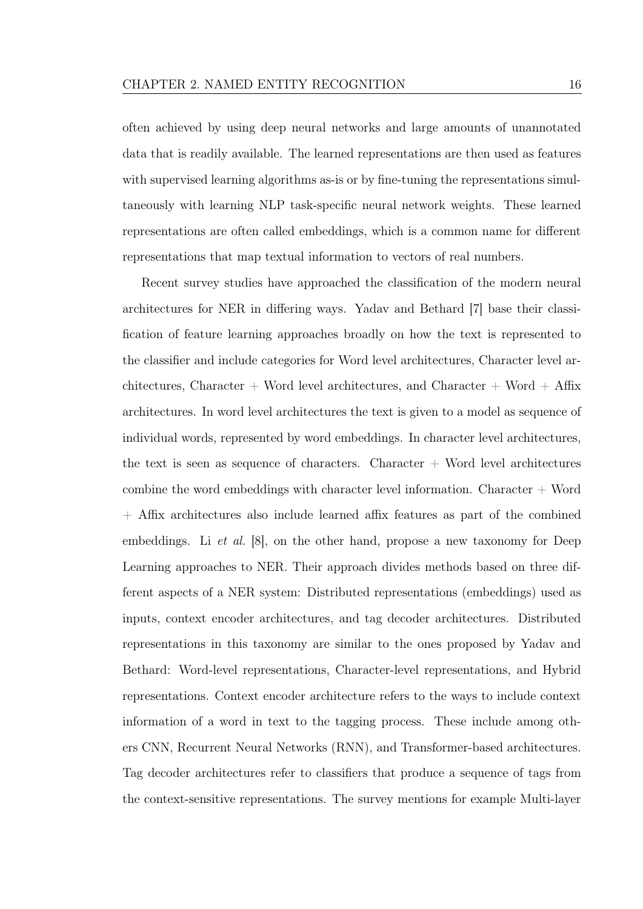often achieved by using deep neural networks and large amounts of unannotated data that is readily available. The learned representations are then used as features with supervised learning algorithms as-is or by fine-tuning the representations simultaneously with learning NLP task-specific neural network weights. These learned representations are often called embeddings, which is a common name for different representations that map textual information to vectors of real numbers.

Recent survey studies have approached the classification of the modern neural architectures for NER in differing ways. Yadav and Bethard [7] base their classification of feature learning approaches broadly on how the text is represented to the classifier and include categories for Word level architectures, Character level architectures, Character + Word level architectures, and Character + Word + Affix architectures. In word level architectures the text is given to a model as sequence of individual words, represented by word embeddings. In character level architectures, the text is seen as sequence of characters. Character + Word level architectures combine the word embeddings with character level information. Character + Word + Affix architectures also include learned affix features as part of the combined embeddings. Li *et al.* [8], on the other hand, propose a new taxonomy for Deep Learning approaches to NER. Their approach divides methods based on three different aspects of a NER system: Distributed representations (embeddings) used as inputs, context encoder architectures, and tag decoder architectures. Distributed representations in this taxonomy are similar to the ones proposed by Yadav and Bethard: Word-level representations, Character-level representations, and Hybrid representations. Context encoder architecture refers to the ways to include context information of a word in text to the tagging process. These include among others CNN, Recurrent Neural Networks (RNN), and Transformer-based architectures. Tag decoder architectures refer to classifiers that produce a sequence of tags from the context-sensitive representations. The survey mentions for example Multi-layer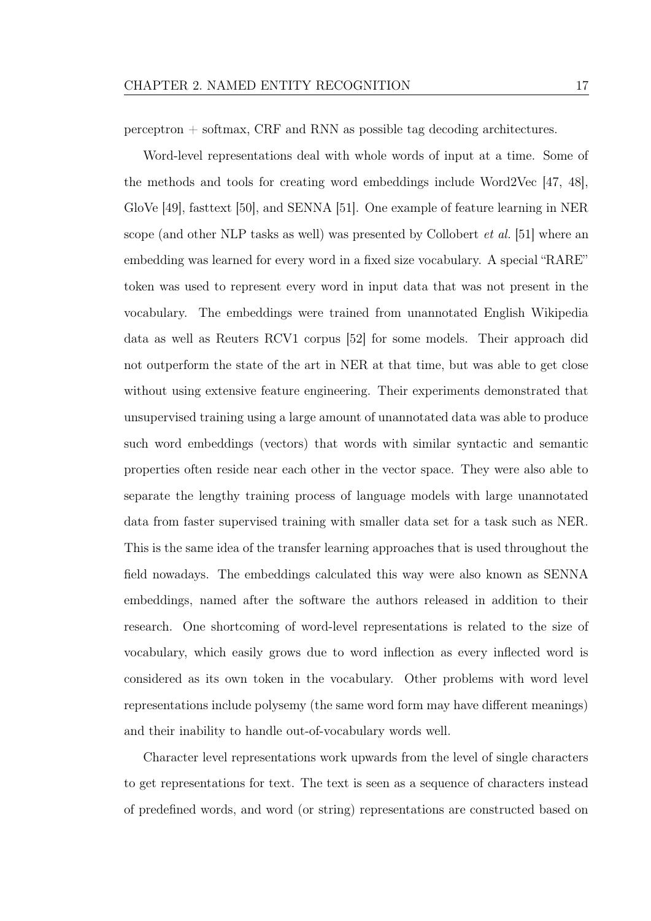perceptron + softmax, CRF and RNN as possible tag decoding architectures.

Word-level representations deal with whole words of input at a time. Some of the methods and tools for creating word embeddings include Word2Vec [47, 48], GloVe [49], fasttext [50], and SENNA [51]. One example of feature learning in NER scope (and other NLP tasks as well) was presented by Collobert *et al.* [51] where an embedding was learned for every word in a fixed size vocabulary. A special "RARE" token was used to represent every word in input data that was not present in the vocabulary. The embeddings were trained from unannotated English Wikipedia data as well as Reuters RCV1 corpus [52] for some models. Their approach did not outperform the state of the art in NER at that time, but was able to get close without using extensive feature engineering. Their experiments demonstrated that unsupervised training using a large amount of unannotated data was able to produce such word embeddings (vectors) that words with similar syntactic and semantic properties often reside near each other in the vector space. They were also able to separate the lengthy training process of language models with large unannotated data from faster supervised training with smaller data set for a task such as NER. This is the same idea of the transfer learning approaches that is used throughout the field nowadays. The embeddings calculated this way were also known as SENNA embeddings, named after the software the authors released in addition to their research. One shortcoming of word-level representations is related to the size of vocabulary, which easily grows due to word inflection as every inflected word is considered as its own token in the vocabulary. Other problems with word level representations include polysemy (the same word form may have different meanings) and their inability to handle out-of-vocabulary words well.

Character level representations work upwards from the level of single characters to get representations for text. The text is seen as a sequence of characters instead of predefined words, and word (or string) representations are constructed based on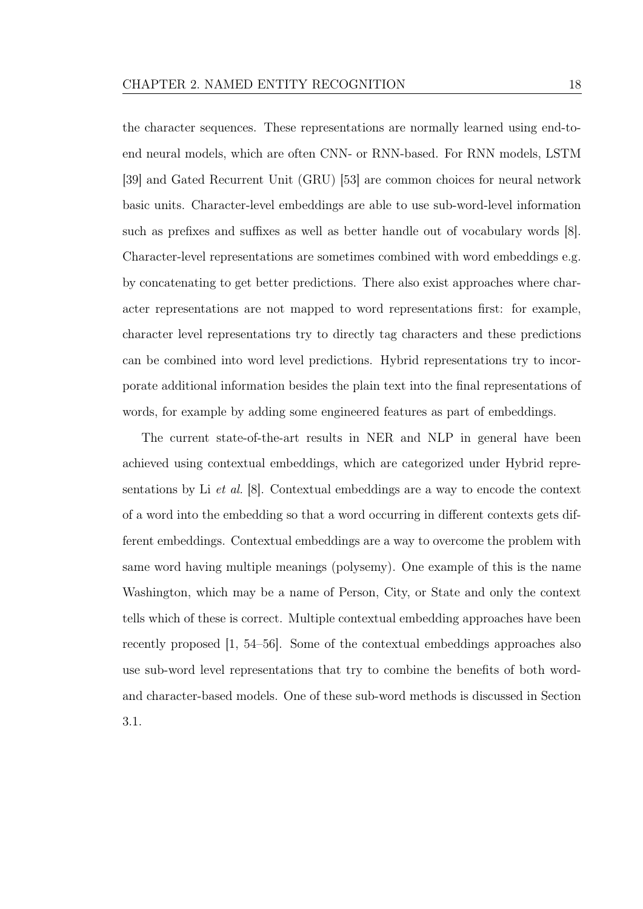the character sequences. These representations are normally learned using end-to-end neural models, which are often CNN- or RNN-based. For RNN models, LSTM [39] and Gated Recurrent Unit (GRU) [53] are common choices for neural network basic units. Character-level embeddings are able to use sub-word-level information such as prefixes and suffixes as well as better handle out of vocabulary words [8]. Character-level representations are sometimes combined with word embeddings e.g. by concatenating to get better predictions. There also exist approaches where character representations are not mapped to word representations first: for example, character level representations try to directly tag characters and these predictions can be combined into word level predictions. Hybrid representations try to incorporate additional information besides the plain text into the final representations of words, for example by adding some engineered features as part of embeddings.

The current state-of-the-art results in NER and NLP in general have been achieved using contextual embeddings, which are categorized under Hybrid representations by Li *et al.* [8]. Contextual embeddings are a way to encode the context of a word into the embedding so that a word occurring in different contexts gets different embeddings. Contextual embeddings are a way to overcome the problem with same word having multiple meanings (polysemy). One example of this is the name Washington, which may be a name of Person, City, or State and only the context tells which of these is correct. Multiple contextual embedding approaches have been recently proposed [1, 54–56]. Some of the contextual embeddings approaches also use sub-word level representations that try to combine the benefits of both word- and character-based models. One of these sub-word methods is discussed in Section 3.1.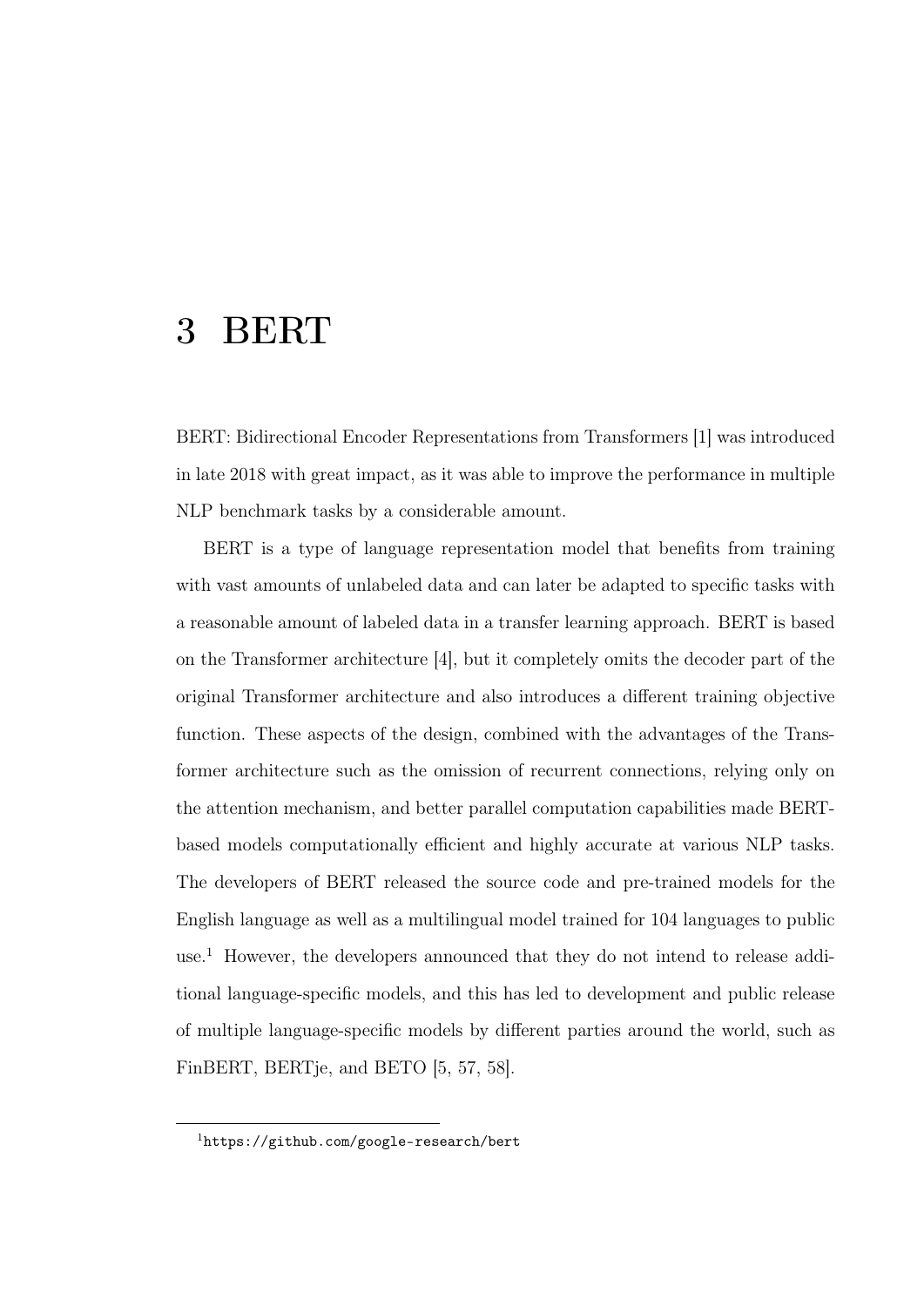# 3 BERT

BERT: Bidirectional Encoder Representations from Transformers [1] was introduced in late 2018 with great impact, as it was able to improve the performance in multiple NLP benchmark tasks by a considerable amount.

BERT is a type of language representation model that benefits from training with vast amounts of unlabeled data and can later be adapted to specific tasks with a reasonable amount of labeled data in a transfer learning approach. BERT is based on the Transformer architecture [4], but it completely omits the decoder part of the original Transformer architecture and also introduces a different training objective function. These aspects of the design, combined with the advantages of the Transformer architecture such as the omission of recurrent connections, relying only on the attention mechanism, and better parallel computation capabilities made BERT-based models computationally efficient and highly accurate at various NLP tasks. The developers of BERT released the source code and pre-trained models for the English language as well as a multilingual model trained for 104 languages to public use.[1] However, the developers announced that they do not intend to release additional language-specific models, and this has led to development and public release of multiple language-specific models by different parties around the world, such as FinBERT, BERTje, and BETO [5, 57, 58].

[1] https://github.com/google-research/bert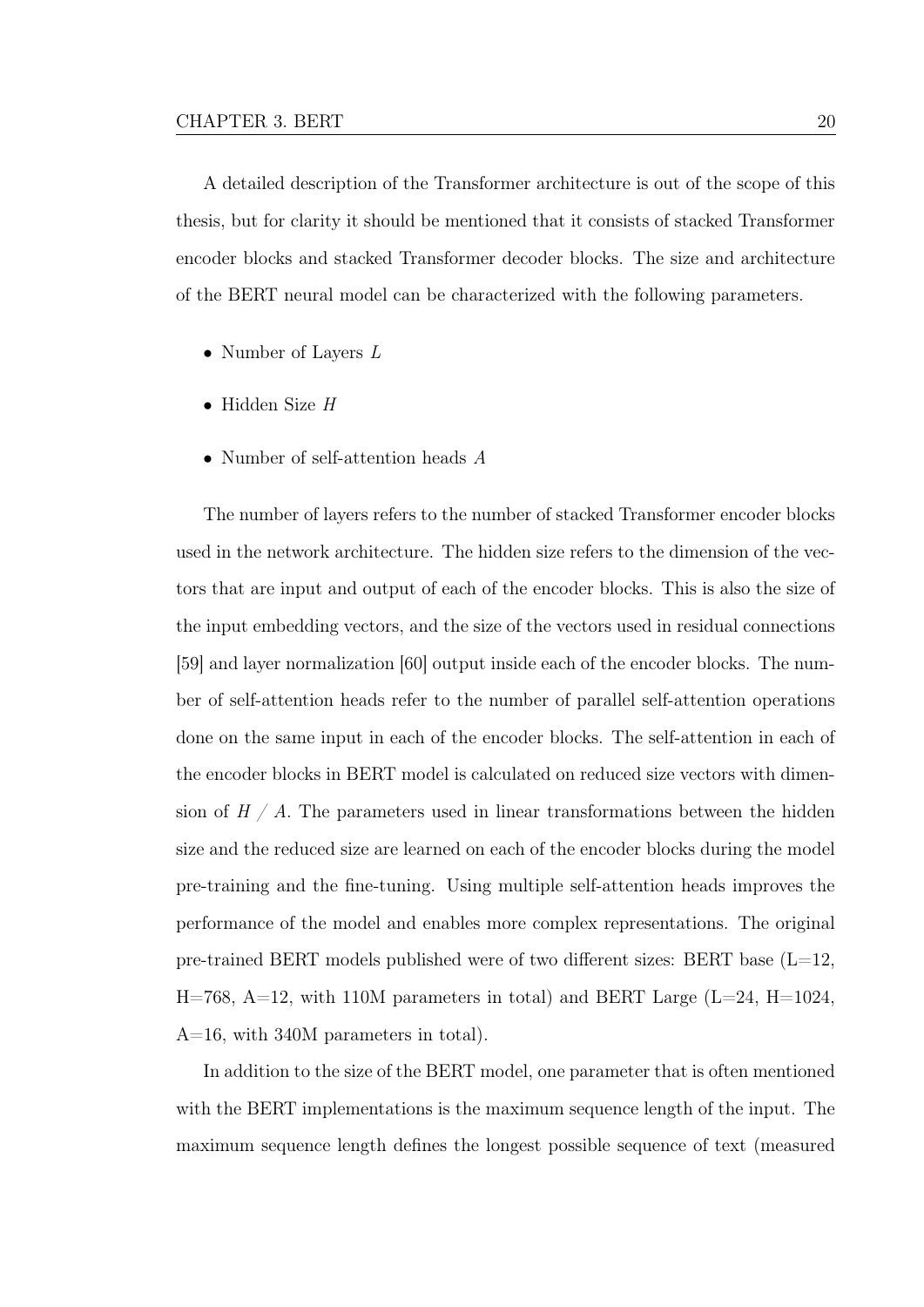A detailed description of the Transformer architecture is out of the scope of this thesis, but for clarity it should be mentioned that it consists of stacked Transformer encoder blocks and stacked Transformer decoder blocks. The size and architecture of the BERT neural model can be characterized with the following parameters.

- Number of Layers $L$
- Hidden Size $H$
- Number of self-attention heads $A$

The number of layers refers to the number of stacked Transformer encoder blocks used in the network architecture. The hidden size refers to the dimension of the vectors that are input and output of each of the encoder blocks. This is also the size of the input embedding vectors, and the size of the vectors used in residual connections [59] and layer normalization [60] output inside each of the encoder blocks. The number of self-attention heads refer to the number of parallel self-attention operations done on the same input in each of the encoder blocks. The self-attention in each of the encoder blocks in BERT model is calculated on reduced size vectors with dimension of $H$ / $A$. The parameters used in linear transformations between the hidden size and the reduced size are learned on each of the encoder blocks during the model pre-training and the fine-tuning. Using multiple self-attention heads improves the performance of the model and enables more complex representations. The original pre-trained BERT models published were of two different sizes: BERT base (L=12, H=768, A=12, with 110M parameters in total) and BERT Large (L=24, H=1024, A=16, with 340M parameters in total).

In addition to the size of the BERT model, one parameter that is often mentioned with the BERT implementations is the maximum sequence length of the input. The maximum sequence length defines the longest possible sequence of text (measured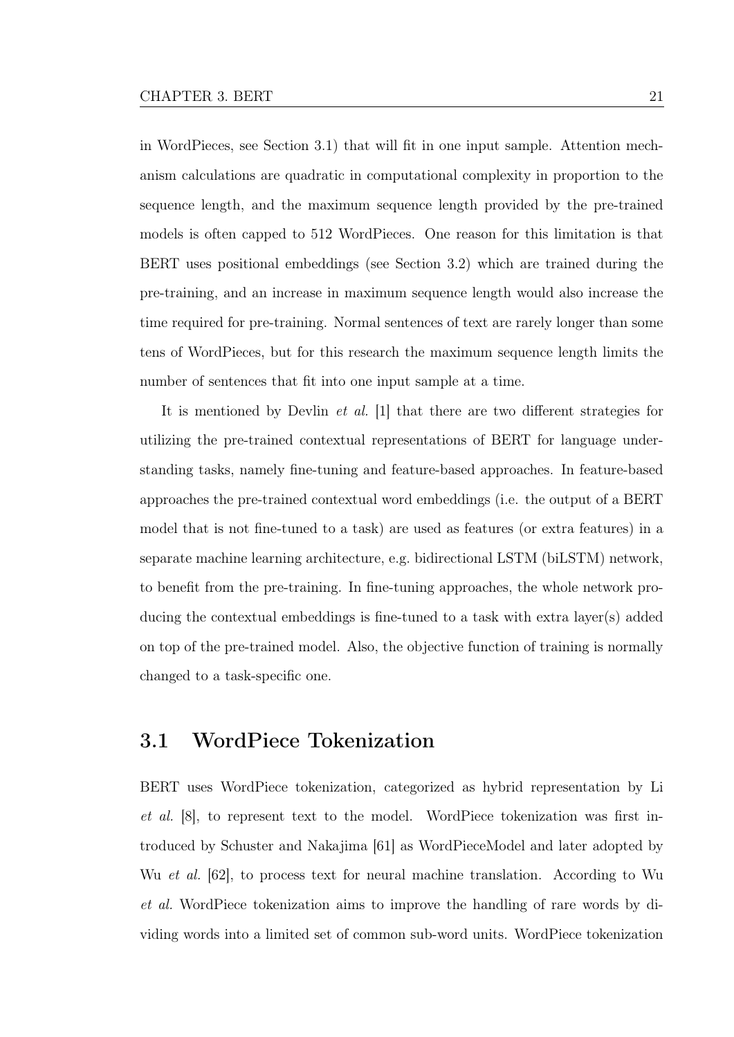in WordPieces, see Section 3.1) that will fit in one input sample. Attention mechanism calculations are quadratic in computational complexity in proportion to the sequence length, and the maximum sequence length provided by the pre-trained models is often capped to 512 WordPieces. One reason for this limitation is that BERT uses positional embeddings (see Section 3.2) which are trained during the pre-training, and an increase in maximum sequence length would also increase the time required for pre-training. Normal sentences of text are rarely longer than some tens of WordPieces, but for this research the maximum sequence length limits the number of sentences that fit into one input sample at a time.

It is mentioned by Devlin *et al.* [1] that there are two different strategies for utilizing the pre-trained contextual representations of BERT for language understanding tasks, namely fine-tuning and feature-based approaches. In feature-based approaches the pre-trained contextual word embeddings (i.e. the output of a BERT model that is not fine-tuned to a task) are used as features (or extra features) in a separate machine learning architecture, e.g. bidirectional LSTM (biLSTM) network, to benefit from the pre-training. In fine-tuning approaches, the whole network producing the contextual embeddings is fine-tuned to a task with extra layer(s) added on top of the pre-trained model. Also, the objective function of training is normally changed to a task-specific one.

## 3.1 WordPiece Tokenization

BERT uses WordPiece tokenization, categorized as hybrid representation by Li *et al.* [8], to represent text to the model. WordPiece tokenization was first introduced by Schuster and Nakajima [61] as WordPieceModel and later adopted by Wu *et al.* [62], to process text for neural machine translation. According to Wu *et al.* WordPiece tokenization aims to improve the handling of rare words by dividing words into a limited set of common sub-word units. WordPiece tokenization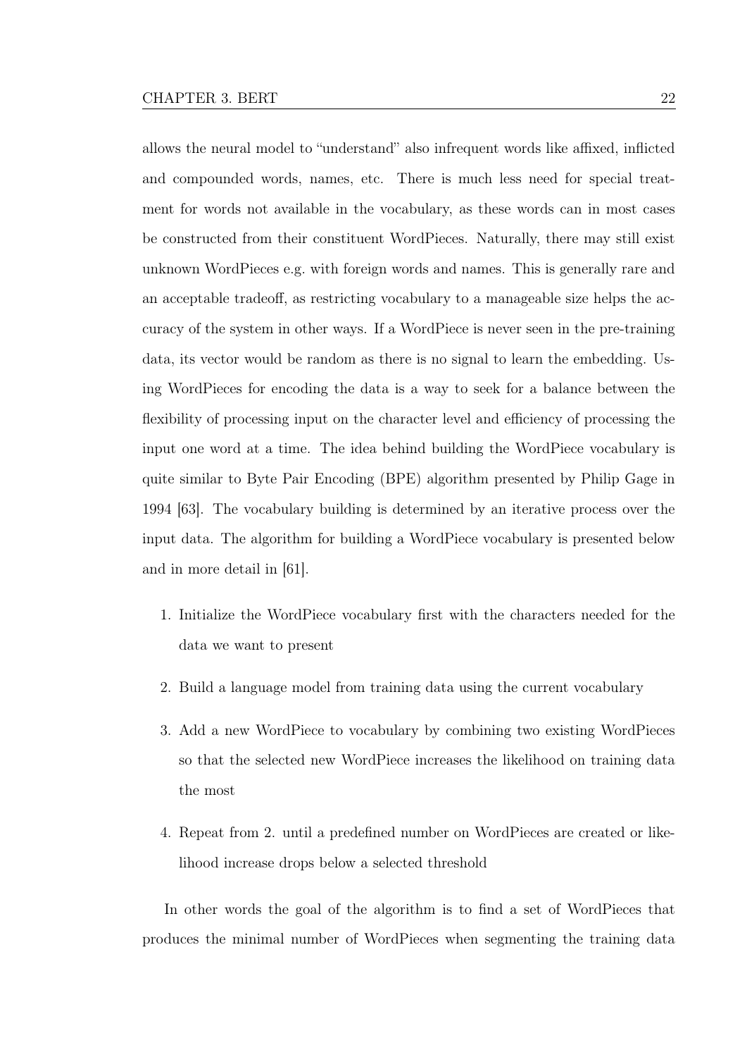allows the neural model to "understand" also infrequent words like affixed, inflicted and compounded words, names, etc. There is much less need for special treatment for words not available in the vocabulary, as these words can in most cases be constructed from their constituent WordPieces. Naturally, there may still exist unknown WordPieces e.g. with foreign words and names. This is generally rare and an acceptable tradeoff, as restricting vocabulary to a manageable size helps the accuracy of the system in other ways. If a WordPiece is never seen in the pre-training data, its vector would be random as there is no signal to learn the embedding. Using WordPieces for encoding the data is a way to seek for a balance between the flexibility of processing input on the character level and efficiency of processing the input one word at a time. The idea behind building the WordPiece vocabulary is quite similar to Byte Pair Encoding (BPE) algorithm presented by Philip Gage in 1994 [63]. The vocabulary building is determined by an iterative process over the input data. The algorithm for building a WordPiece vocabulary is presented below and in more detail in [61].

1. Initialize the WordPiece vocabulary first with the characters needed for the data we want to present
2. Build a language model from training data using the current vocabulary
3. Add a new WordPiece to vocabulary by combining two existing WordPieces so that the selected new WordPiece increases the likelihood on training data the most
4. Repeat from 2. until a predefined number on WordPieces are created or likelihood increase drops below a selected threshold

In other words the goal of the algorithm is to find a set of WordPieces that produces the minimal number of WordPieces when segmenting the training data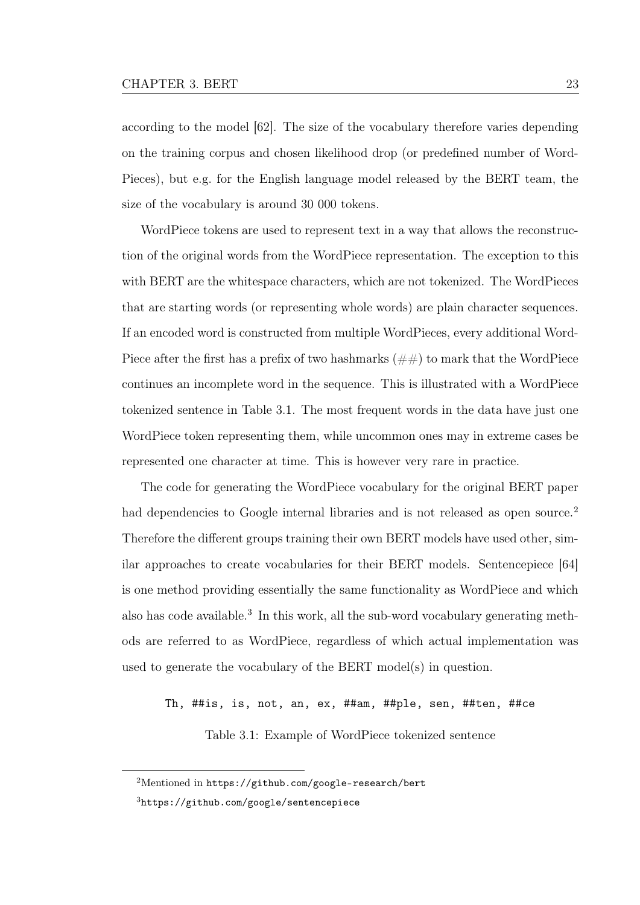according to the model [62]. The size of the vocabulary therefore varies depending on the training corpus and chosen likelihood drop (or predefined number of WordPieces), but e.g. for the English language model released by the BERT team, the size of the vocabulary is around 30 000 tokens.

WordPiece tokens are used to represent text in a way that allows the reconstruction of the original words from the WordPiece representation. The exception to this with BERT are the whitespace characters, which are not tokenized. The WordPieces that are starting words (or representing whole words) are plain character sequences. If an encoded word is constructed from multiple WordPieces, every additional WordPiece after the first has a prefix of two hashmarks (##) to mark that the WordPiece continues an incomplete word in the sequence. This is illustrated with a WordPiece tokenized sentence in Table 3.1. The most frequent words in the data have just one WordPiece token representing them, while uncommon ones may in extreme cases be represented one character at time. This is however very rare in practice.

The code for generating the WordPiece vocabulary for the original BERT paper had dependencies to Google internal libraries and is not released as open source.[2] Therefore the different groups training their own BERT models have used other, similar approaches to create vocabularies for their BERT models. Sentencepiece [64] is one method providing essentially the same functionality as WordPiece and which also has code available.[3] In this work, all the sub-word vocabulary generating methods are referred to as WordPiece, regardless of which actual implementation was used to generate the vocabulary of the BERT model(s) in question.

```
Th, ##is, is, not, an, ex, ##am, ##ple, sen, ##ten, ##ce
```

Table 3.1: Example of WordPiece tokenized sentence

[2] Mentioned in `https://github.com/google-research/bert`

[3] `https://github.com/google/sentencepiece`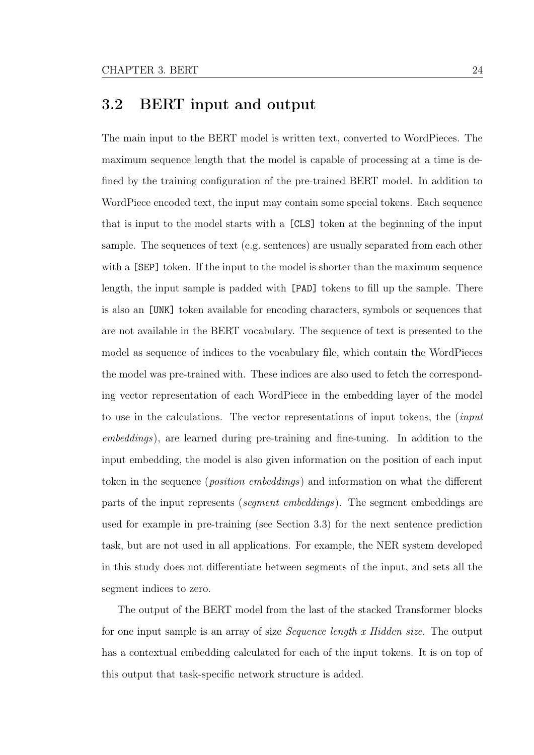## 3.2 BERT input and output

The main input to the BERT model is written text, converted to WordPieces. The maximum sequence length that the model is capable of processing at a time is defined by the training configuration of the pre-trained BERT model. In addition to WordPiece encoded text, the input may contain some special tokens. Each sequence that is input to the model starts with a `[CLS]` token at the beginning of the input sample. The sequences of text (e.g. sentences) are usually separated from each other with a `[SEP]` token. If the input to the model is shorter than the maximum sequence length, the input sample is padded with `[PAD]` tokens to fill up the sample. There is also an `[UNK]` token available for encoding characters, symbols or sequences that are not available in the BERT vocabulary. The sequence of text is presented to the model as sequence of indices to the vocabulary file, which contain the WordPieces the model was pre-trained with. These indices are also used to fetch the corresponding vector representation of each WordPiece in the embedding layer of the model to use in the calculations. The vector representations of input tokens, the (*input embeddings*), are learned during pre-training and fine-tuning. In addition to the input embedding, the model is also given information on the position of each input token in the sequence (*position embeddings*) and information on what the different parts of the input represents (*segment embeddings*). The segment embeddings are used for example in pre-training (see Section 3.3) for the next sentence prediction task, but are not used in all applications. For example, the NER system developed in this study does not differentiate between segments of the input, and sets all the segment indices to zero.

The output of the BERT model from the last of the stacked Transformer blocks for one input sample is an array of size *Sequence length x Hidden size*. The output has a contextual embedding calculated for each of the input tokens. It is on top of this output that task-specific network structure is added.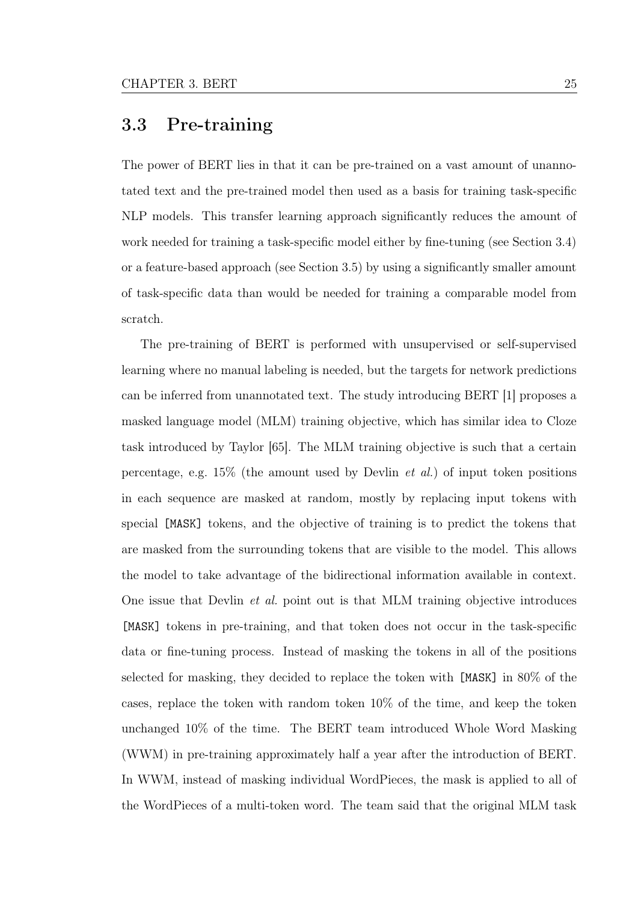## 3.3 Pre-training

The power of BERT lies in that it can be pre-trained on a vast amount of unannotated text and the pre-trained model then used as a basis for training task-specific NLP models. This transfer learning approach significantly reduces the amount of work needed for training a task-specific model either by fine-tuning (see Section 3.4) or a feature-based approach (see Section 3.5) by using a significantly smaller amount of task-specific data than would be needed for training a comparable model from scratch.

The pre-training of BERT is performed with unsupervised or self-supervised learning where no manual labeling is needed, but the targets for network predictions can be inferred from unannotated text. The study introducing BERT [1] proposes a masked language model (MLM) training objective, which has similar idea to Cloze task introduced by Taylor [65]. The MLM training objective is such that a certain percentage, e.g. 15% (the amount used by Devlin *et al.*) of input token positions in each sequence are masked at random, mostly by replacing input tokens with special `[MASK]` tokens, and the objective of training is to predict the tokens that are masked from the surrounding tokens that are visible to the model. This allows the model to take advantage of the bidirectional information available in context. One issue that Devlin *et al.* point out is that MLM training objective introduces `[MASK]` tokens in pre-training, and that token does not occur in the task-specific data or fine-tuning process. Instead of masking the tokens in all of the positions selected for masking, they decided to replace the token with `[MASK]` in 80% of the cases, replace the token with random token 10% of the time, and keep the token unchanged 10% of the time. The BERT team introduced Whole Word Masking (WWM) in pre-training approximately half a year after the introduction of BERT. In WWM, instead of masking individual WordPieces, the mask is applied to all of the WordPieces of a multi-token word. The team said that the original MLM task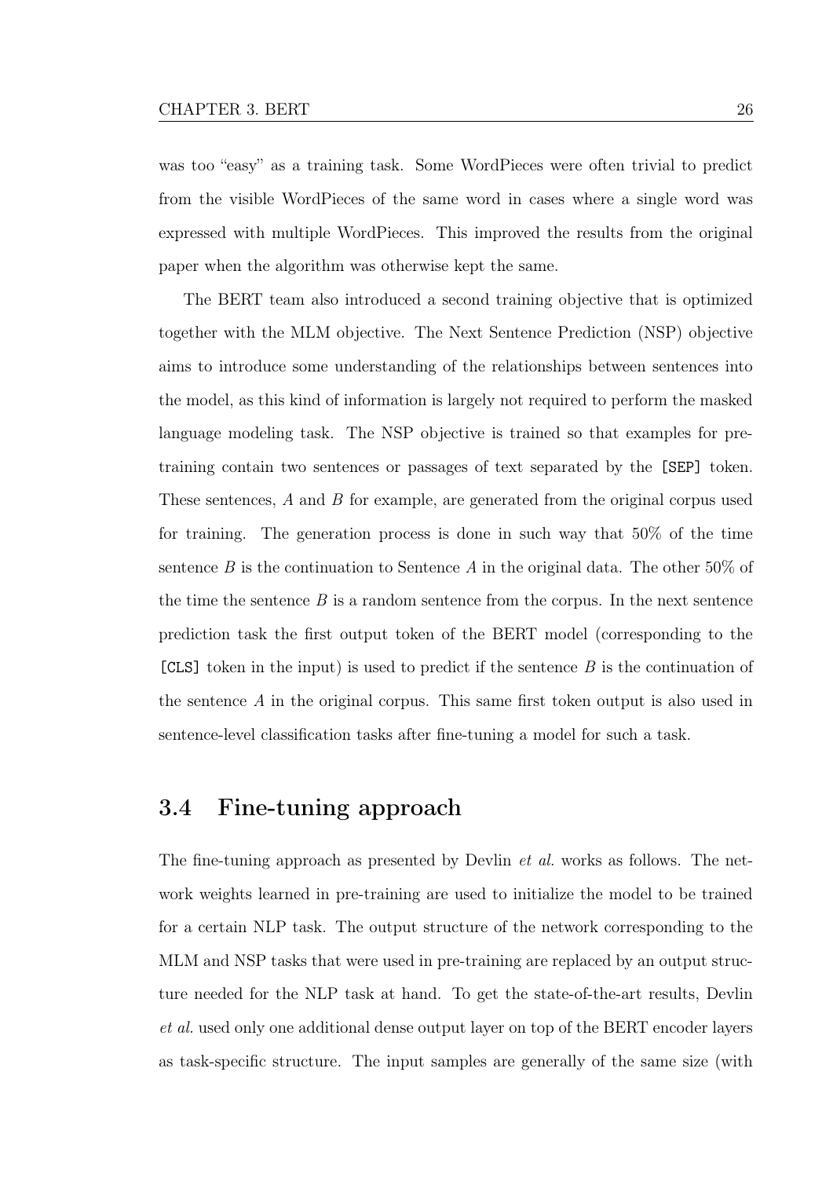was too "easy" as a training task. Some WordPieces were often trivial to predict from the visible WordPieces of the same word in cases where a single word was expressed with multiple WordPieces. This improved the results from the original paper when the algorithm was otherwise kept the same.

The BERT team also introduced a second training objective that is optimized together with the MLM objective. The Next Sentence Prediction (NSP) objective aims to introduce some understanding of the relationships between sentences into the model, as this kind of information is largely not required to perform the masked language modeling task. The NSP objective is trained so that examples for pre-training contain two sentences or passages of text separated by the `[SEP]` token. These sentences, $A$ and $B$ for example, are generated from the original corpus used for training. The generation process is done in such way that 50% of the time sentence $B$ is the continuation to Sentence $A$ in the original data. The other 50% of the time the sentence $B$ is a random sentence from the corpus. In the next sentence prediction task the first output token of the BERT model (corresponding to the `[CLS]` token in the input) is used to predict if the sentence $B$ is the continuation of the sentence $A$ in the original corpus. This same first token output is also used in sentence-level classification tasks after fine-tuning a model for such a task.

## 3.4 Fine-tuning approach

The fine-tuning approach as presented by Devlin *et al.* works as follows. The network weights learned in pre-training are used to initialize the model to be trained for a certain NLP task. The output structure of the network corresponding to the MLM and NSP tasks that were used in pre-training are replaced by an output structure needed for the NLP task at hand. To get the state-of-the-art results, Devlin *et al.* used only one additional dense output layer on top of the BERT encoder layers as task-specific structure. The input samples are generally of the same size (with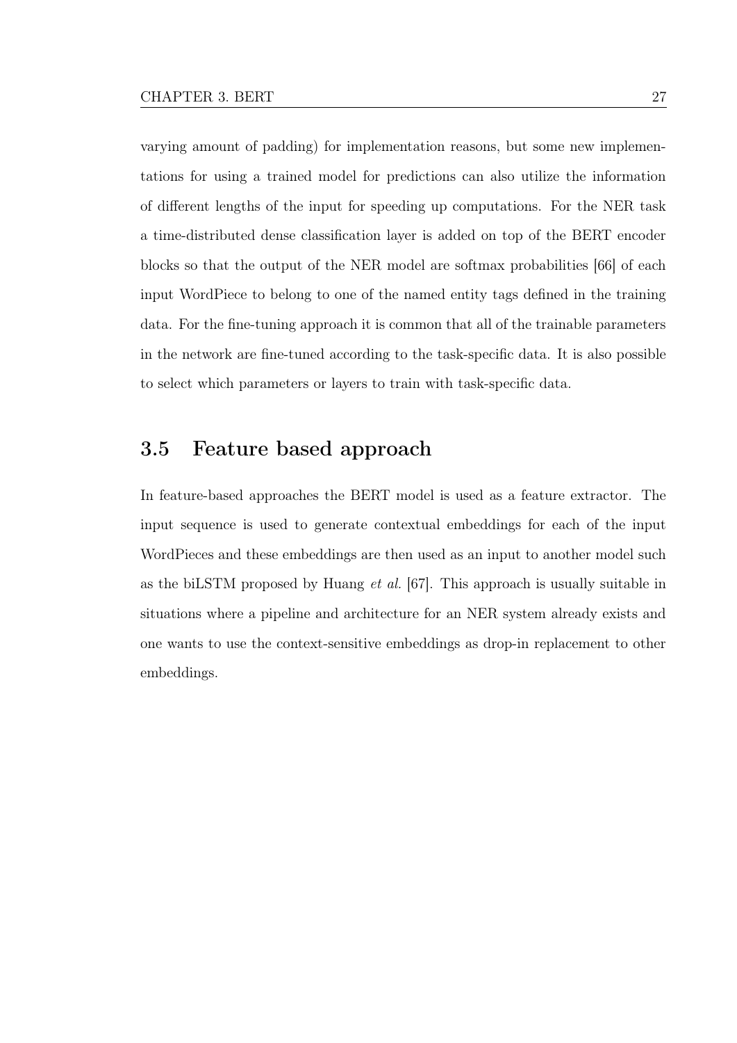varying amount of padding) for implementation reasons, but some new implementations for using a trained model for predictions can also utilize the information of different lengths of the input for speeding up computations. For the NER task a time-distributed dense classification layer is added on top of the BERT encoder blocks so that the output of the NER model are softmax probabilities [66] of each input WordPiece to belong to one of the named entity tags defined in the training data. For the fine-tuning approach it is common that all of the trainable parameters in the network are fine-tuned according to the task-specific data. It is also possible to select which parameters or layers to train with task-specific data.

## 3.5 Feature based approach

In feature-based approaches the BERT model is used as a feature extractor. The input sequence is used to generate contextual embeddings for each of the input WordPieces and these embeddings are then used as an input to another model such as the biLSTM proposed by Huang *et al.* [67]. This approach is usually suitable in situations where a pipeline and architecture for an NER system already exists and one wants to use the context-sensitive embeddings as drop-in replacement to other embeddings.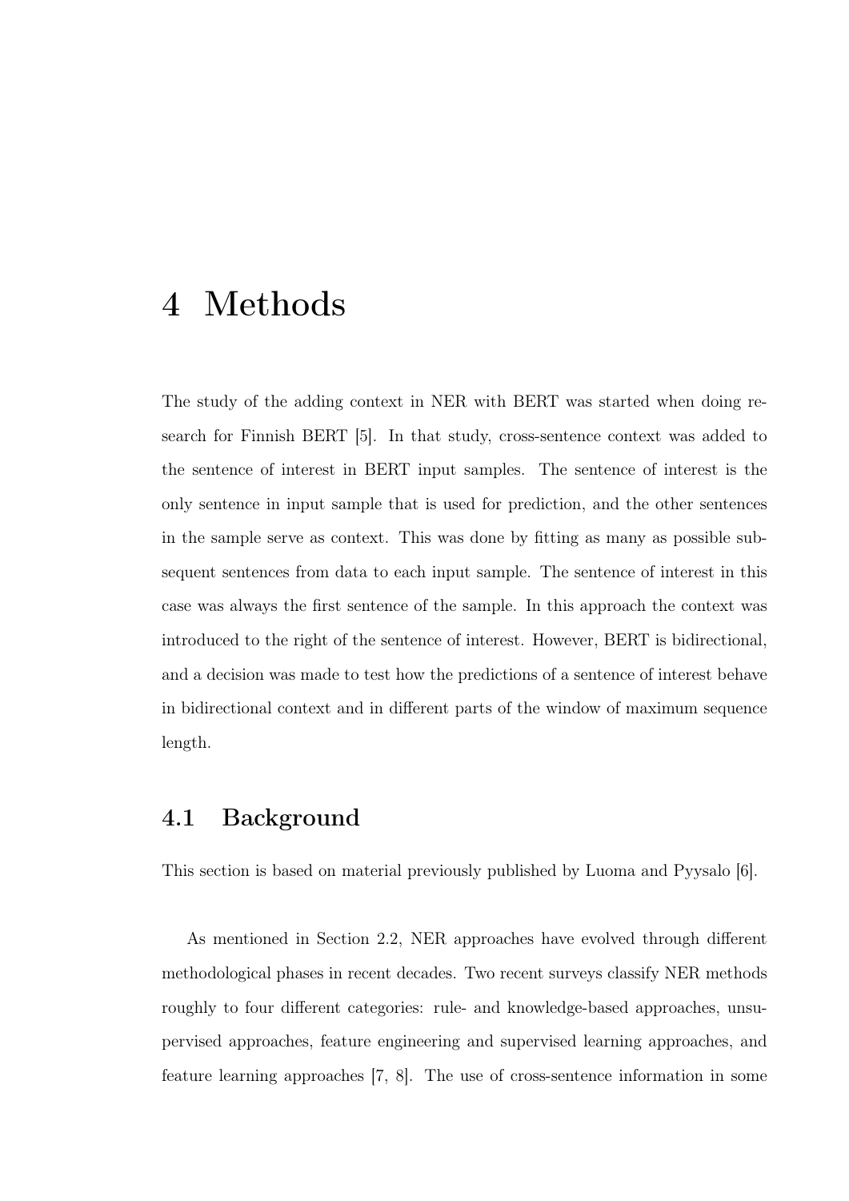# 4 Methods

The study of the adding context in NER with BERT was started when doing research for Finnish BERT [5]. In that study, cross-sentence context was added to the sentence of interest in BERT input samples. The sentence of interest is the only sentence in input sample that is used for prediction, and the other sentences in the sample serve as context. This was done by fitting as many as possible subsequent sentences from data to each input sample. The sentence of interest in this case was always the first sentence of the sample. In this approach the context was introduced to the right of the sentence of interest. However, BERT is bidirectional, and a decision was made to test how the predictions of a sentence of interest behave in bidirectional context and in different parts of the window of maximum sequence length.

## 4.1 Background

This section is based on material previously published by Luoma and Pyysalo [6].

As mentioned in Section 2.2, NER approaches have evolved through different methodological phases in recent decades. Two recent surveys classify NER methods roughly to four different categories: rule- and knowledge-based approaches, unsupervised approaches, feature engineering and supervised learning approaches, and feature learning approaches [7, 8]. The use of cross-sentence information in some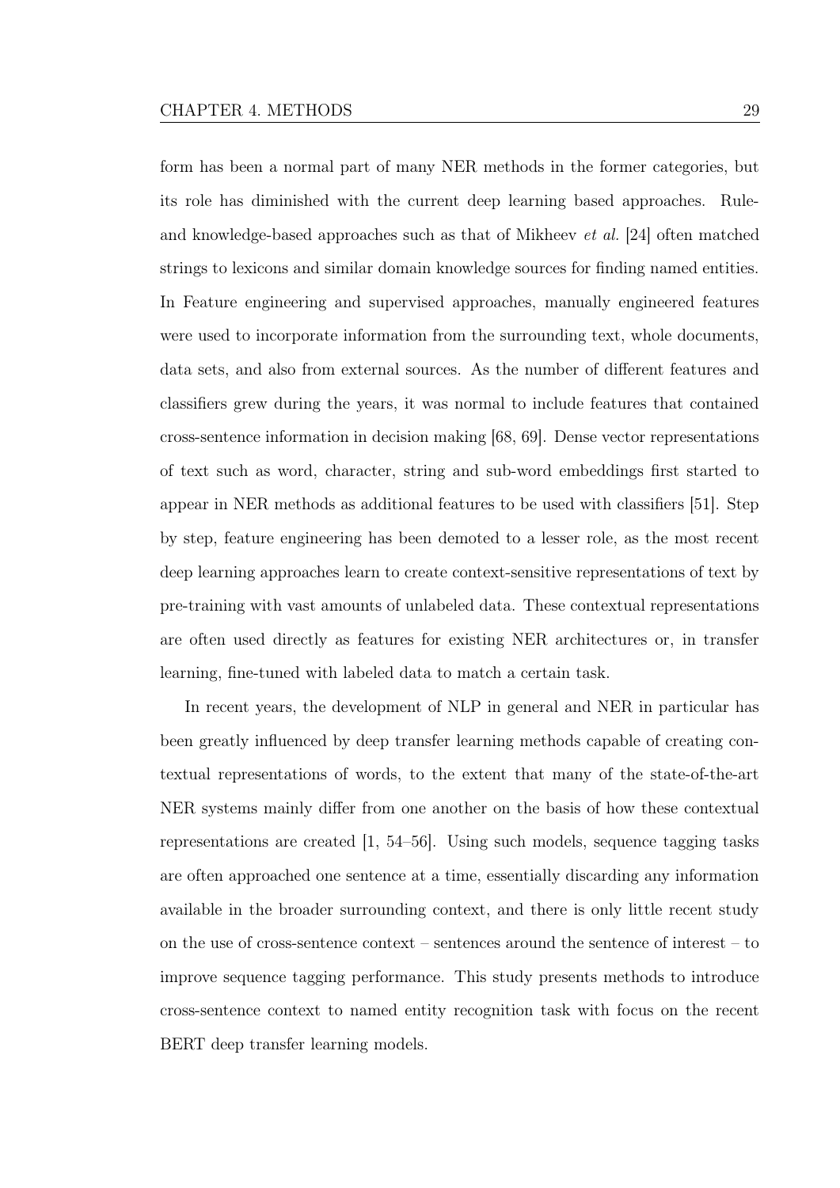form has been a normal part of many NER methods in the former categories, but its role has diminished with the current deep learning based approaches. Rule- and knowledge-based approaches such as that of Mikheev *et al.* [24] often matched strings to lexicons and similar domain knowledge sources for finding named entities. In Feature engineering and supervised approaches, manually engineered features were used to incorporate information from the surrounding text, whole documents, data sets, and also from external sources. As the number of different features and classifiers grew during the years, it was normal to include features that contained cross-sentence information in decision making [68, 69]. Dense vector representations of text such as word, character, string and sub-word embeddings first started to appear in NER methods as additional features to be used with classifiers [51]. Step by step, feature engineering has been demoted to a lesser role, as the most recent deep learning approaches learn to create context-sensitive representations of text by pre-training with vast amounts of unlabeled data. These contextual representations are often used directly as features for existing NER architectures or, in transfer learning, fine-tuned with labeled data to match a certain task.

In recent years, the development of NLP in general and NER in particular has been greatly influenced by deep transfer learning methods capable of creating contextual representations of words, to the extent that many of the state-of-the-art NER systems mainly differ from one another on the basis of how these contextual representations are created [1, 54–56]. Using such models, sequence tagging tasks are often approached one sentence at a time, essentially discarding any information available in the broader surrounding context, and there is only little recent study on the use of cross-sentence context – sentences around the sentence of interest – to improve sequence tagging performance. This study presents methods to introduce cross-sentence context to named entity recognition task with focus on the recent BERT deep transfer learning models.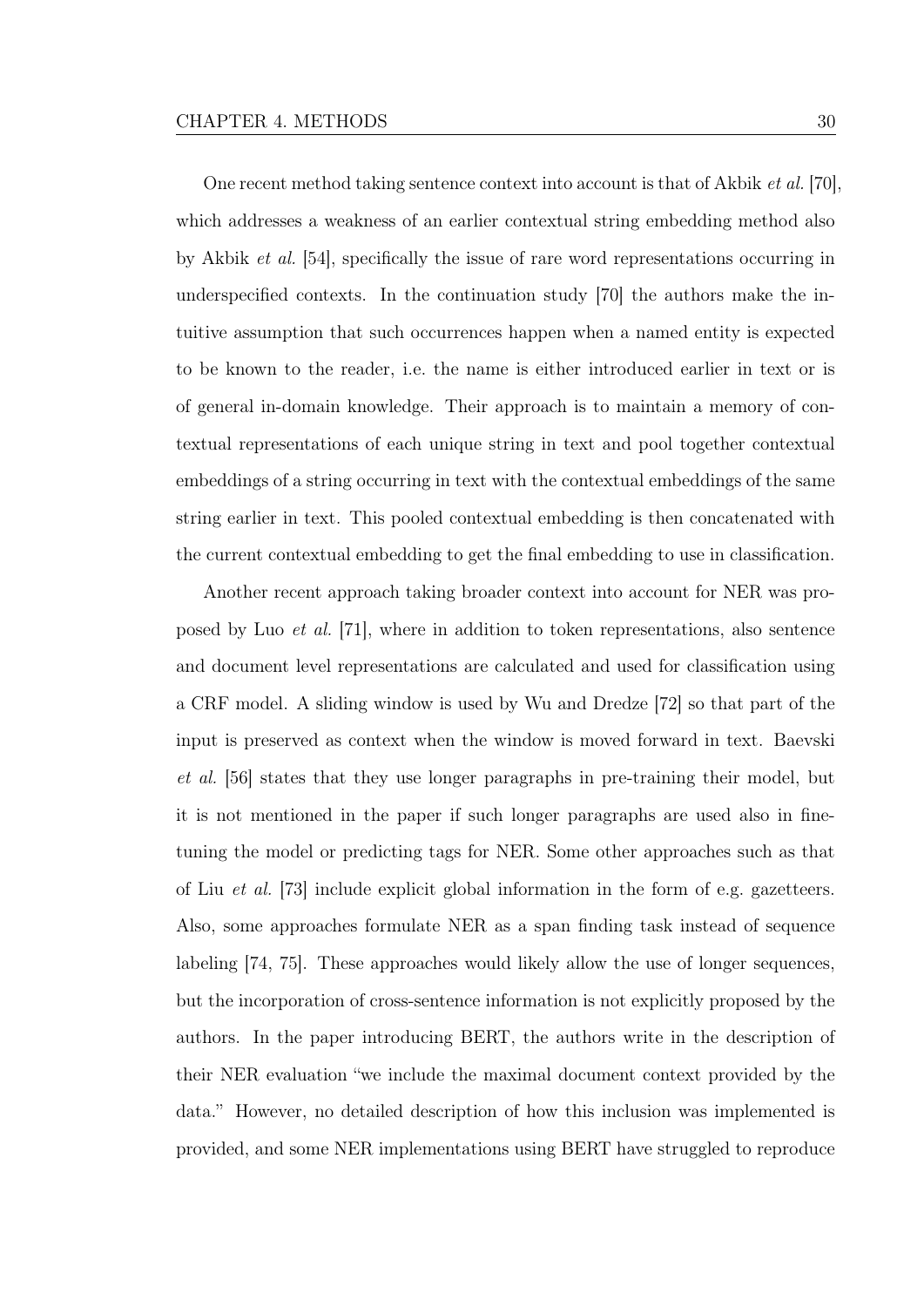One recent method taking sentence context into account is that of Akbik *et al.* [70], which addresses a weakness of an earlier contextual string embedding method also by Akbik *et al.* [54], specifically the issue of rare word representations occurring in underspecified contexts. In the continuation study [70] the authors make the intuitive assumption that such occurrences happen when a named entity is expected to be known to the reader, i.e. the name is either introduced earlier in text or is of general in-domain knowledge. Their approach is to maintain a memory of contextual representations of each unique string in text and pool together contextual embeddings of a string occurring in text with the contextual embeddings of the same string earlier in text. This pooled contextual embedding is then concatenated with the current contextual embedding to get the final embedding to use in classification.

Another recent approach taking broader context into account for NER was proposed by Luo *et al.* [71], where in addition to token representations, also sentence and document level representations are calculated and used for classification using a CRF model. A sliding window is used by Wu and Dredze [72] so that part of the input is preserved as context when the window is moved forward in text. Baevski *et al.* [56] states that they use longer paragraphs in pre-training their model, but it is not mentioned in the paper if such longer paragraphs are used also in fine-tuning the model or predicting tags for NER. Some other approaches such as that of Liu *et al.* [73] include explicit global information in the form of e.g. gazetteers. Also, some approaches formulate NER as a span finding task instead of sequence labeling [74, 75]. These approaches would likely allow the use of longer sequences, but the incorporation of cross-sentence information is not explicitly proposed by the authors. In the paper introducing BERT, the authors write in the description of their NER evaluation "we include the maximal document context provided by the data." However, no detailed description of how this inclusion was implemented is provided, and some NER implementations using BERT have struggled to reproduce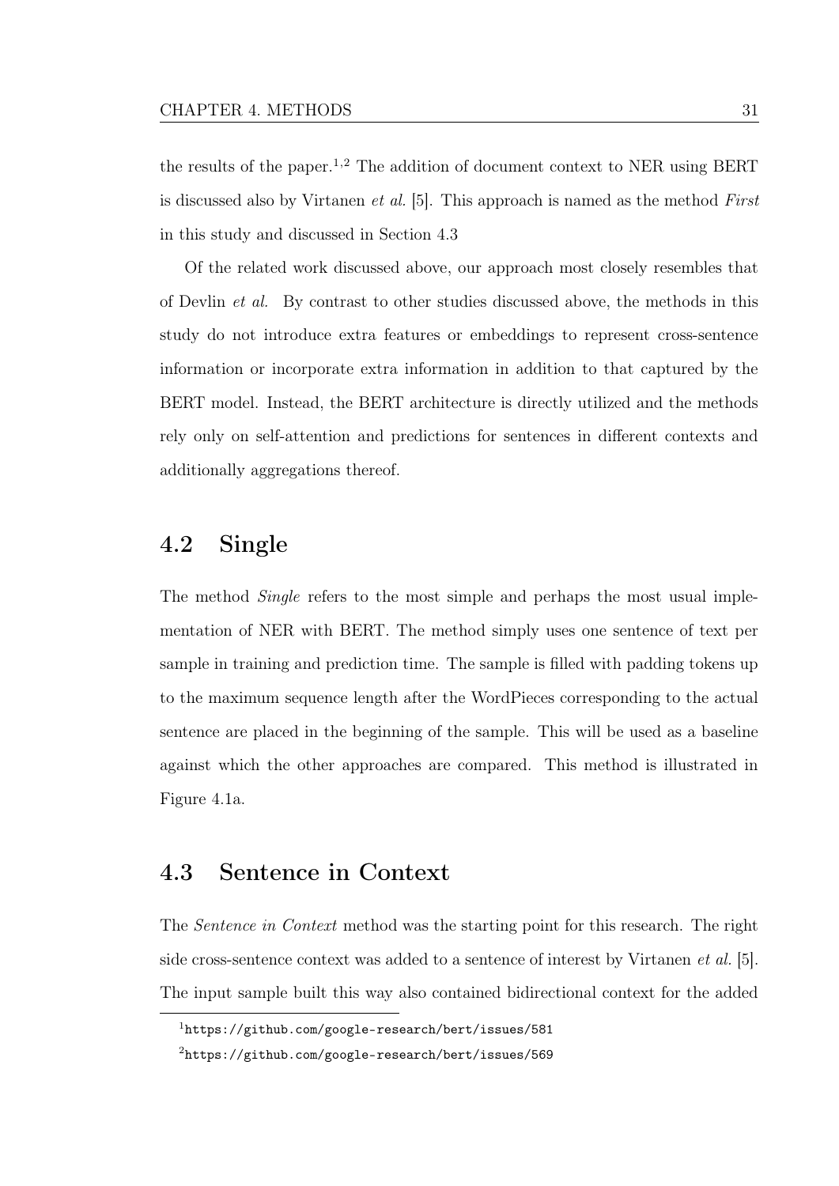the results of the paper.[1,2] The addition of document context to NER using BERT is discussed also by Virtanen *et al.* [5]. This approach is named as the method *First* in this study and discussed in Section 4.3

Of the related work discussed above, our approach most closely resembles that of Devlin *et al.* By contrast to other studies discussed above, the methods in this study do not introduce extra features or embeddings to represent cross-sentence information or incorporate extra information in addition to that captured by the BERT model. Instead, the BERT architecture is directly utilized and the methods rely only on self-attention and predictions for sentences in different contexts and additionally aggregations thereof.

## 4.2 Single

The method *Single* refers to the most simple and perhaps the most usual implementation of NER with BERT. The method simply uses one sentence of text per sample in training and prediction time. The sample is filled with padding tokens up to the maximum sequence length after the WordPieces corresponding to the actual sentence are placed in the beginning of the sample. This will be used as a baseline against which the other approaches are compared. This method is illustrated in Figure 4.1a.

## 4.3 Sentence in Context

The *Sentence in Context* method was the starting point for this research. The right side cross-sentence context was added to a sentence of interest by Virtanen *et al.* [5]. The input sample built this way also contained bidirectional context for the added

[1] `https://github.com/google-research/bert/issues/581`

[2] `https://github.com/google-research/bert/issues/569`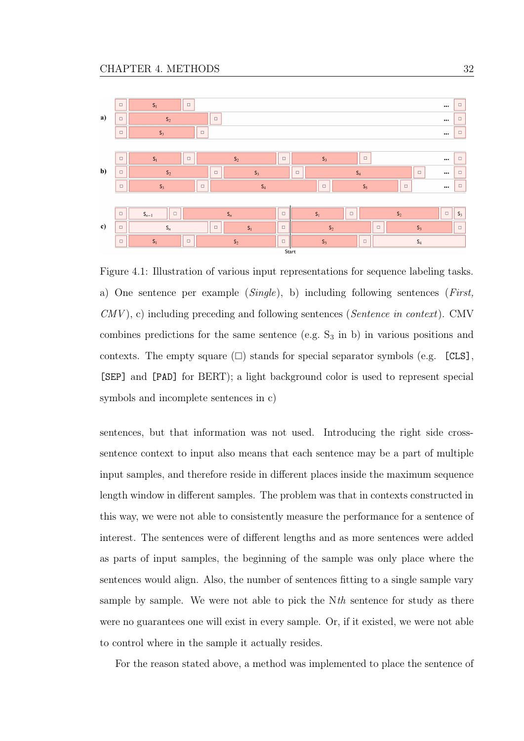Figure 4.1: Illustration of various input representations for sequence labeling tasks. a) One sentence per example (*Single*), b) including following sentences (*First, CMV*), c) including preceding and following sentences (*Sentence in context*). CMV combines predictions for the same sentence (e.g. $S_3$ in b) in various positions and contexts. The empty square (□) stands for special separator symbols (e.g. `[CLS]`, `[SEP]` and `[PAD]` for BERT); a light background color is used to represent special symbols and incomplete sentences in c)

sentences, but that information was not used. Introducing the right side cross-sentence context to input also means that each sentence may be a part of multiple input samples, and therefore reside in different places inside the maximum sequence length window in different samples. The problem was that in contexts constructed in this way, we were not able to consistently measure the performance for a sentence of interest. The sentences were of different lengths and as more sentences were added as parts of input samples, the beginning of the sample was only place where the sentences would align. Also, the number of sentences fitting to a single sample vary sample by sample. We were not able to pick the N*th* sentence for study as there were no guarantees one will exist in every sample. Or, if it existed, we were not able to control where in the sample it actually resides.

For the reason stated above, a method was implemented to place the sentence of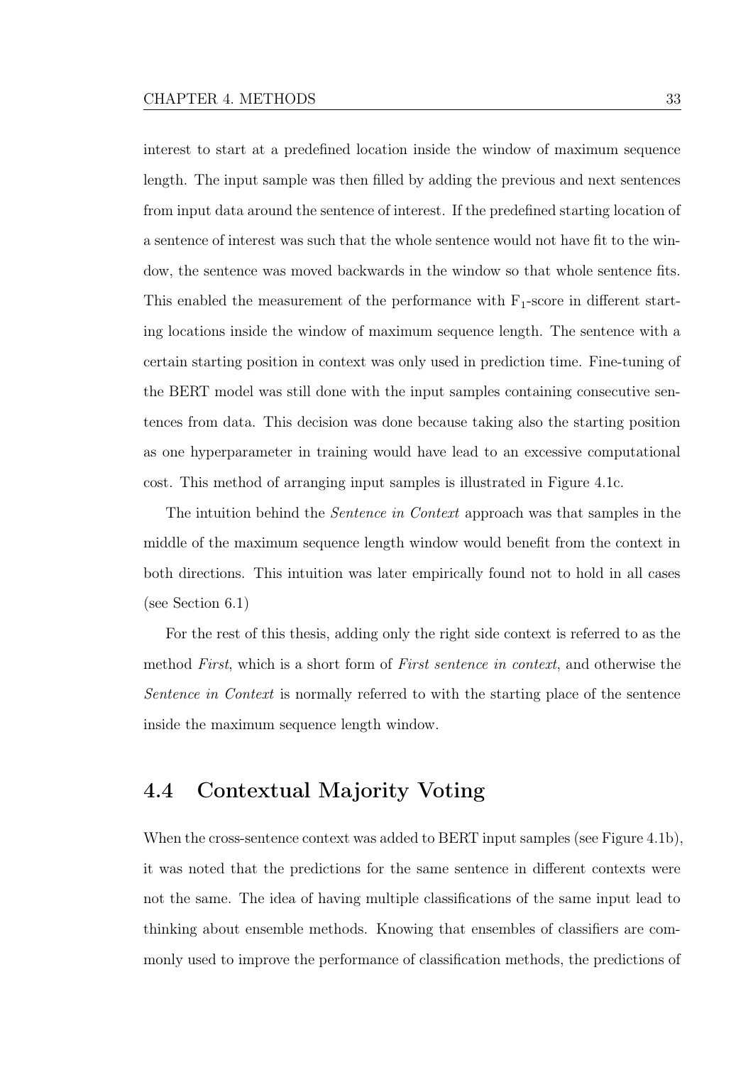interest to start at a predefined location inside the window of maximum sequence length. The input sample was then filled by adding the previous and next sentences from input data around the sentence of interest. If the predefined starting location of a sentence of interest was such that the whole sentence would not have fit to the window, the sentence was moved backwards in the window so that whole sentence fits. This enabled the measurement of the performance with $F_1$-score in different starting locations inside the window of maximum sequence length. The sentence with a certain starting position in context was only used in prediction time. Fine-tuning of the BERT model was still done with the input samples containing consecutive sentences from data. This decision was done because taking also the starting position as one hyperparameter in training would have lead to an excessive computational cost. This method of arranging input samples is illustrated in Figure 4.1c.

The intuition behind the *Sentence in Context* approach was that samples in the middle of the maximum sequence length window would benefit from the context in both directions. This intuition was later empirically found not to hold in all cases (see Section 6.1)

For the rest of this thesis, adding only the right side context is referred to as the method *First*, which is a short form of *First sentence in context*, and otherwise the *Sentence in Context* is normally referred to with the starting place of the sentence inside the maximum sequence length window.

## 4.4 Contextual Majority Voting

When the cross-sentence context was added to BERT input samples (see Figure 4.1b), it was noted that the predictions for the same sentence in different contexts were not the same. The idea of having multiple classifications of the same input lead to thinking about ensemble methods. Knowing that ensembles of classifiers are commonly used to improve the performance of classification methods, the predictions of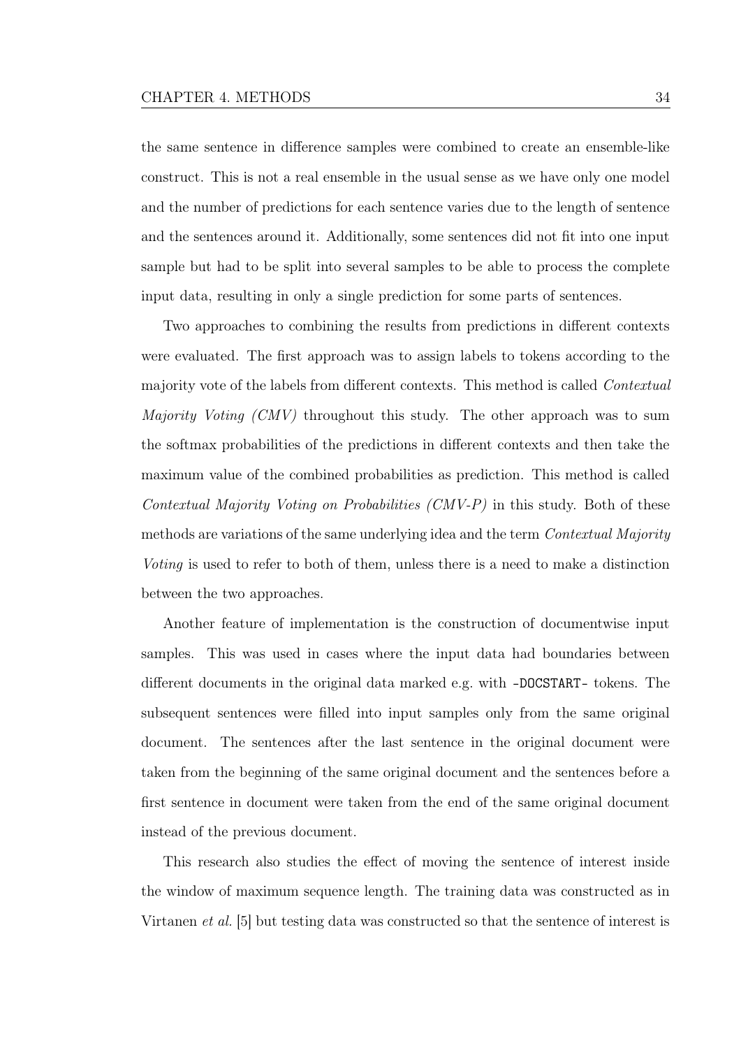the same sentence in difference samples were combined to create an ensemble-like construct. This is not a real ensemble in the usual sense as we have only one model and the number of predictions for each sentence varies due to the length of sentence and the sentences around it. Additionally, some sentences did not fit into one input sample but had to be split into several samples to be able to process the complete input data, resulting in only a single prediction for some parts of sentences.

Two approaches to combining the results from predictions in different contexts were evaluated. The first approach was to assign labels to tokens according to the majority vote of the labels from different contexts. This method is called *Contextual Majority Voting (CMV)* throughout this study. The other approach was to sum the softmax probabilities of the predictions in different contexts and then take the maximum value of the combined probabilities as prediction. This method is called *Contextual Majority Voting on Probabilities (CMV-P)* in this study. Both of these methods are variations of the same underlying idea and the term *Contextual Majority Voting* is used to refer to both of them, unless there is a need to make a distinction between the two approaches.

Another feature of implementation is the construction of documentwise input samples. This was used in cases where the input data had boundaries between different documents in the original data marked e.g. with `-DOCSTART-` tokens. The subsequent sentences were filled into input samples only from the same original document. The sentences after the last sentence in the original document were taken from the beginning of the same original document and the sentences before a first sentence in document were taken from the end of the same original document instead of the previous document.

This research also studies the effect of moving the sentence of interest inside the window of maximum sequence length. The training data was constructed as in Virtanen *et al.* [5] but testing data was constructed so that the sentence of interest is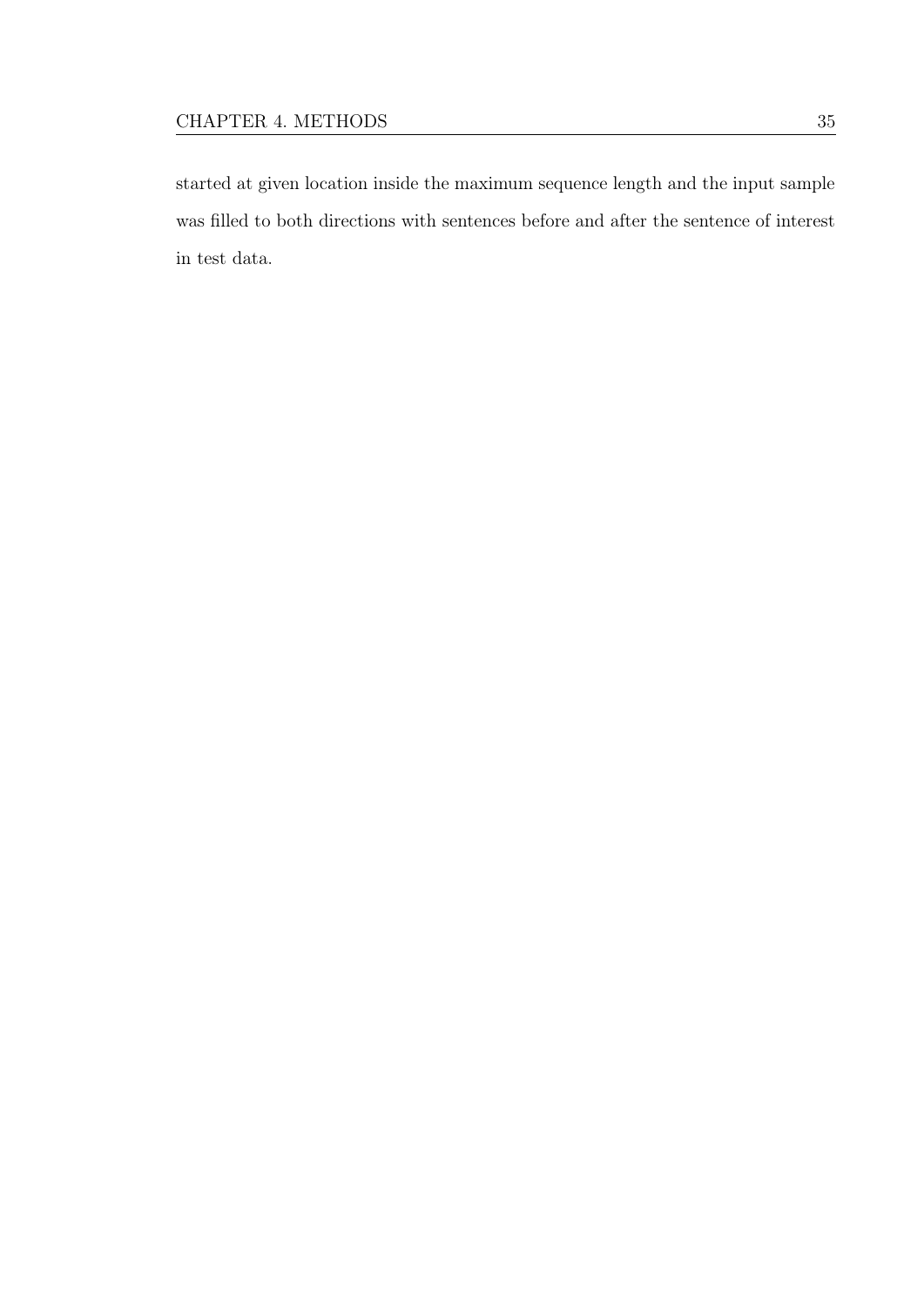started at given location inside the maximum sequence length and the input sample was filled to both directions with sentences before and after the sentence of interest in test data.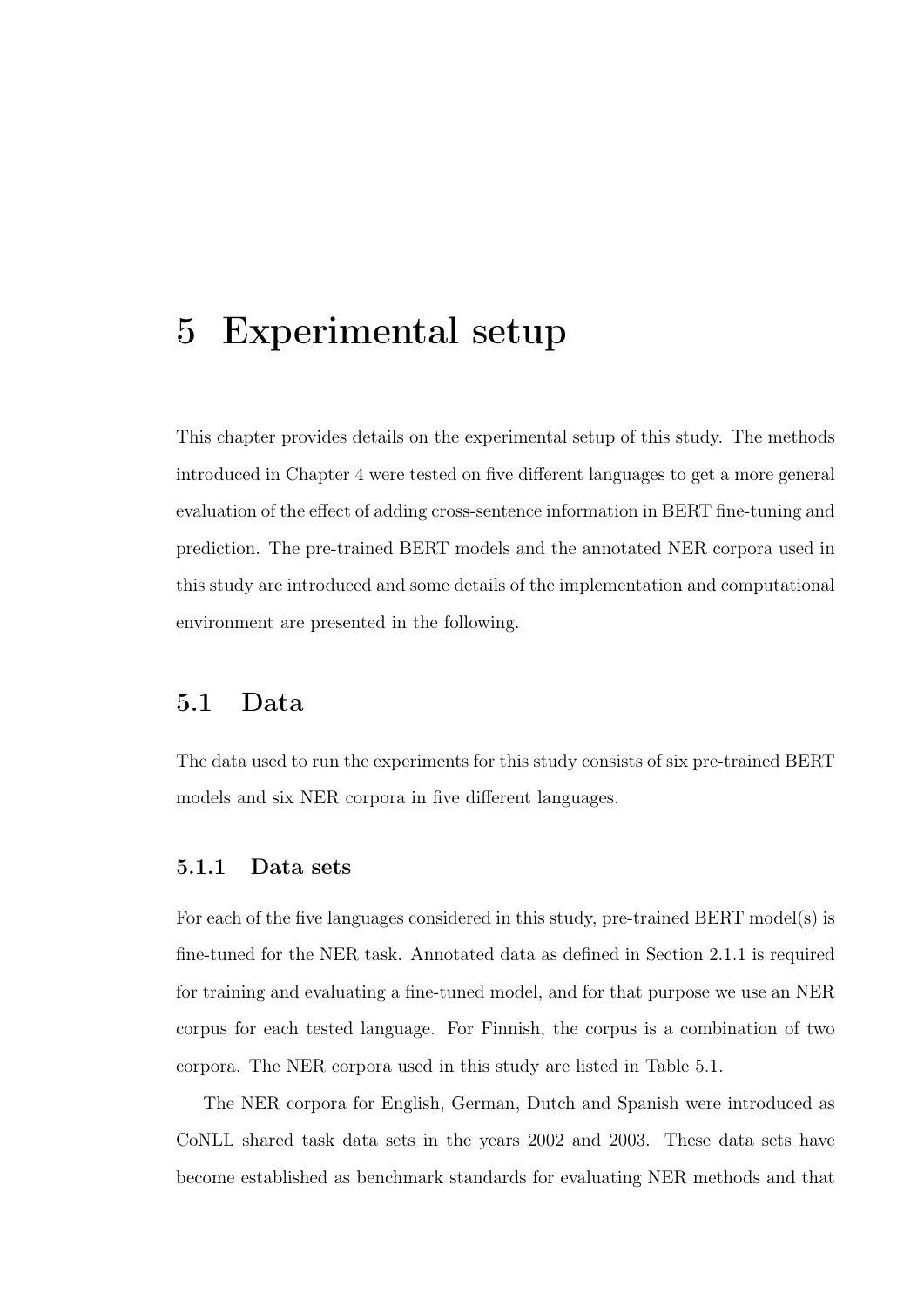# 5 Experimental setup

This chapter provides details on the experimental setup of this study. The methods introduced in Chapter 4 were tested on five different languages to get a more general evaluation of the effect of adding cross-sentence information in BERT fine-tuning and prediction. The pre-trained BERT models and the annotated NER corpora used in this study are introduced and some details of the implementation and computational environment are presented in the following.

## 5.1 Data

The data used to run the experiments for this study consists of six pre-trained BERT models and six NER corpora in five different languages.

### 5.1.1 Data sets

For each of the five languages considered in this study, pre-trained BERT model(s) is fine-tuned for the NER task. Annotated data as defined in Section 2.1.1 is required for training and evaluating a fine-tuned model, and for that purpose we use an NER corpus for each tested language. For Finnish, the corpus is a combination of two corpora. The NER corpora used in this study are listed in Table 5.1.

The NER corpora for English, German, Dutch and Spanish were introduced as CoNLL shared task data sets in the years 2002 and 2003. These data sets have become established as benchmark standards for evaluating NER methods and that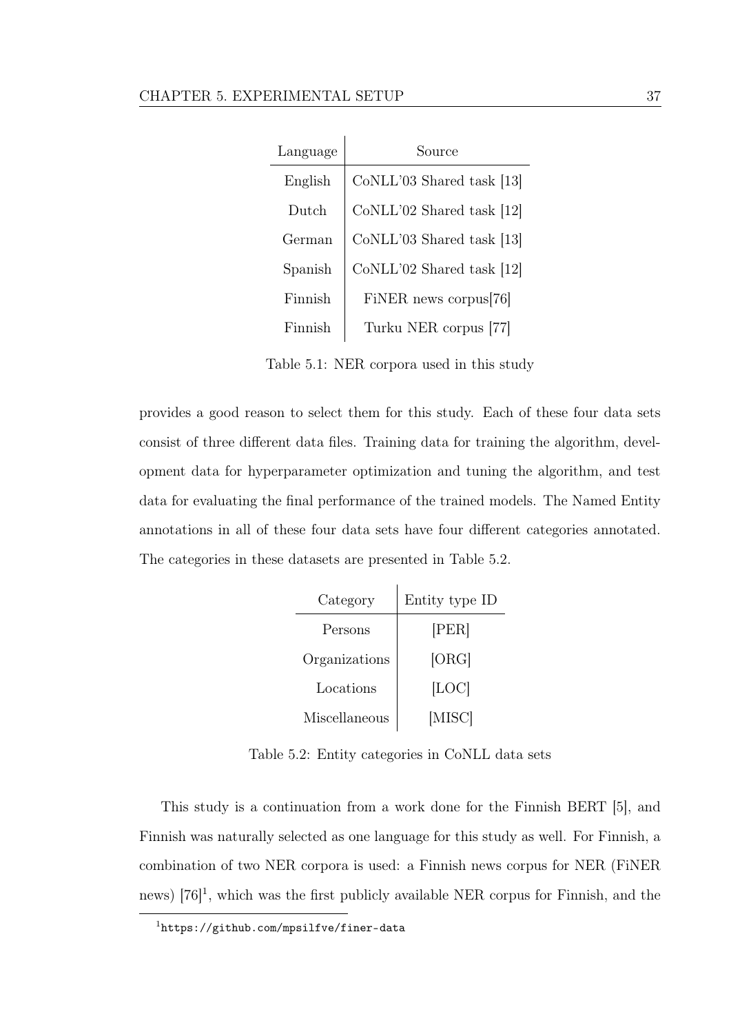| Language | Source |
|---|---|
| English | CoNLL'03 Shared task [13] |
| Dutch | CoNLL'02 Shared task [12] |
| German | CoNLL'03 Shared task [13] |
| Spanish | CoNLL'02 Shared task [12] |
| Finnish | FiNER news corpus[76] |
| Finnish | Turku NER corpus [77] |

Table 5.1: NER corpora used in this study

provides a good reason to select them for this study. Each of these four data sets consist of three different data files. Training data for training the algorithm, development data for hyperparameter optimization and tuning the algorithm, and test data for evaluating the final performance of the trained models. The Named Entity annotations in all of these four data sets have four different categories annotated. The categories in these datasets are presented in Table 5.2.

| Category | Entity type ID |
|---|---|
| Persons | [PER] |
| Organizations | [ORG] |
| Locations | [LOC] |
| Miscellaneous | [MISC] |

Table 5.2: Entity categories in CoNLL data sets

This study is a continuation from a work done for the Finnish BERT [5], and Finnish was naturally selected as one language for this study as well. For Finnish, a combination of two NER corpora is used: a Finnish news corpus for NER (FiNER news) [76][1], which was the first publicly available NER corpus for Finnish, and the

[1] https://github.com/mpsilfve/finer-data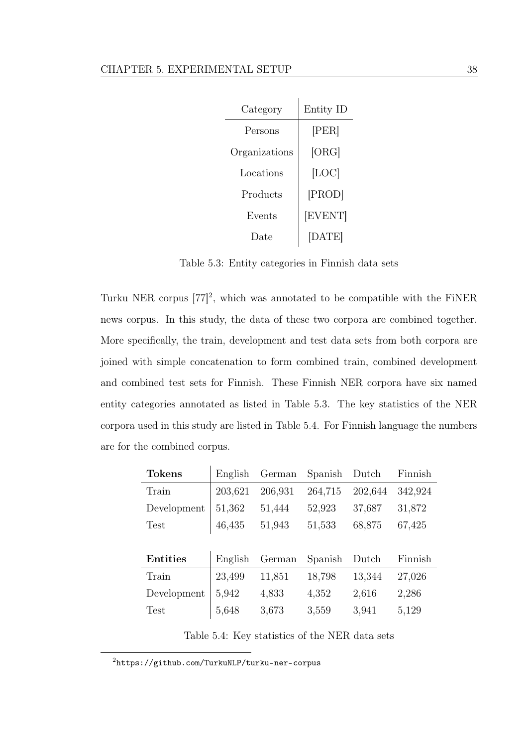| Category | Entity ID |
|---|---|
| Persons | [PER] |
| Organizations | [ORG] |
| Locations | [LOC] |
| Products | [PROD] |
| Events | [EVENT] |
| Date | [DATE] |

Table 5.3: Entity categories in Finnish data sets

Turku NER corpus [77][2], which was annotated to be compatible with the FiNER news corpus. In this study, the data of these two corpora are combined together. More specifically, the train, development and test data sets from both corpora are joined with simple concatenation to form combined train, combined development and combined test sets for Finnish. These Finnish NER corpora have six named entity categories annotated as listed in Table 5.3. The key statistics of the NER corpora used in this study are listed in Table 5.4. For Finnish language the numbers are for the combined corpus.

| **Tokens** | English | German | Spanish | Dutch | Finnish |
|---|---|---|---|---|---|
| Train | 203,621 | 206,931 | 264,715 | 202,644 | 342,924 |
| Development | 51,362 | 51,444 | 52,923 | 37,687 | 31,872 |
| Test | 46,435 | 51,943 | 51,533 | 68,875 | 67,425 |

| **Entities** | English | German | Spanish | Dutch | Finnish |
|---|---|---|---|---|---|
| Train | 23,499 | 11,851 | 18,798 | 13,344 | 27,026 |
| Development | 5,942 | 4,833 | 4,352 | 2,616 | 2,286 |
| Test | 5,648 | 3,673 | 3,559 | 3,941 | 5,129 |

Table 5.4: Key statistics of the NER data sets

[2] https://github.com/TurkuNLP/turku-ner-corpus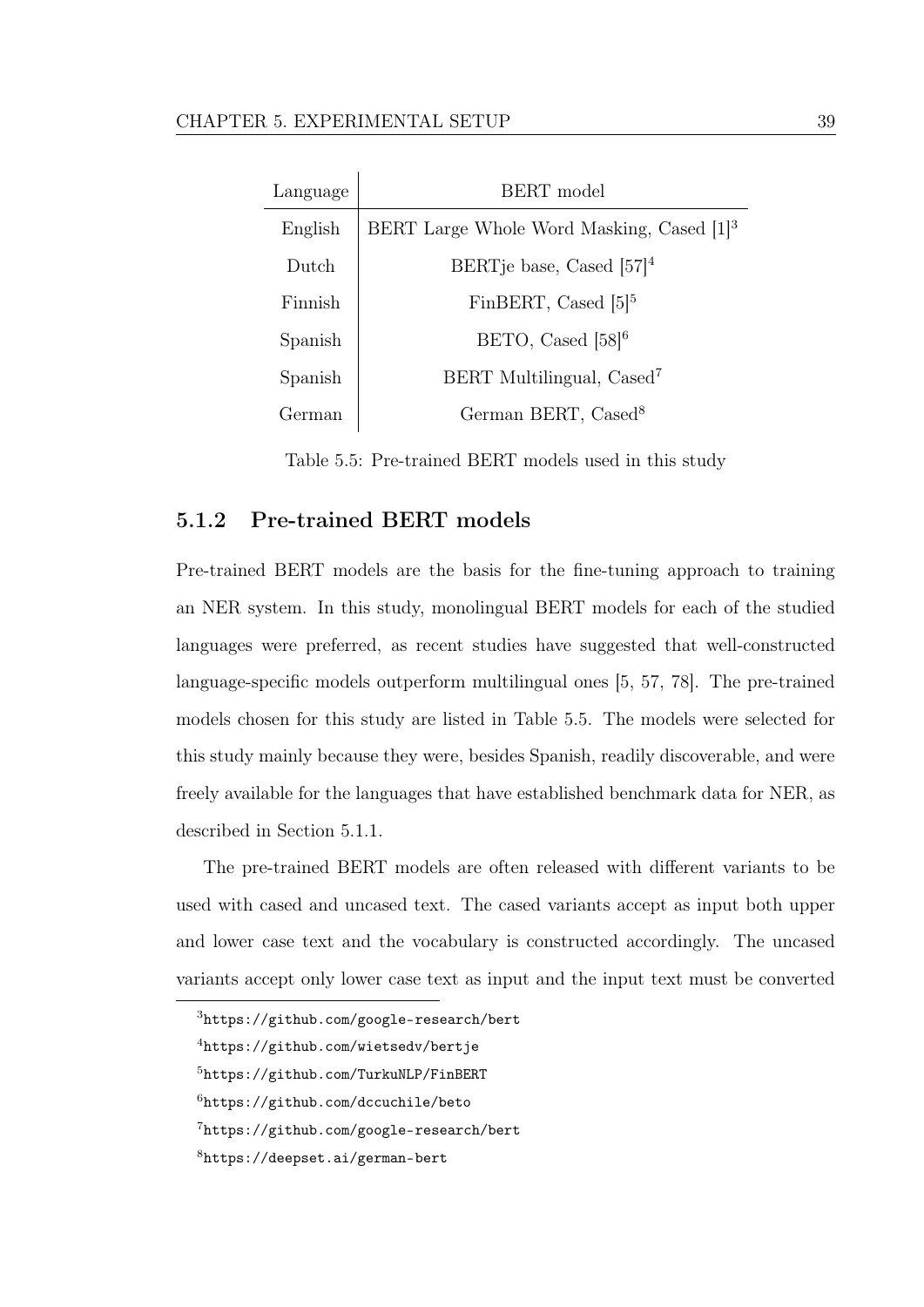| Language | BERT model |
|---|---|
| English | BERT Large Whole Word Masking, Cased [1][3] |
| Dutch | BERTje base, Cased [57][4] |
| Finnish | FinBERT, Cased [5][5] |
| Spanish | BETO, Cased [58][6] |
| Spanish | BERT Multilingual, Cased[7] |
| German | German BERT, Cased[8] |

Table 5.5: Pre-trained BERT models used in this study

### 5.1.2 Pre-trained BERT models

Pre-trained BERT models are the basis for the fine-tuning approach to training an NER system. In this study, monolingual BERT models for each of the studied languages were preferred, as recent studies have suggested that well-constructed language-specific models outperform multilingual ones [5, 57, 78]. The pre-trained models chosen for this study are listed in Table 5.5. The models were selected for this study mainly because they were, besides Spanish, readily discoverable, and were freely available for the languages that have established benchmark data for NER, as described in Section 5.1.1.

The pre-trained BERT models are often released with different variants to be used with cased and uncased text. The cased variants accept as input both upper and lower case text and the vocabulary is constructed accordingly. The uncased variants accept only lower case text as input and the input text must be converted

[3] https://github.com/google-research/bert

[4] https://github.com/wietsedv/bertje

[5] https://github.com/TurkuNLP/FinBERT

[6] https://github.com/dccuchile/beto

[7] https://github.com/google-research/bert

[8] https://deepset.ai/german-bert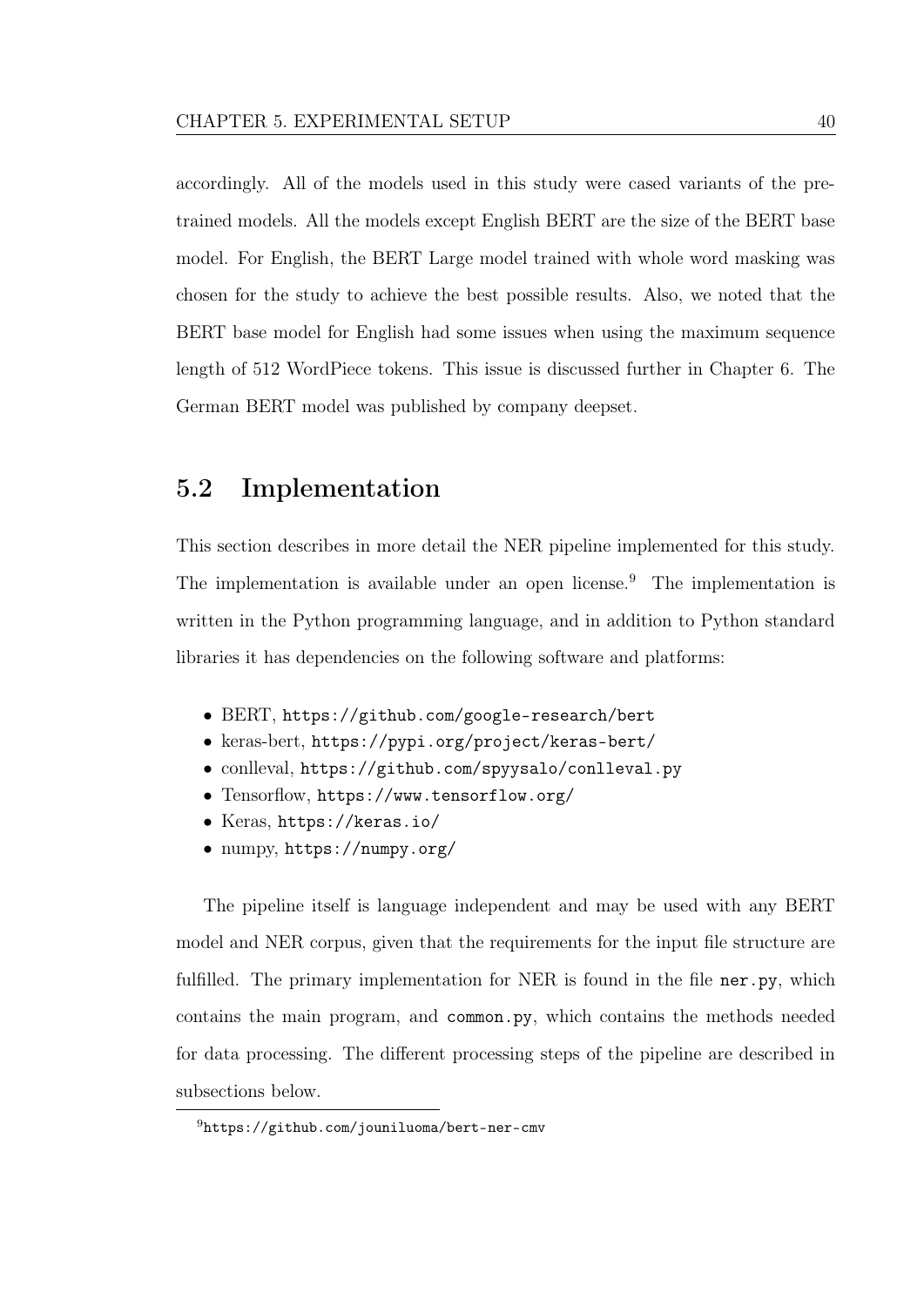accordingly. All of the models used in this study were cased variants of the pre-trained models. All the models except English BERT are the size of the BERT base model. For English, the BERT Large model trained with whole word masking was chosen for the study to achieve the best possible results. Also, we noted that the BERT base model for English had some issues when using the maximum sequence length of 512 WordPiece tokens. This issue is discussed further in Chapter 6. The German BERT model was published by company deepset.

## 5.2 Implementation

This section describes in more detail the NER pipeline implemented for this study. The implementation is available under an open license.[9] The implementation is written in the Python programming language, and in addition to Python standard libraries it has dependencies on the following software and platforms:

- BERT, `https://github.com/google-research/bert`
- keras-bert, `https://pypi.org/project/keras-bert/`
- conlleval, `https://github.com/spyysalo/conlleval.py`
- Tensorflow, `https://www.tensorflow.org/`
- Keras, `https://keras.io/`
- numpy, `https://numpy.org/`

The pipeline itself is language independent and may be used with any BERT model and NER corpus, given that the requirements for the input file structure are fulfilled. The primary implementation for NER is found in the file `ner.py`, which contains the main program, and `common.py`, which contains the methods needed for data processing. The different processing steps of the pipeline are described in subsections below.

[9] `https://github.com/jouniluoma/bert-ner-cmv`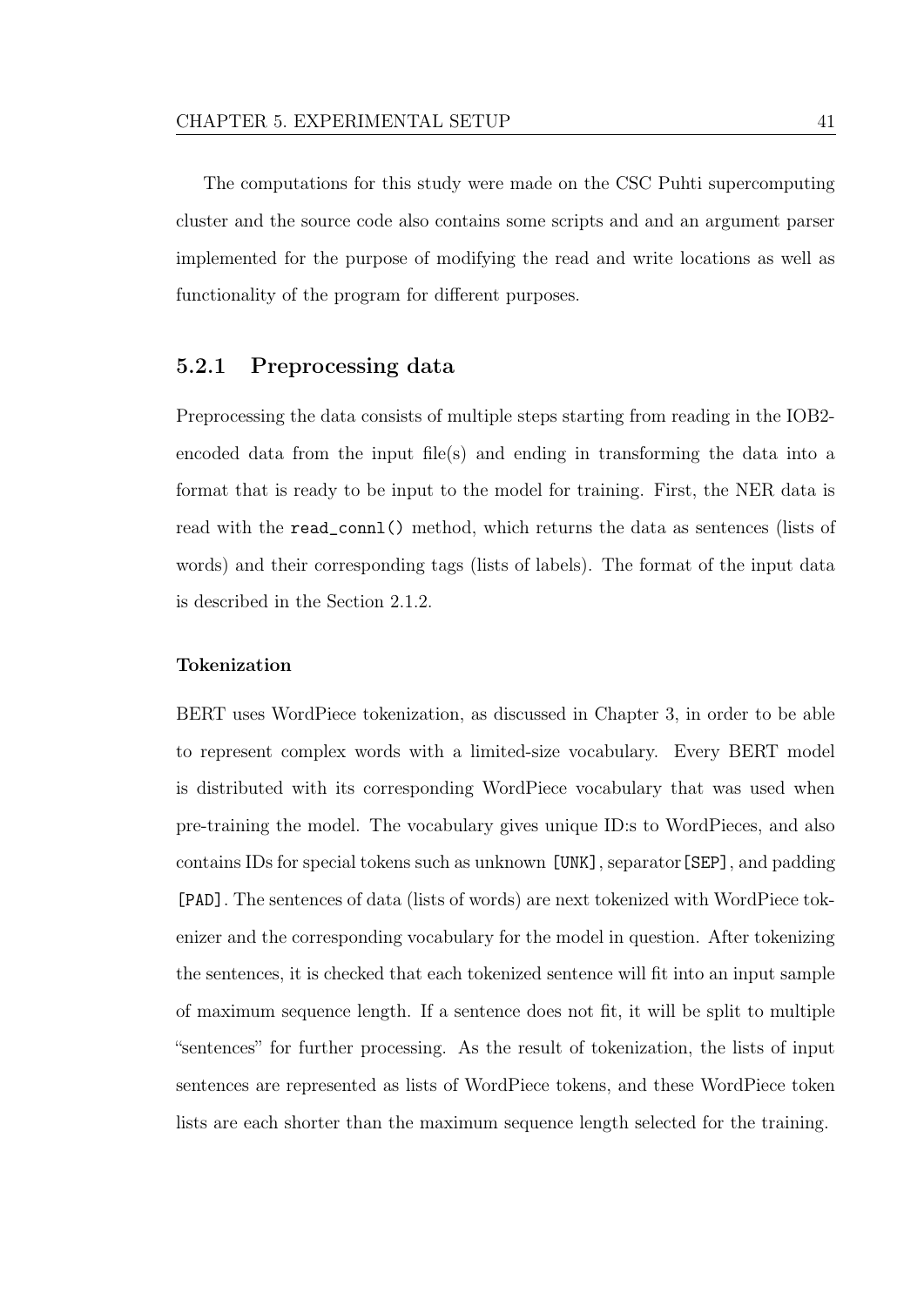The computations for this study were made on the CSC Puhti supercomputing cluster and the source code also contains some scripts and and an argument parser implemented for the purpose of modifying the read and write locations as well as functionality of the program for different purposes.

### 5.2.1 Preprocessing data

Preprocessing the data consists of multiple steps starting from reading in the IOB2-encoded data from the input file(s) and ending in transforming the data into a format that is ready to be input to the model for training. First, the NER data is read with the `read_connl()` method, which returns the data as sentences (lists of words) and their corresponding tags (lists of labels). The format of the input data is described in the Section 2.1.2.

#### Tokenization

BERT uses WordPiece tokenization, as discussed in Chapter 3, in order to be able to represent complex words with a limited-size vocabulary. Every BERT model is distributed with its corresponding WordPiece vocabulary that was used when pre-training the model. The vocabulary gives unique ID:s to WordPieces, and also contains IDs for special tokens such as unknown `[UNK]`, separator `[SEP]`, and padding `[PAD]`. The sentences of data (lists of words) are next tokenized with WordPiece tokenizer and the corresponding vocabulary for the model in question. After tokenizing the sentences, it is checked that each tokenized sentence will fit into an input sample of maximum sequence length. If a sentence does not fit, it will be split to multiple "sentences" for further processing. As the result of tokenization, the lists of input sentences are represented as lists of WordPiece tokens, and these WordPiece token lists are each shorter than the maximum sequence length selected for the training.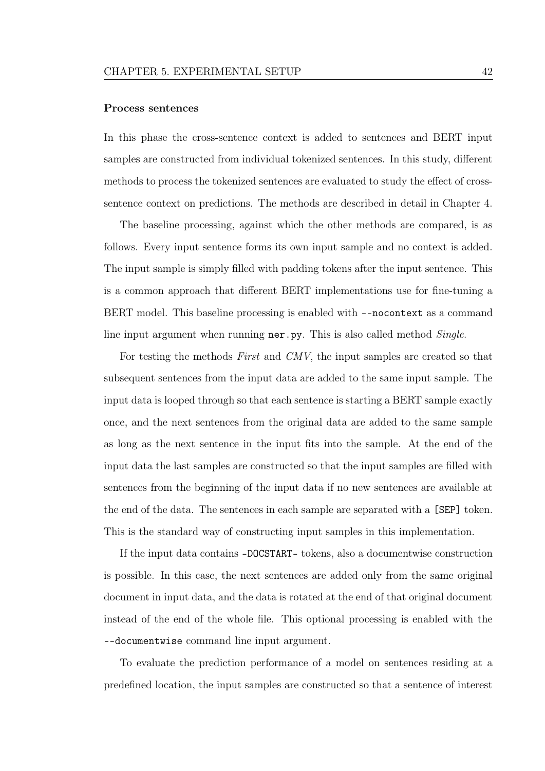**Process sentences**

In this phase the cross-sentence context is added to sentences and BERT input samples are constructed from individual tokenized sentences. In this study, different methods to process the tokenized sentences are evaluated to study the effect of cross-sentence context on predictions. The methods are described in detail in Chapter 4.

The baseline processing, against which the other methods are compared, is as follows. Every input sentence forms its own input sample and no context is added. The input sample is simply filled with padding tokens after the input sentence. This is a common approach that different BERT implementations use for fine-tuning a BERT model. This baseline processing is enabled with `--nocontext` as a command line input argument when running `ner.py`. This is also called method *Single*.

For testing the methods *First* and *CMV*, the input samples are created so that subsequent sentences from the input data are added to the same input sample. The input data is looped through so that each sentence is starting a BERT sample exactly once, and the next sentences from the original data are added to the same sample as long as the next sentence in the input fits into the sample. At the end of the input data the last samples are constructed so that the input samples are filled with sentences from the beginning of the input data if no new sentences are available at the end of the data. The sentences in each sample are separated with a `[SEP]` token. This is the standard way of constructing input samples in this implementation.

If the input data contains `-DOCSTART-` tokens, also a documentwise construction is possible. In this case, the next sentences are added only from the same original document in input data, and the data is rotated at the end of that original document instead of the end of the whole file. This optional processing is enabled with the `--documentwise` command line input argument.

To evaluate the prediction performance of a model on sentences residing at a predefined location, the input samples are constructed so that a sentence of interest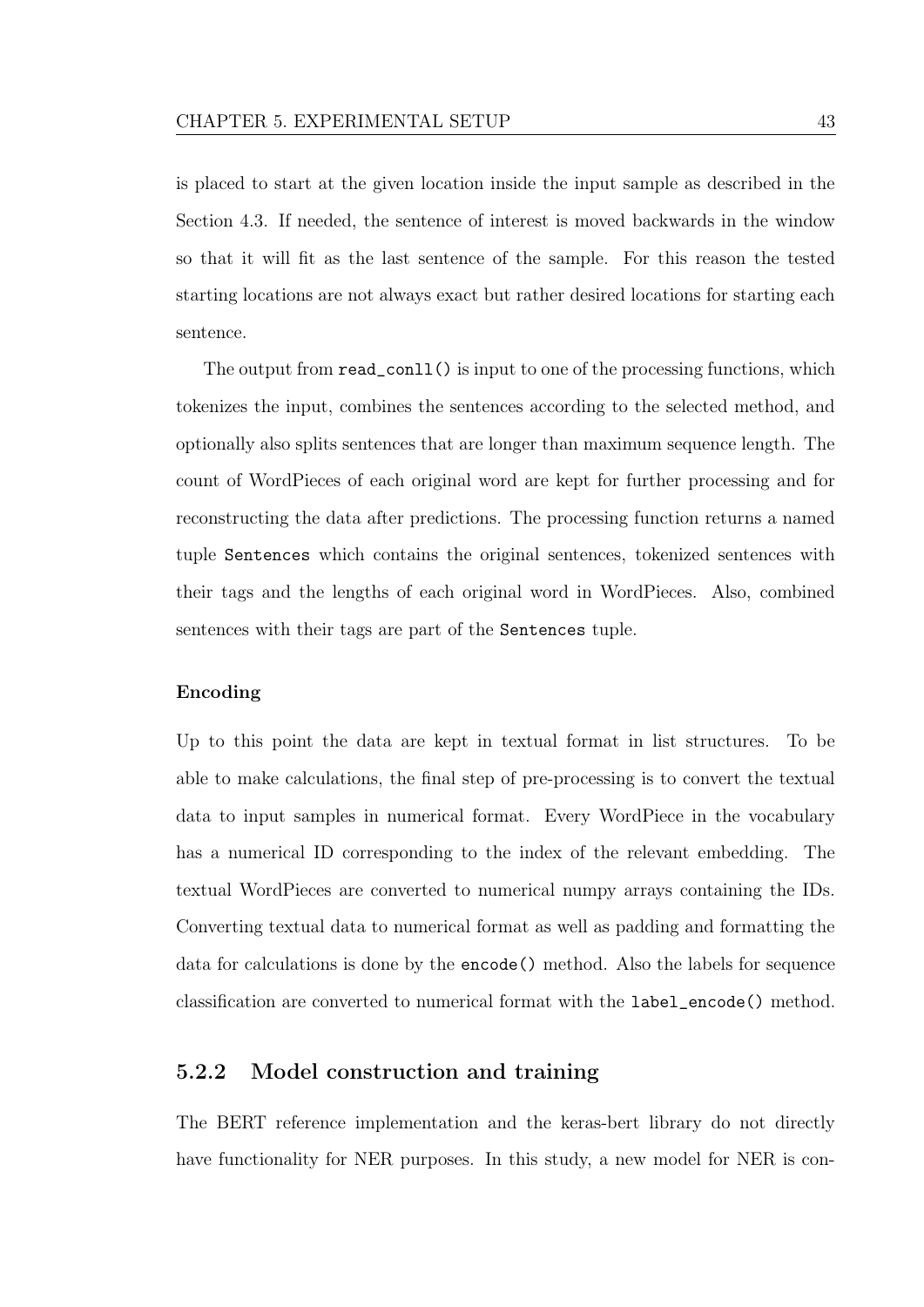is placed to start at the given location inside the input sample as described in the Section 4.3. If needed, the sentence of interest is moved backwards in the window so that it will fit as the last sentence of the sample. For this reason the tested starting locations are not always exact but rather desired locations for starting each sentence.

The output from `read_conll()` is input to one of the processing functions, which tokenizes the input, combines the sentences according to the selected method, and optionally also splits sentences that are longer than maximum sequence length. The count of WordPieces of each original word are kept for further processing and for reconstructing the data after predictions. The processing function returns a named tuple `Sentences` which contains the original sentences, tokenized sentences with their tags and the lengths of each original word in WordPieces. Also, combined sentences with their tags are part of the `Sentences` tuple.

**Encoding**

Up to this point the data are kept in textual format in list structures. To be able to make calculations, the final step of pre-processing is to convert the textual data to input samples in numerical format. Every WordPiece in the vocabulary has a numerical ID corresponding to the index of the relevant embedding. The textual WordPieces are converted to numerical numpy arrays containing the IDs. Converting textual data to numerical format as well as padding and formatting the data for calculations is done by the `encode()` method. Also the labels for sequence classification are converted to numerical format with the `label_encode()` method.

### 5.2.2 Model construction and training

The BERT reference implementation and the keras-bert library do not directly have functionality for NER purposes. In this study, a new model for NER is con-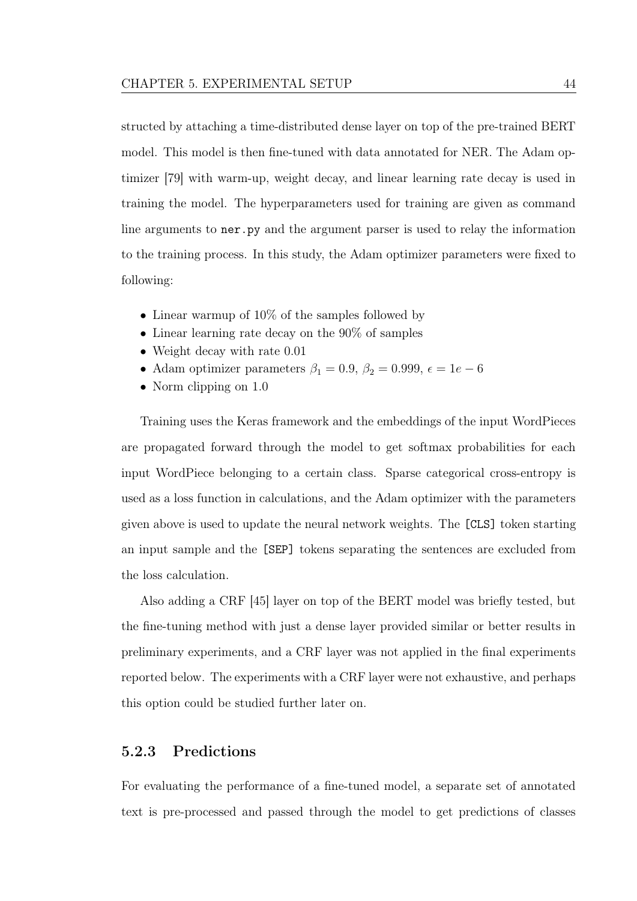structed by attaching a time-distributed dense layer on top of the pre-trained BERT model. This model is then fine-tuned with data annotated for NER. The Adam optimizer [79] with warm-up, weight decay, and linear learning rate decay is used in training the model. The hyperparameters used for training are given as command line arguments to `ner.py` and the argument parser is used to relay the information to the training process. In this study, the Adam optimizer parameters were fixed to following:

- Linear warmup of 10% of the samples followed by
- Linear learning rate decay on the 90% of samples
- Weight decay with rate 0.01
- Adam optimizer parameters $\beta_1 = 0.9$, $\beta_2 = 0.999$, $\epsilon = 1e - 6$
- Norm clipping on 1.0

Training uses the Keras framework and the embeddings of the input WordPieces are propagated forward through the model to get softmax probabilities for each input WordPiece belonging to a certain class. Sparse categorical cross-entropy is used as a loss function in calculations, and the Adam optimizer with the parameters given above is used to update the neural network weights. The `[CLS]` token starting an input sample and the `[SEP]` tokens separating the sentences are excluded from the loss calculation.

Also adding a CRF [45] layer on top of the BERT model was briefly tested, but the fine-tuning method with just a dense layer provided similar or better results in preliminary experiments, and a CRF layer was not applied in the final experiments reported below. The experiments with a CRF layer were not exhaustive, and perhaps this option could be studied further later on.

### 5.2.3 Predictions

For evaluating the performance of a fine-tuned model, a separate set of annotated text is pre-processed and passed through the model to get predictions of classes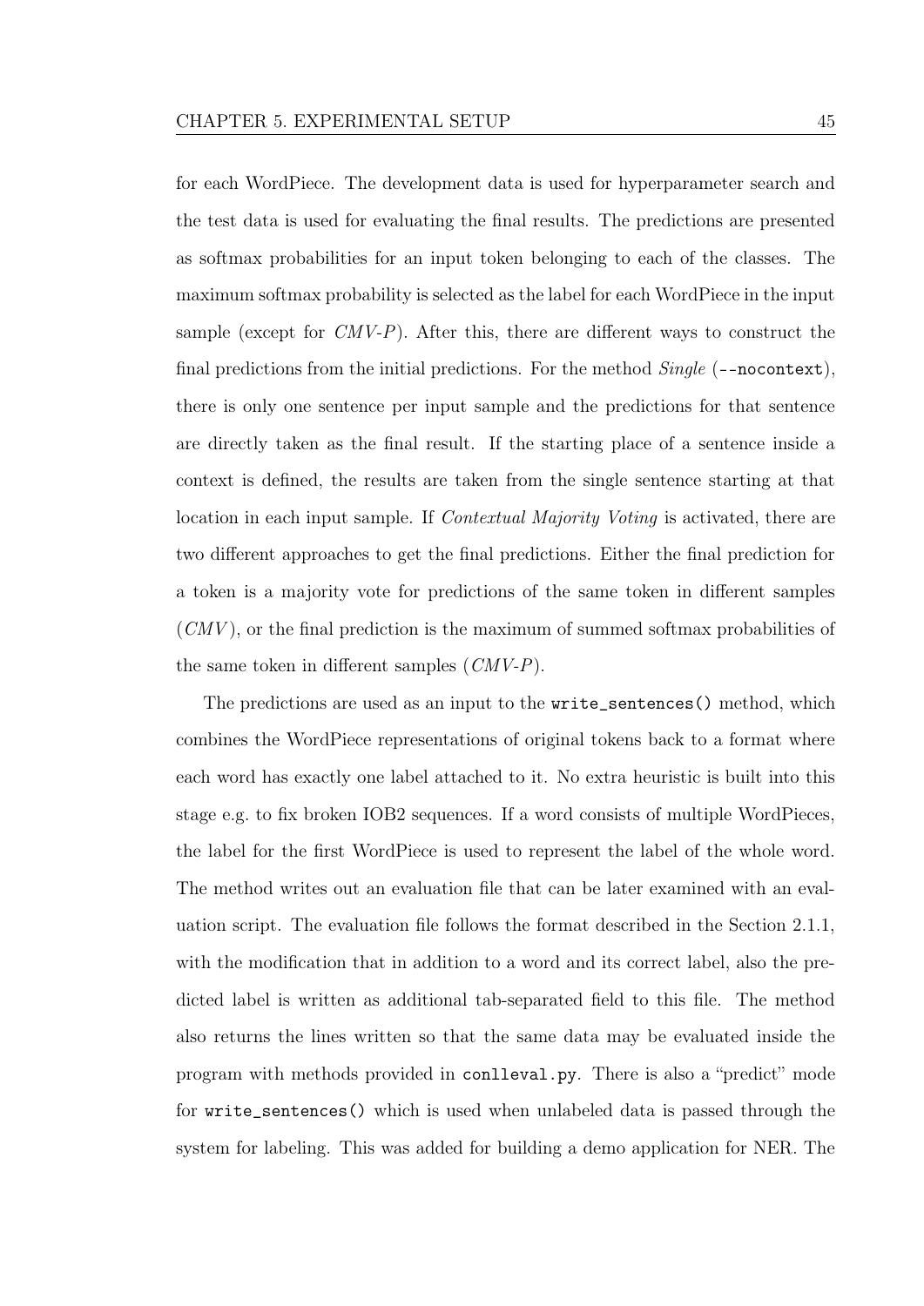for each WordPiece. The development data is used for hyperparameter search and the test data is used for evaluating the final results. The predictions are presented as softmax probabilities for an input token belonging to each of the classes. The maximum softmax probability is selected as the label for each WordPiece in the input sample (except for *CMV-P*). After this, there are different ways to construct the final predictions from the initial predictions. For the method *Single* (`--nocontext`), there is only one sentence per input sample and the predictions for that sentence are directly taken as the final result. If the starting place of a sentence inside a context is defined, the results are taken from the single sentence starting at that location in each input sample. If *Contextual Majority Voting* is activated, there are two different approaches to get the final predictions. Either the final prediction for a token is a majority vote for predictions of the same token in different samples (*CMV*), or the final prediction is the maximum of summed softmax probabilities of the same token in different samples (*CMV-P*).

The predictions are used as an input to the `write_sentences()` method, which combines the WordPiece representations of original tokens back to a format where each word has exactly one label attached to it. No extra heuristic is built into this stage e.g. to fix broken IOB2 sequences. If a word consists of multiple WordPieces, the label for the first WordPiece is used to represent the label of the whole word. The method writes out an evaluation file that can be later examined with an evaluation script. The evaluation file follows the format described in the Section 2.1.1, with the modification that in addition to a word and its correct label, also the predicted label is written as additional tab-separated field to this file. The method also returns the lines written so that the same data may be evaluated inside the program with methods provided in `conlleval.py`. There is also a "predict" mode for `write_sentences()` which is used when unlabeled data is passed through the system for labeling. This was added for building a demo application for NER. The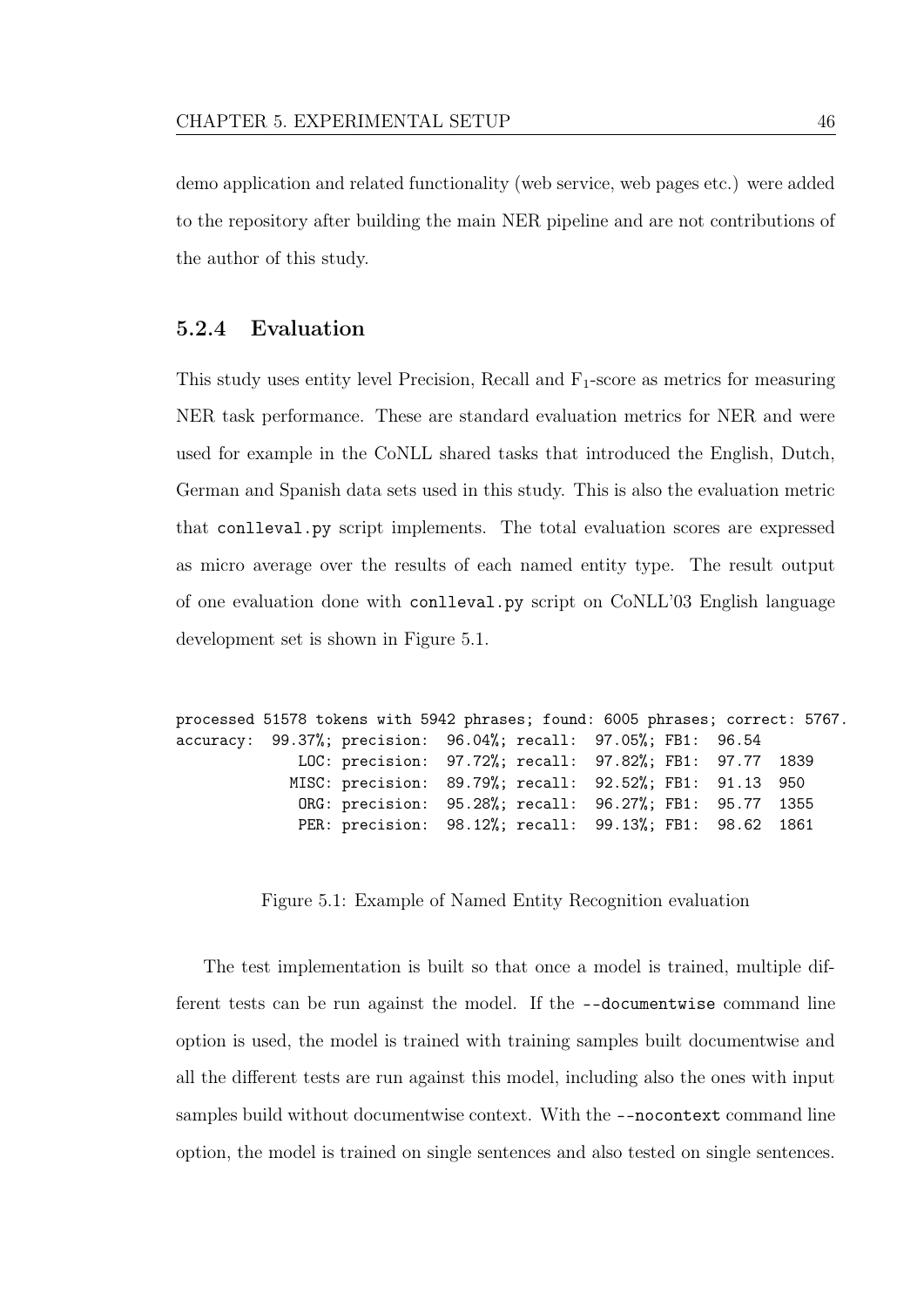demo application and related functionality (web service, web pages etc.) were added to the repository after building the main NER pipeline and are not contributions of the author of this study.

### 5.2.4 Evaluation

This study uses entity level Precision, Recall and $F_1$-score as metrics for measuring NER task performance. These are standard evaluation metrics for NER and were used for example in the CoNLL shared tasks that introduced the English, Dutch, German and Spanish data sets used in this study. This is also the evaluation metric that `conlleval.py` script implements. The total evaluation scores are expressed as micro average over the results of each named entity type. The result output of one evaluation done with `conlleval.py` script on CoNLL'03 English language development set is shown in Figure 5.1.

```
processed 51578 tokens with 5942 phrases; found: 6005 phrases; correct: 5767.
accuracy:  99.37%; precision:  96.04%; recall:  97.05%; FB1:  96.54
              LOC: precision:  97.72%; recall:  97.82%; FB1:  97.77  1839
             MISC: precision:  89.79%; recall:  92.52%; FB1:  91.13  950
              ORG: precision:  95.28%; recall:  96.27%; FB1:  95.77  1355
              PER: precision:  98.12%; recall:  99.13%; FB1:  98.62  1861
```

Figure 5.1: Example of Named Entity Recognition evaluation

The test implementation is built so that once a model is trained, multiple different tests can be run against the model. If the `--documentwise` command line option is used, the model is trained with training samples built documentwise and all the different tests are run against this model, including also the ones with input samples build without documentwise context. With the `--nocontext` command line option, the model is trained on single sentences and also tested on single sentences.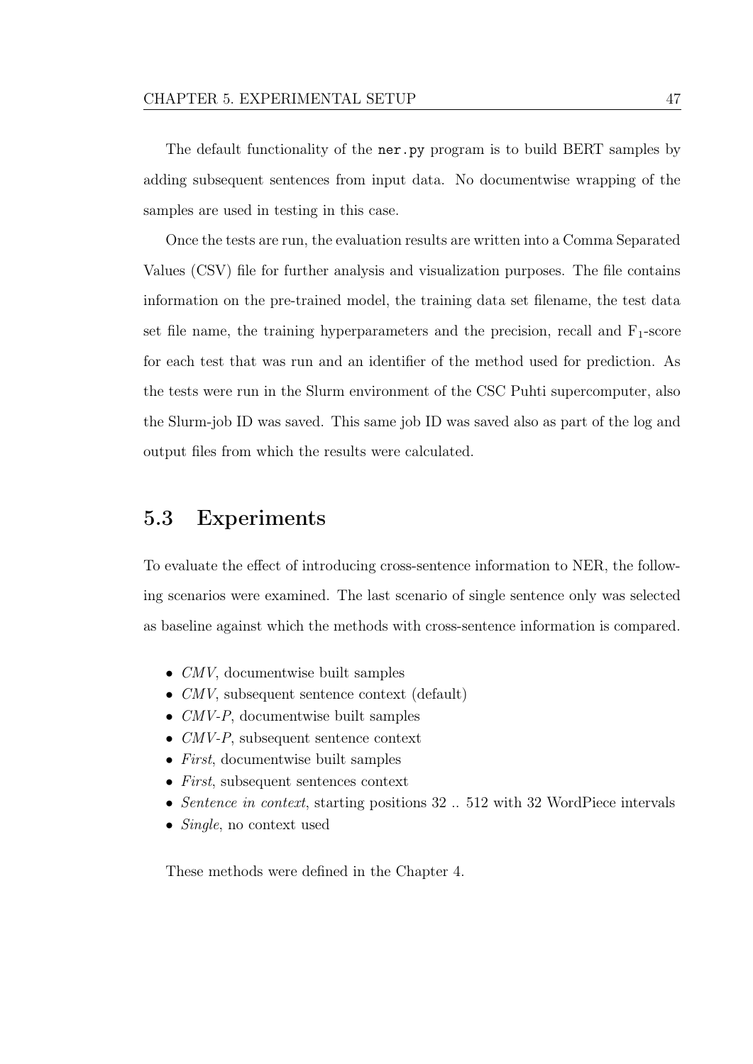The default functionality of the `ner.py` program is to build BERT samples by adding subsequent sentences from input data. No documentwise wrapping of the samples are used in testing in this case.

Once the tests are run, the evaluation results are written into a Comma Separated Values (CSV) file for further analysis and visualization purposes. The file contains information on the pre-trained model, the training data set filename, the test data set file name, the training hyperparameters and the precision, recall and $F_1$-score for each test that was run and an identifier of the method used for prediction. As the tests were run in the Slurm environment of the CSC Puhti supercomputer, also the Slurm-job ID was saved. This same job ID was saved also as part of the log and output files from which the results were calculated.

## 5.3 Experiments

To evaluate the effect of introducing cross-sentence information to NER, the following scenarios were examined. The last scenario of single sentence only was selected as baseline against which the methods with cross-sentence information is compared.

- *CMV*, documentwise built samples
- *CMV*, subsequent sentence context (default)
- *CMV-P*, documentwise built samples
- *CMV-P*, subsequent sentence context
- *First*, documentwise built samples
- *First*, subsequent sentences context
- *Sentence in context*, starting positions 32 .. 512 with 32 WordPiece intervals
- *Single*, no context used

These methods were defined in the Chapter 4.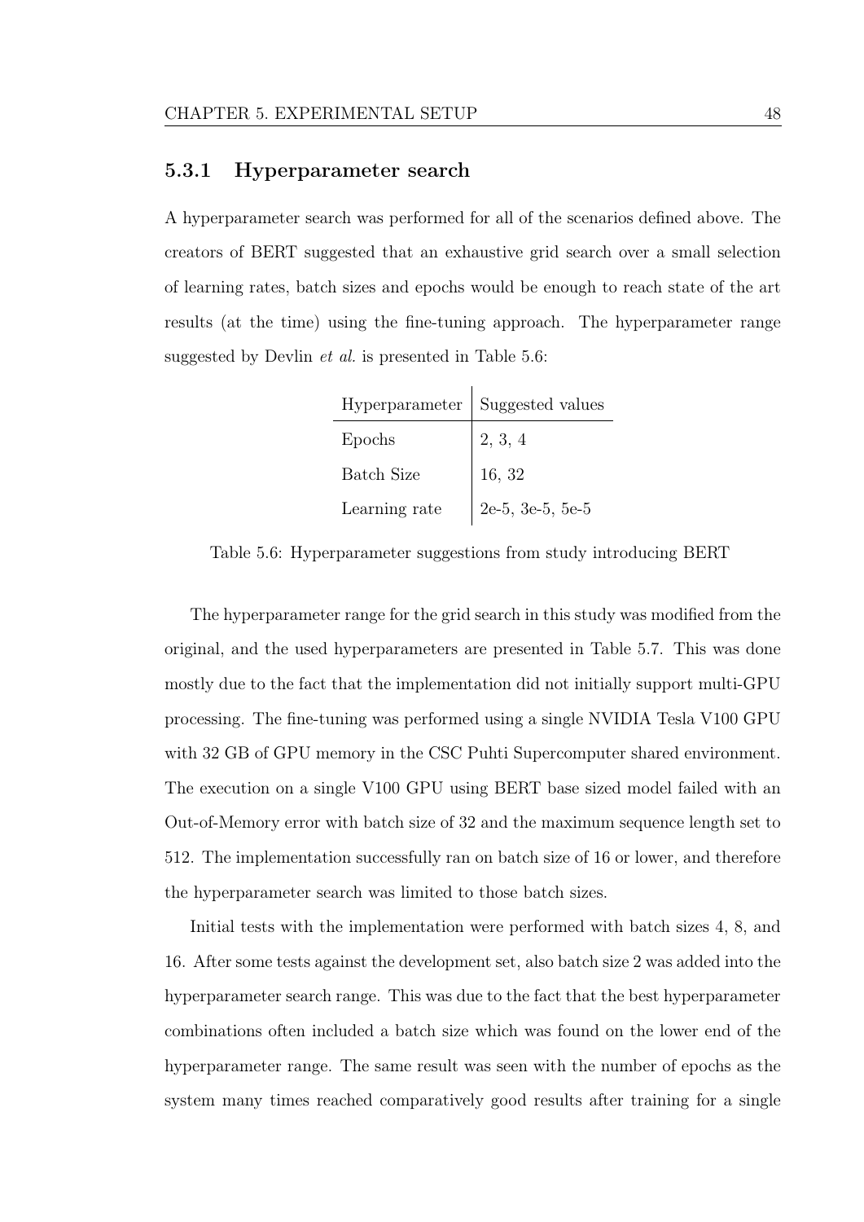### 5.3.1 Hyperparameter search

A hyperparameter search was performed for all of the scenarios defined above. The creators of BERT suggested that an exhaustive grid search over a small selection of learning rates, batch sizes and epochs would be enough to reach state of the art results (at the time) using the fine-tuning approach. The hyperparameter range suggested by Devlin *et al.* is presented in Table 5.6:

| Hyperparameter | Suggested values |
|---|---|
| Epochs | 2, 3, 4 |
| Batch Size | 16, 32 |
| Learning rate | 2e-5, 3e-5, 5e-5 |

Table 5.6: Hyperparameter suggestions from study introducing BERT

The hyperparameter range for the grid search in this study was modified from the original, and the used hyperparameters are presented in Table 5.7. This was done mostly due to the fact that the implementation did not initially support multi-GPU processing. The fine-tuning was performed using a single NVIDIA Tesla V100 GPU with 32 GB of GPU memory in the CSC Puhti Supercomputer shared environment. The execution on a single V100 GPU using BERT base sized model failed with an Out-of-Memory error with batch size of 32 and the maximum sequence length set to 512. The implementation successfully ran on batch size of 16 or lower, and therefore the hyperparameter search was limited to those batch sizes.

Initial tests with the implementation were performed with batch sizes 4, 8, and 16. After some tests against the development set, also batch size 2 was added into the hyperparameter search range. This was due to the fact that the best hyperparameter combinations often included a batch size which was found on the lower end of the hyperparameter range. The same result was seen with the number of epochs as the system many times reached comparatively good results after training for a single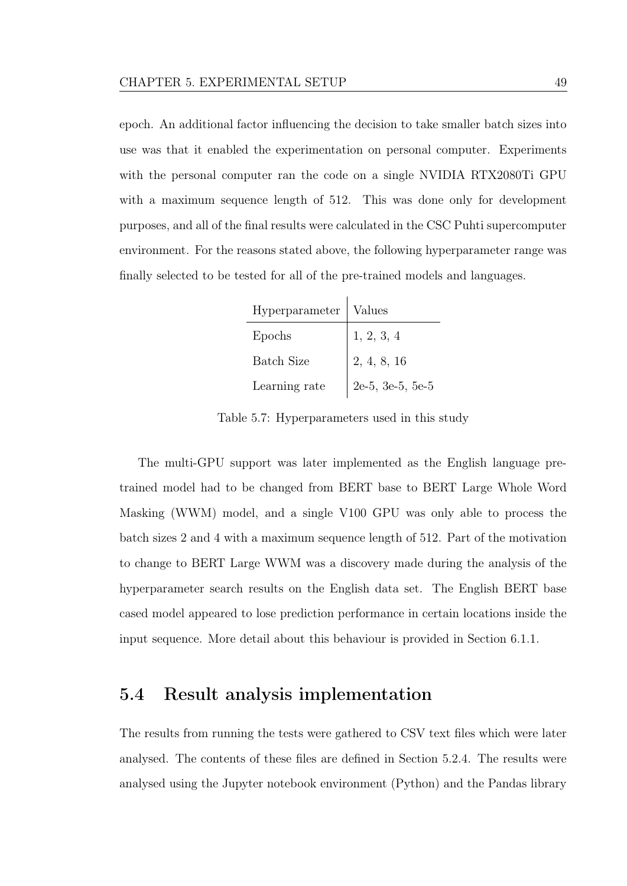epoch. An additional factor influencing the decision to take smaller batch sizes into use was that it enabled the experimentation on personal computer. Experiments with the personal computer ran the code on a single NVIDIA RTX2080Ti GPU with a maximum sequence length of 512. This was done only for development purposes, and all of the final results were calculated in the CSC Puhti supercomputer environment. For the reasons stated above, the following hyperparameter range was finally selected to be tested for all of the pre-trained models and languages.

| Hyperparameter | Values |
|---|---|
| Epochs | 1, 2, 3, 4 |
| Batch Size | 2, 4, 8, 16 |
| Learning rate | 2e-5, 3e-5, 5e-5 |

Table 5.7: Hyperparameters used in this study

The multi-GPU support was later implemented as the English language pre-trained model had to be changed from BERT base to BERT Large Whole Word Masking (WWM) model, and a single V100 GPU was only able to process the batch sizes 2 and 4 with a maximum sequence length of 512. Part of the motivation to change to BERT Large WWM was a discovery made during the analysis of the hyperparameter search results on the English data set. The English BERT base cased model appeared to lose prediction performance in certain locations inside the input sequence. More detail about this behaviour is provided in Section 6.1.1.

## 5.4 Result analysis implementation

The results from running the tests were gathered to CSV text files which were later analysed. The contents of these files are defined in Section 5.2.4. The results were analysed using the Jupyter notebook environment (Python) and the Pandas library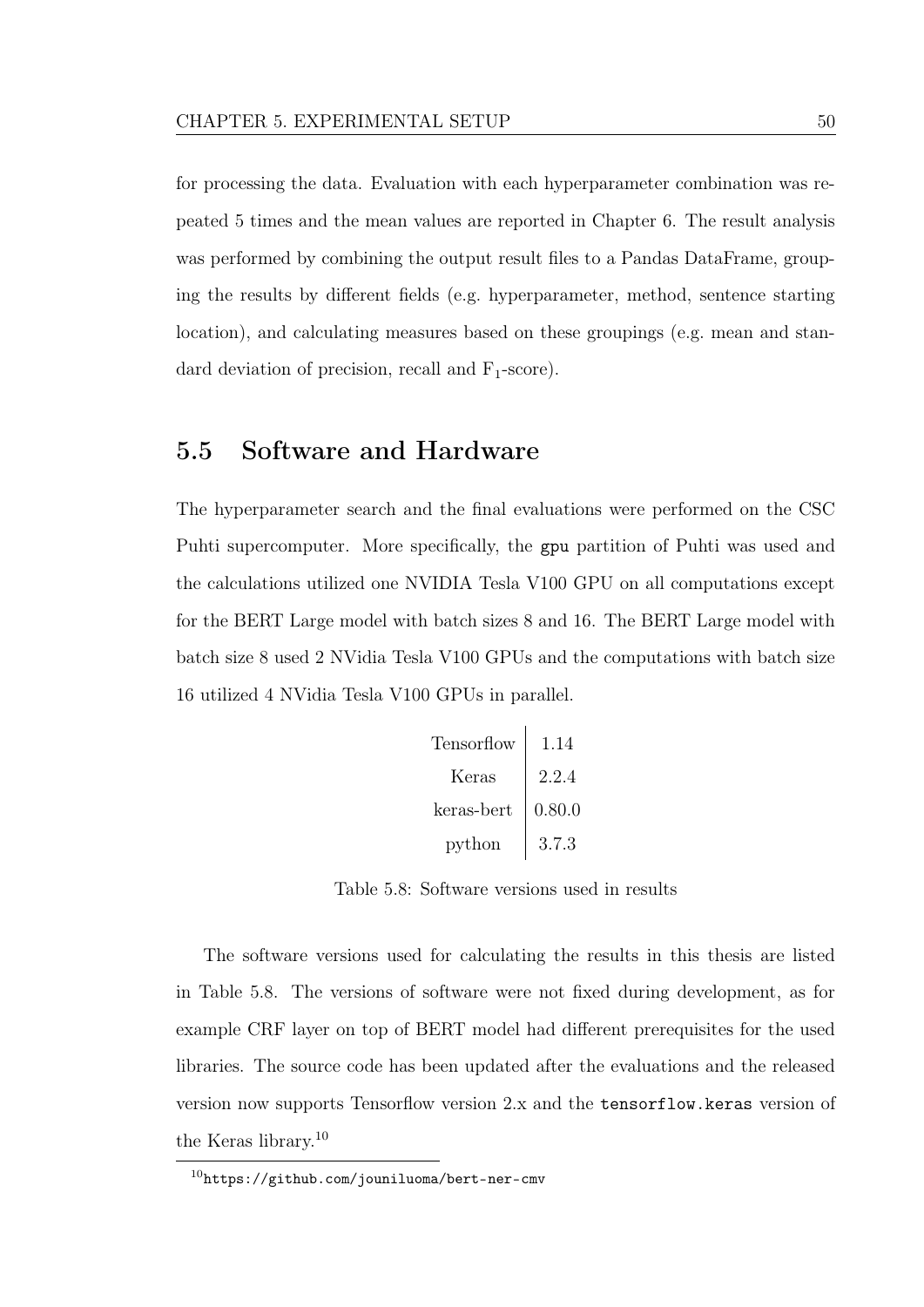for processing the data. Evaluation with each hyperparameter combination was repeated 5 times and the mean values are reported in Chapter 6. The result analysis was performed by combining the output result files to a Pandas DataFrame, grouping the results by different fields (e.g. hyperparameter, method, sentence starting location), and calculating measures based on these groupings (e.g. mean and standard deviation of precision, recall and $F_1$-score).

## 5.5 Software and Hardware

The hyperparameter search and the final evaluations were performed on the CSC Puhti supercomputer. More specifically, the `gpu` partition of Puhti was used and the calculations utilized one NVIDIA Tesla V100 GPU on all computations except for the BERT Large model with batch sizes 8 and 16. The BERT Large model with batch size 8 used 2 NVidia Tesla V100 GPUs and the computations with batch size 16 utilized 4 NVidia Tesla V100 GPUs in parallel.

| Software | Version |
|---|---|
| Tensorflow | 1.14 |
| Keras | 2.2.4 |
| keras-bert | 0.80.0 |
| python | 3.7.3 |

Table 5.8: Software versions used in results

The software versions used for calculating the results in this thesis are listed in Table 5.8. The versions of software were not fixed during development, as for example CRF layer on top of BERT model had different prerequisites for the used libraries. The source code has been updated after the evaluations and the released version now supports Tensorflow version 2.x and the `tensorflow.keras` version of the Keras library.[10]

[10] `https://github.com/jouniluoma/bert-ner-cmv`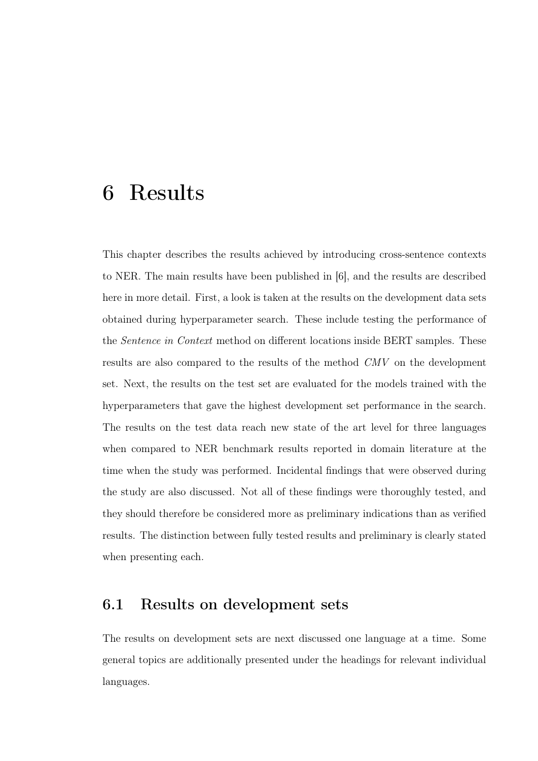# 6 Results

This chapter describes the results achieved by introducing cross-sentence contexts to NER. The main results have been published in [6], and the results are described here in more detail. First, a look is taken at the results on the development data sets obtained during hyperparameter search. These include testing the performance of the *Sentence in Context* method on different locations inside BERT samples. These results are also compared to the results of the method *CMV* on the development set. Next, the results on the test set are evaluated for the models trained with the hyperparameters that gave the highest development set performance in the search. The results on the test data reach new state of the art level for three languages when compared to NER benchmark results reported in domain literature at the time when the study was performed. Incidental findings that were observed during the study are also discussed. Not all of these findings were thoroughly tested, and they should therefore be considered more as preliminary indications than as verified results. The distinction between fully tested results and preliminary is clearly stated when presenting each.

## 6.1 Results on development sets

The results on development sets are next discussed one language at a time. Some general topics are additionally presented under the headings for relevant individual languages.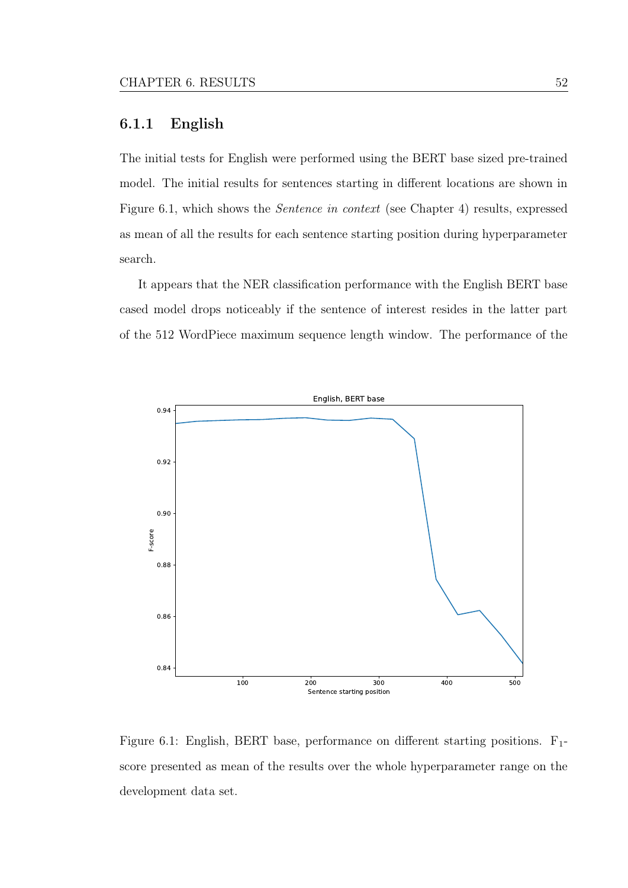### 6.1.1 English

The initial tests for English were performed using the BERT base sized pre-trained model. The initial results for sentences starting in different locations are shown in Figure 6.1, which shows the *Sentence in context* (see Chapter 4) results, expressed as mean of all the results for each sentence starting position during hyperparameter search.

It appears that the NER classification performance with the English BERT base cased model drops noticeably if the sentence of interest resides in the latter part of the 512 WordPiece maximum sequence length window. The performance of the

Figure 6.1: English, BERT base, performance on different starting positions. $F_1$-score presented as mean of the results over the whole hyperparameter range on the development data set.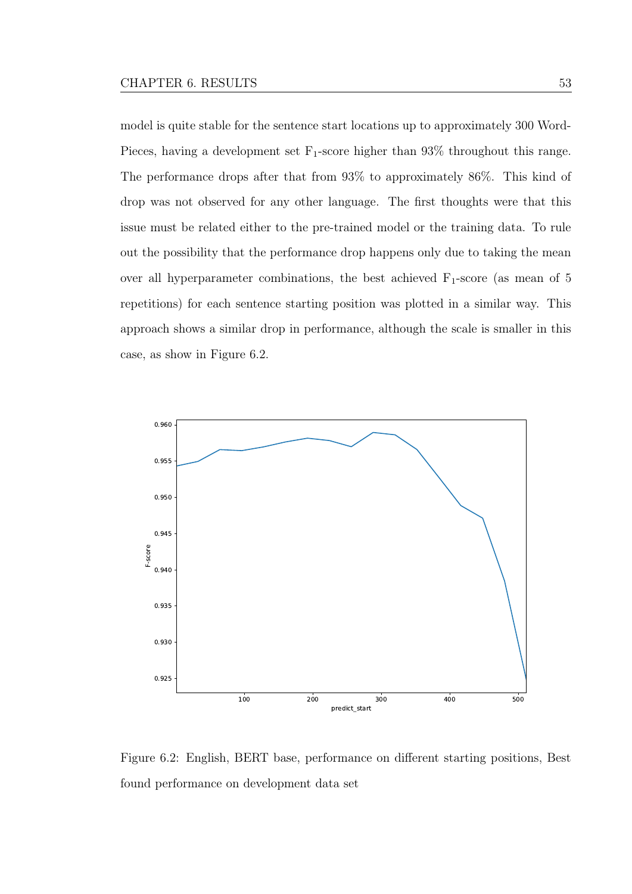model is quite stable for the sentence start locations up to approximately 300 WordPieces, having a development set $F_1$-score higher than 93% throughout this range. The performance drops after that from 93% to approximately 86%. This kind of drop was not observed for any other language. The first thoughts were that this issue must be related either to the pre-trained model or the training data. To rule out the possibility that the performance drop happens only due to taking the mean over all hyperparameter combinations, the best achieved $F_1$-score (as mean of 5 repetitions) for each sentence starting position was plotted in a similar way. This approach shows a similar drop in performance, although the scale is smaller in this case, as show in Figure 6.2.

Figure 6.2: English, BERT base, performance on different starting positions, Best found performance on development data set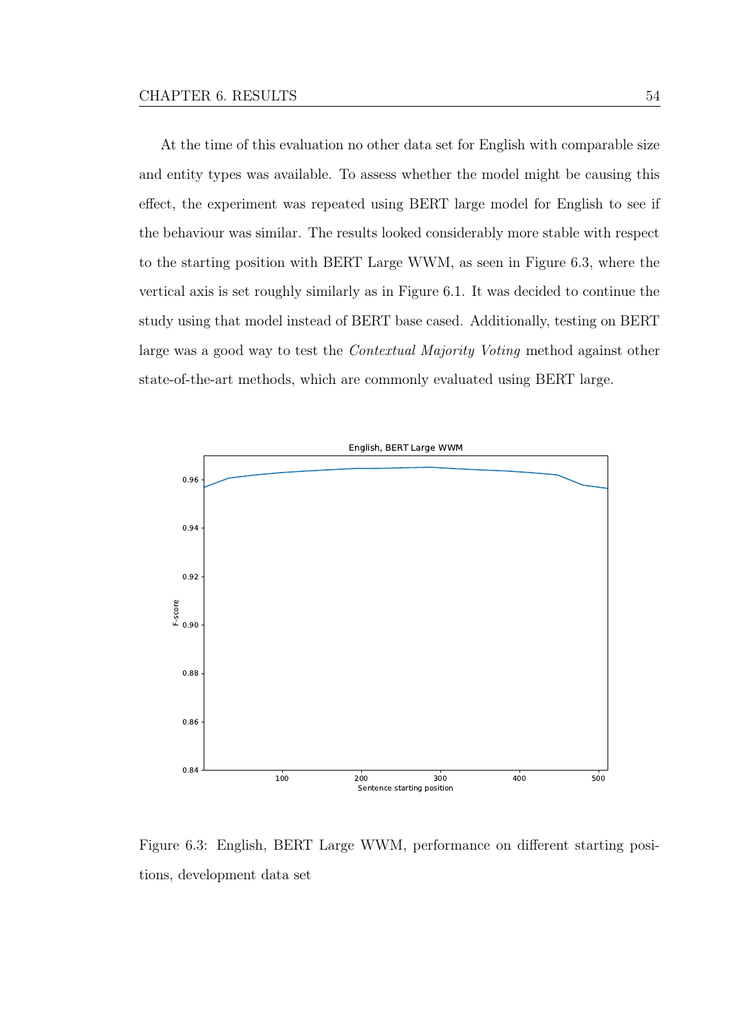At the time of this evaluation no other data set for English with comparable size and entity types was available. To assess whether the model might be causing this effect, the experiment was repeated using BERT large model for English to see if the behaviour was similar. The results looked considerably more stable with respect to the starting position with BERT Large WWM, as seen in Figure 6.3, where the vertical axis is set roughly similarly as in Figure 6.1. It was decided to continue the study using that model instead of BERT base cased. Additionally, testing on BERT large was a good way to test the *Contextual Majority Voting* method against other state-of-the-art methods, which are commonly evaluated using BERT large.

Figure 6.3: English, BERT Large WWM, performance on different starting positions, development data set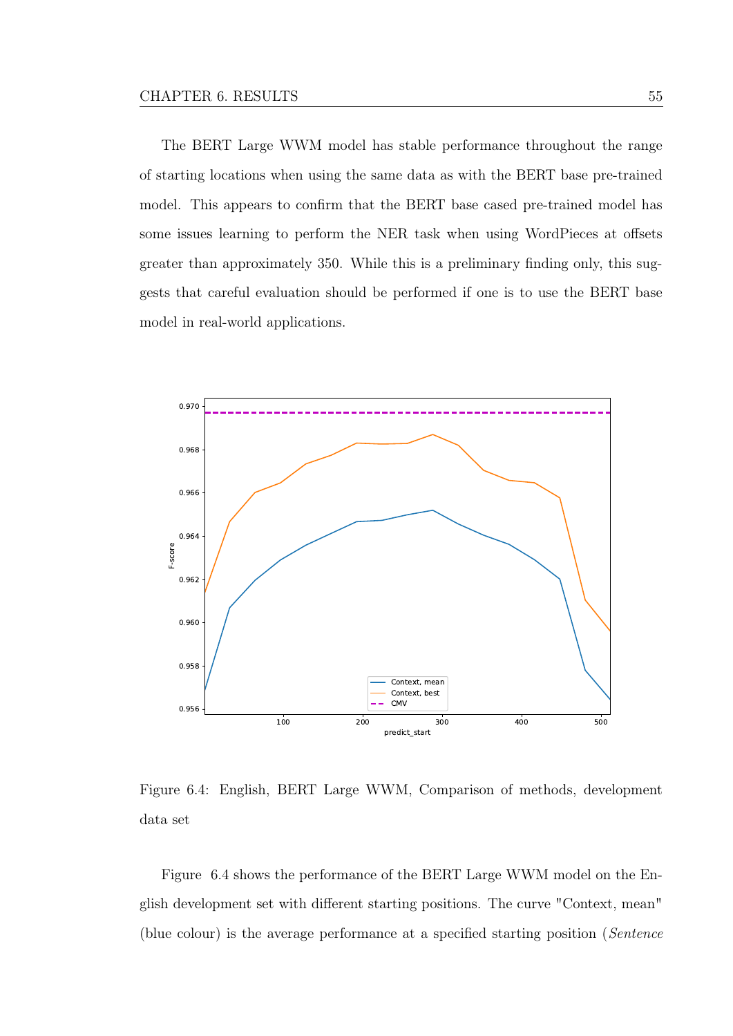The BERT Large WWM model has stable performance throughout the range of starting locations when using the same data as with the BERT base pre-trained model. This appears to confirm that the BERT base cased pre-trained model has some issues learning to perform the NER task when using WordPieces at offsets greater than approximately 350. While this is a preliminary finding only, this suggests that careful evaluation should be performed if one is to use the BERT base model in real-world applications.

Figure 6.4: English, BERT Large WWM, Comparison of methods, development data set

Figure 6.4 shows the performance of the BERT Large WWM model on the English development set with different starting positions. The curve "Context, mean" (blue colour) is the average performance at a specified starting position (*Sentence*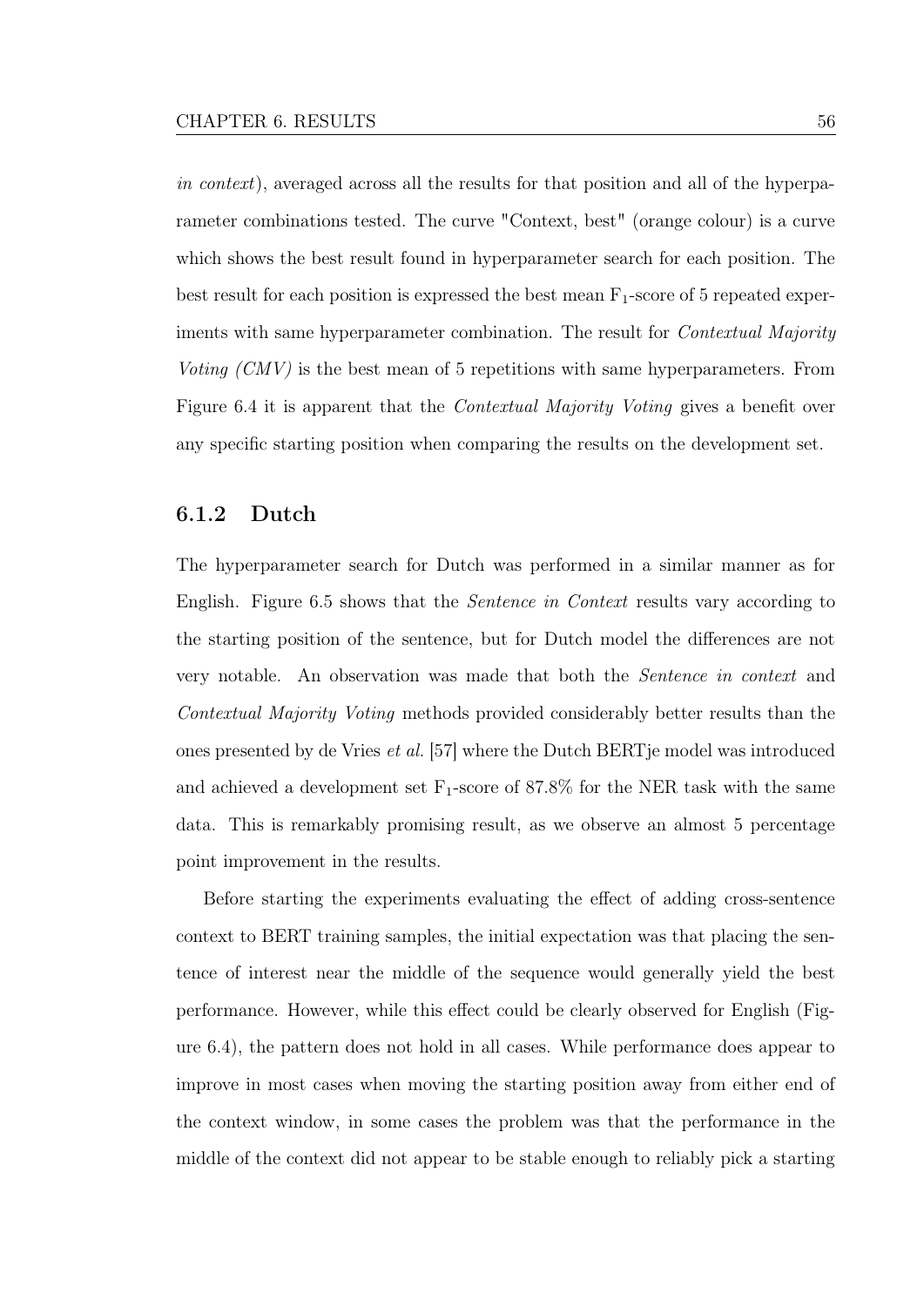*in context*), averaged across all the results for that position and all of the hyperparameter combinations tested. The curve "Context, best" (orange colour) is a curve which shows the best result found in hyperparameter search for each position. The best result for each position is expressed the best mean $F_1$-score of 5 repeated experiments with same hyperparameter combination. The result for *Contextual Majority Voting (CMV)* is the best mean of 5 repetitions with same hyperparameters. From Figure 6.4 it is apparent that the *Contextual Majority Voting* gives a benefit over any specific starting position when comparing the results on the development set.

### 6.1.2 Dutch

The hyperparameter search for Dutch was performed in a similar manner as for English. Figure 6.5 shows that the *Sentence in Context* results vary according to the starting position of the sentence, but for Dutch model the differences are not very notable. An observation was made that both the *Sentence in context* and *Contextual Majority Voting* methods provided considerably better results than the ones presented by de Vries *et al.* [57] where the Dutch BERTje model was introduced and achieved a development set $F_1$-score of 87.8% for the NER task with the same data. This is remarkably promising result, as we observe an almost 5 percentage point improvement in the results.

Before starting the experiments evaluating the effect of adding cross-sentence context to BERT training samples, the initial expectation was that placing the sentence of interest near the middle of the sequence would generally yield the best performance. However, while this effect could be clearly observed for English (Figure 6.4), the pattern does not hold in all cases. While performance does appear to improve in most cases when moving the starting position away from either end of the context window, in some cases the problem was that the performance in the middle of the context did not appear to be stable enough to reliably pick a starting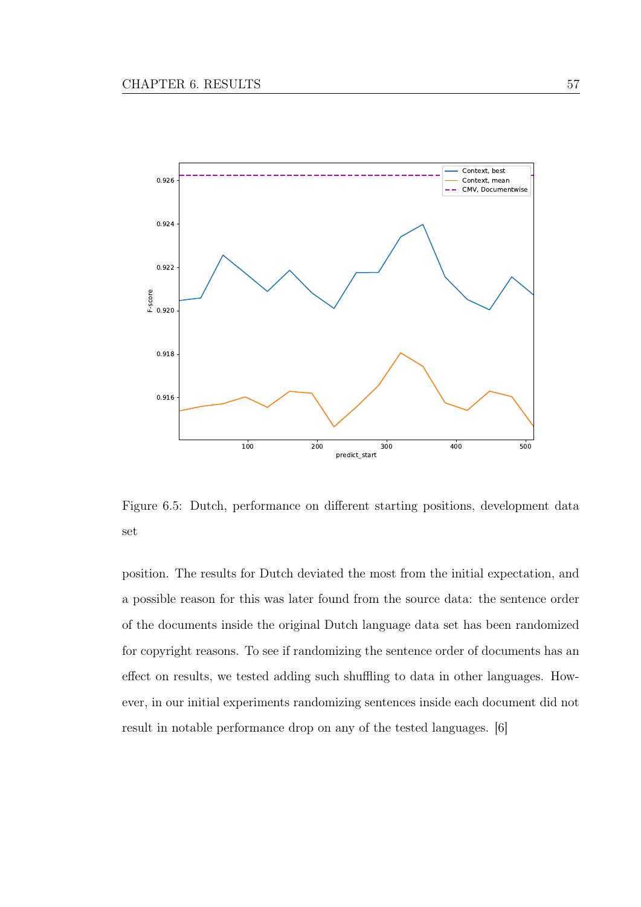Figure 6.5: Dutch, performance on different starting positions, development data set

position. The results for Dutch deviated the most from the initial expectation, and a possible reason for this was later found from the source data: the sentence order of the documents inside the original Dutch language data set has been randomized for copyright reasons. To see if randomizing the sentence order of documents has an effect on results, we tested adding such shuffling to data in other languages. However, in our initial experiments randomizing sentences inside each document did not result in notable performance drop on any of the tested languages. [6]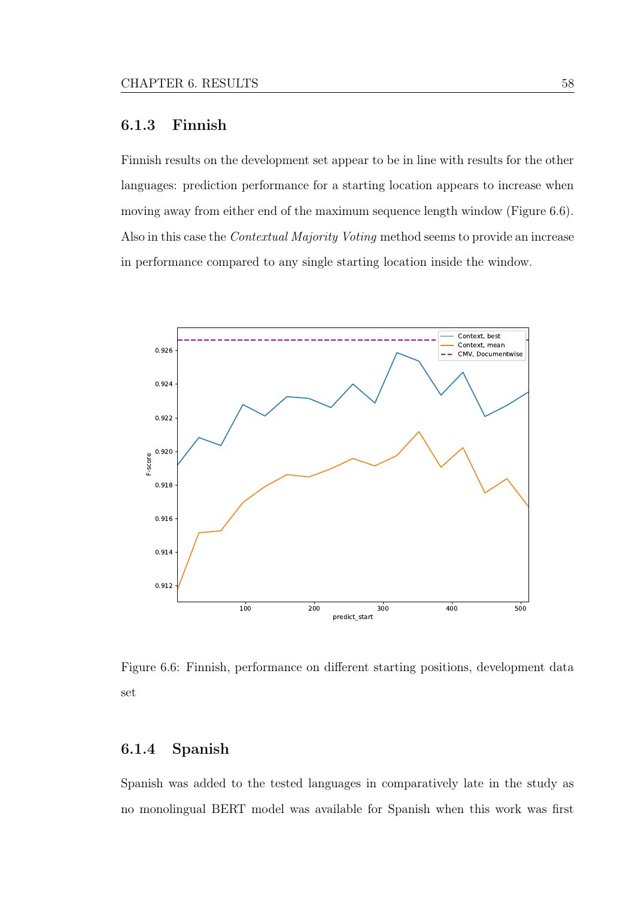### 6.1.3 Finnish

Finnish results on the development set appear to be in line with results for the other languages: prediction performance for a starting location appears to increase when moving away from either end of the maximum sequence length window (Figure 6.6). Also in this case the *Contextual Majority Voting* method seems to provide an increase in performance compared to any single starting location inside the window.

Figure 6.6: Finnish, performance on different starting positions, development data set

### 6.1.4 Spanish

Spanish was added to the tested languages in comparatively late in the study as no monolingual BERT model was available for Spanish when this work was first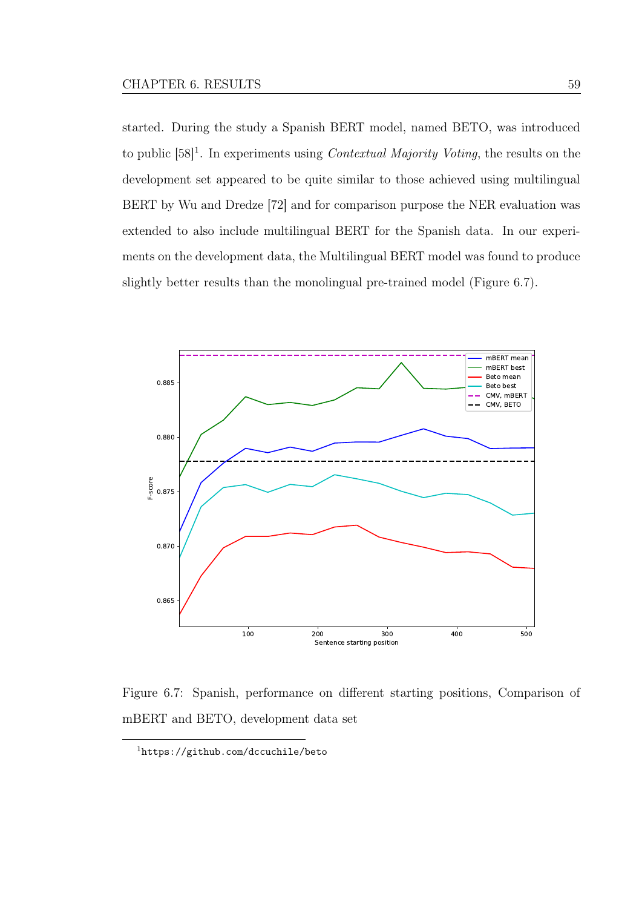started. During the study a Spanish BERT model, named BETO, was introduced to public [58][1]. In experiments using *Contextual Majority Voting*, the results on the development set appeared to be quite similar to those achieved using multilingual BERT by Wu and Dredze [72] and for comparison purpose the NER evaluation was extended to also include multilingual BERT for the Spanish data. In our experiments on the development data, the Multilingual BERT model was found to produce slightly better results than the monolingual pre-trained model (Figure 6.7).

Figure 6.7: Spanish, performance on different starting positions, Comparison of mBERT and BETO, development data set

[1] https://github.com/dccuchile/beto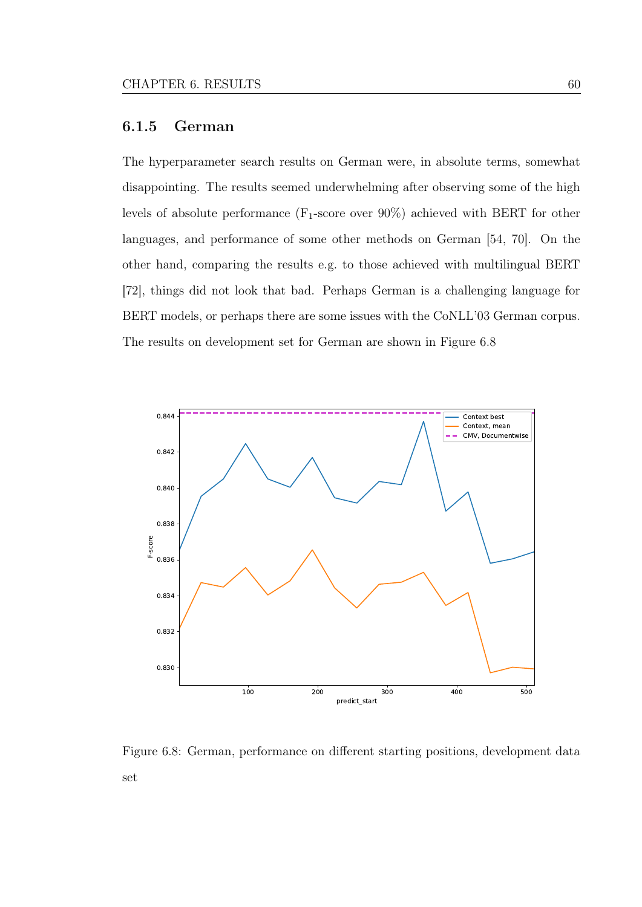### 6.1.5 German

The hyperparameter search results on German were, in absolute terms, somewhat disappointing. The results seemed underwhelming after observing some of the high levels of absolute performance ($F_1$-score over 90%) achieved with BERT for other languages, and performance of some other methods on German [54, 70]. On the other hand, comparing the results e.g. to those achieved with multilingual BERT [72], things did not look that bad. Perhaps German is a challenging language for BERT models, or perhaps there are some issues with the CoNLL'03 German corpus. The results on development set for German are shown in Figure 6.8

Figure 6.8: German, performance on different starting positions, development data set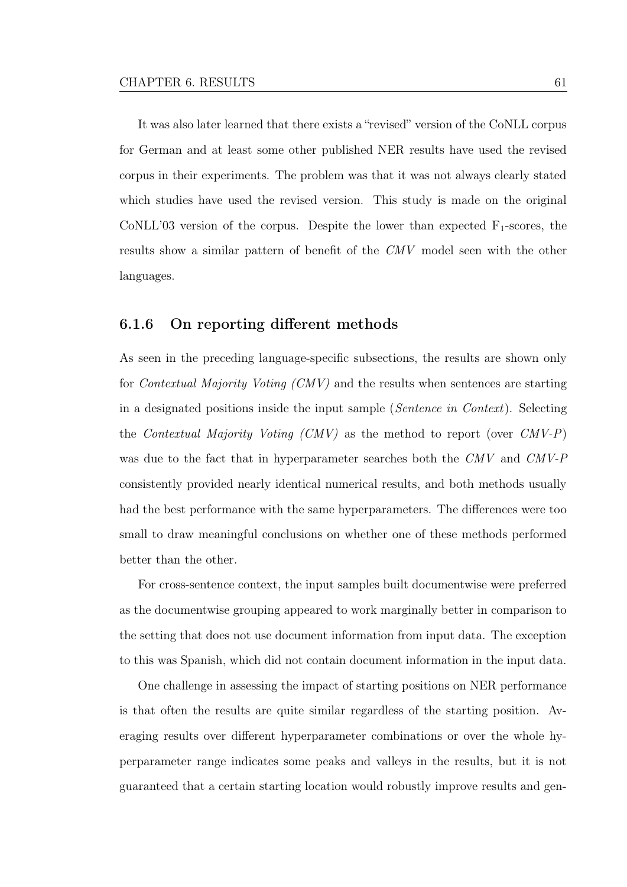It was also later learned that there exists a "revised" version of the CoNLL corpus for German and at least some other published NER results have used the revised corpus in their experiments. The problem was that it was not always clearly stated which studies have used the revised version. This study is made on the original CoNLL'03 version of the corpus. Despite the lower than expected $F_1$-scores, the results show a similar pattern of benefit of the *CMV* model seen with the other languages.

### 6.1.6 On reporting different methods

As seen in the preceding language-specific subsections, the results are shown only for *Contextual Majority Voting (CMV)* and the results when sentences are starting in a designated positions inside the input sample (*Sentence in Context*). Selecting the *Contextual Majority Voting (CMV)* as the method to report (over *CMV-P*) was due to the fact that in hyperparameter searches both the *CMV* and *CMV-P* consistently provided nearly identical numerical results, and both methods usually had the best performance with the same hyperparameters. The differences were too small to draw meaningful conclusions on whether one of these methods performed better than the other.

For cross-sentence context, the input samples built documentwise were preferred as the documentwise grouping appeared to work marginally better in comparison to the setting that does not use document information from input data. The exception to this was Spanish, which did not contain document information in the input data.

One challenge in assessing the impact of starting positions on NER performance is that often the results are quite similar regardless of the starting position. Averaging results over different hyperparameter combinations or over the whole hyperparameter range indicates some peaks and valleys in the results, but it is not guaranteed that a certain starting location would robustly improve results and gen-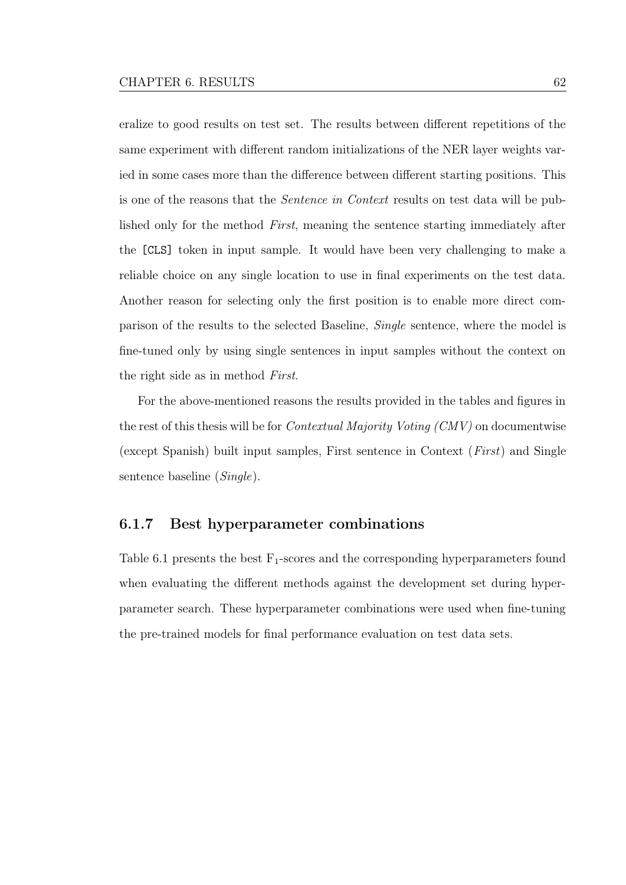eralize to good results on test set. The results between different repetitions of the same experiment with different random initializations of the NER layer weights varied in some cases more than the difference between different starting positions. This is one of the reasons that the *Sentence in Context* results on test data will be published only for the method *First*, meaning the sentence starting immediately after the `[CLS]` token in input sample. It would have been very challenging to make a reliable choice on any single location to use in final experiments on the test data. Another reason for selecting only the first position is to enable more direct comparison of the results to the selected Baseline, *Single* sentence, where the model is fine-tuned only by using single sentences in input samples without the context on the right side as in method *First*.

For the above-mentioned reasons the results provided in the tables and figures in the rest of this thesis will be for *Contextual Majority Voting (CMV)* on documentwise (except Spanish) built input samples, First sentence in Context (*First*) and Single sentence baseline (*Single*).

### 6.1.7 Best hyperparameter combinations

Table 6.1 presents the best $F_1$-scores and the corresponding hyperparameters found when evaluating the different methods against the development set during hyperparameter search. These hyperparameter combinations were used when fine-tuning the pre-trained models for final performance evaluation on test data sets.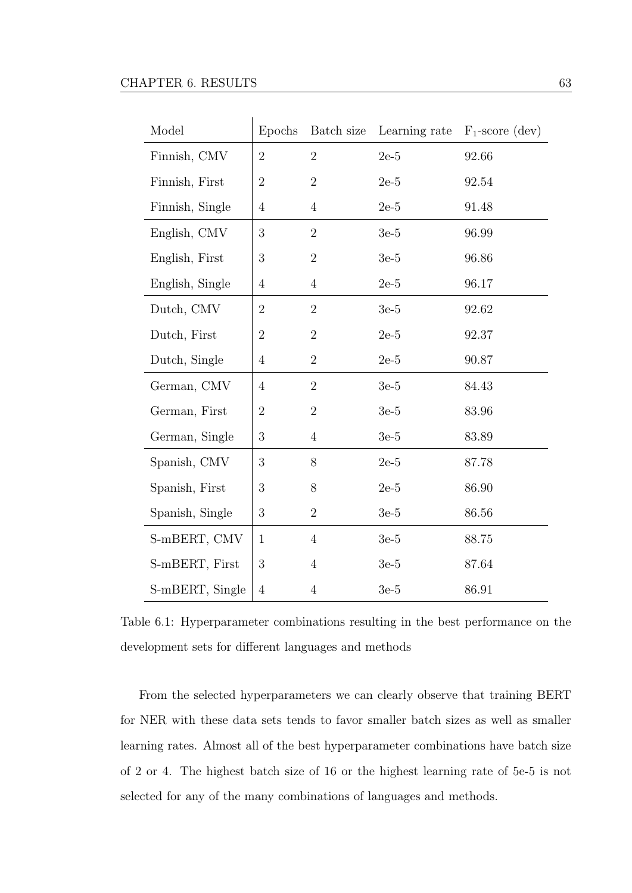| Model | Epochs | Batch size | Learning rate | $F_1$-score (dev) |
|---|---|---|---|---|
| Finnish, CMV | 2 | 2 | 2e-5 | 92.66 |
| Finnish, First | 2 | 2 | 2e-5 | 92.54 |
| Finnish, Single | 4 | 4 | 2e-5 | 91.48 |
| English, CMV | 3 | 2 | 3e-5 | 96.99 |
| English, First | 3 | 2 | 3e-5 | 96.86 |
| English, Single | 4 | 4 | 2e-5 | 96.17 |
| Dutch, CMV | 2 | 2 | 3e-5 | 92.62 |
| Dutch, First | 2 | 2 | 2e-5 | 92.37 |
| Dutch, Single | 4 | 2 | 2e-5 | 90.87 |
| German, CMV | 4 | 2 | 3e-5 | 84.43 |
| German, First | 2 | 2 | 3e-5 | 83.96 |
| German, Single | 3 | 4 | 3e-5 | 83.89 |
| Spanish, CMV | 3 | 8 | 2e-5 | 87.78 |
| Spanish, First | 3 | 8 | 2e-5 | 86.90 |
| Spanish, Single | 3 | 2 | 3e-5 | 86.56 |
| S-mBERT, CMV | 1 | 4 | 3e-5 | 88.75 |
| S-mBERT, First | 3 | 4 | 3e-5 | 87.64 |
| S-mBERT, Single | 4 | 4 | 3e-5 | 86.91 |

Table 6.1: Hyperparameter combinations resulting in the best performance on the development sets for different languages and methods

From the selected hyperparameters we can clearly observe that training BERT for NER with these data sets tends to favor smaller batch sizes as well as smaller learning rates. Almost all of the best hyperparameter combinations have batch size of 2 or 4. The highest batch size of 16 or the highest learning rate of 5e-5 is not selected for any of the many combinations of languages and methods.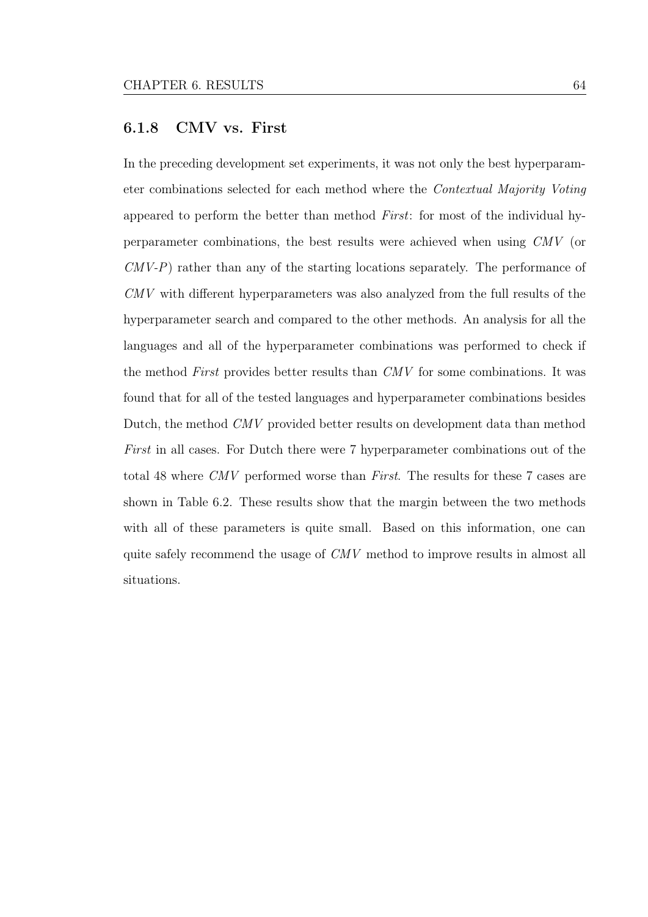### 6.1.8 CMV vs. First

In the preceding development set experiments, it was not only the best hyperparameter combinations selected for each method where the *Contextual Majority Voting* appeared to perform the better than method *First*: for most of the individual hyperparameter combinations, the best results were achieved when using *CMV* (or *CMV-P*) rather than any of the starting locations separately. The performance of *CMV* with different hyperparameters was also analyzed from the full results of the hyperparameter search and compared to the other methods. An analysis for all the languages and all of the hyperparameter combinations was performed to check if the method *First* provides better results than *CMV* for some combinations. It was found that for all of the tested languages and hyperparameter combinations besides Dutch, the method *CMV* provided better results on development data than method *First* in all cases. For Dutch there were 7 hyperparameter combinations out of the total 48 where *CMV* performed worse than *First*. The results for these 7 cases are shown in Table 6.2. These results show that the margin between the two methods with all of these parameters is quite small. Based on this information, one can quite safely recommend the usage of *CMV* method to improve results in almost all situations.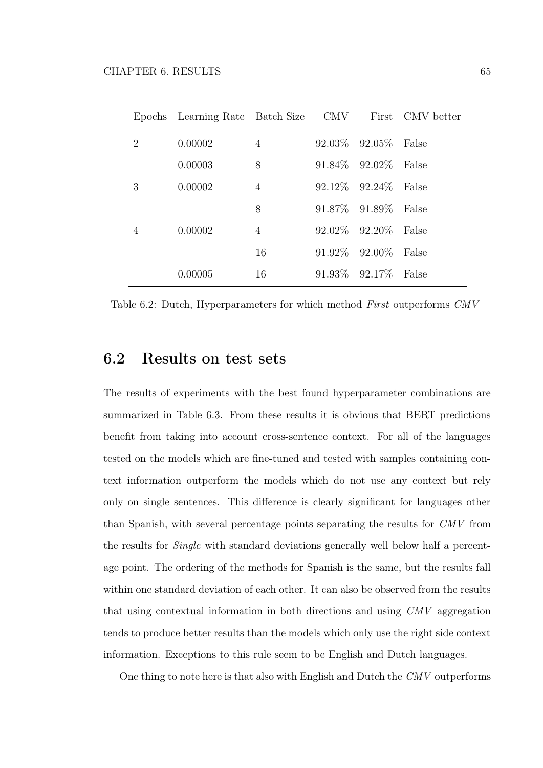| Epochs | Learning Rate | Batch Size | CMV | First | CMV better |
|---|---|---|---|---|---|
| 2 | 0.00002 | 4 | 92.03% | 92.05% | False |
| | 0.00003 | 8 | 91.84% | 92.02% | False |
| 3 | 0.00002 | 4 | 92.12% | 92.24% | False |
| | | 8 | 91.87% | 91.89% | False |
| 4 | 0.00002 | 4 | 92.02% | 92.20% | False |
| | | 16 | 91.92% | 92.00% | False |
| | 0.00005 | 16 | 91.93% | 92.17% | False |

Table 6.2: Dutch, Hyperparameters for which method *First* outperforms *CMV*

## 6.2 Results on test sets

The results of experiments with the best found hyperparameter combinations are summarized in Table 6.3. From these results it is obvious that BERT predictions benefit from taking into account cross-sentence context. For all of the languages tested on the models which are fine-tuned and tested with samples containing context information outperform the models which do not use any context but rely only on single sentences. This difference is clearly significant for languages other than Spanish, with several percentage points separating the results for *CMV* from the results for *Single* with standard deviations generally well below half a percentage point. The ordering of the methods for Spanish is the same, but the results fall within one standard deviation of each other. It can also be observed from the results that using contextual information in both directions and using *CMV* aggregation tends to produce better results than the models which only use the right side context information. Exceptions to this rule seem to be English and Dutch languages.

One thing to note here is that also with English and Dutch the *CMV* outperforms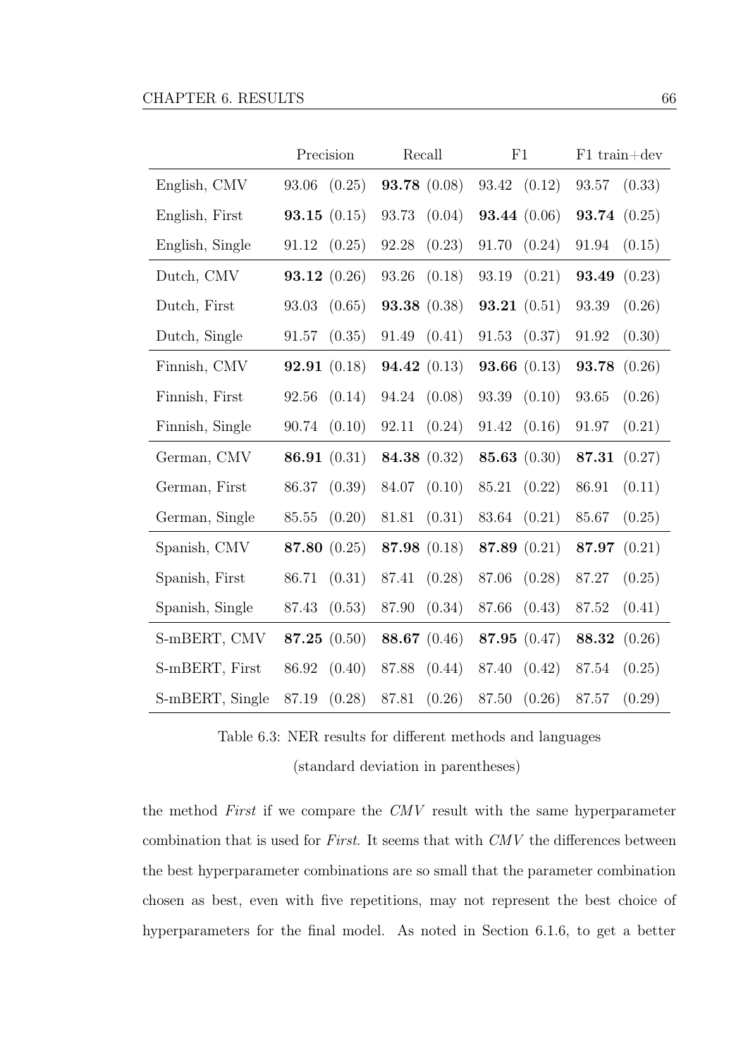| | Precision | Recall | F1 | F1 train+dev |
|---|---|---|---|---|
| English, CMV | 93.06 (0.25) | **93.78** (0.08) | 93.42 (0.12) | 93.57 (0.33) |
| English, First | **93.15** (0.15) | 93.73 (0.04) | **93.44** (0.06) | **93.74** (0.25) |
| English, Single | 91.12 (0.25) | 92.28 (0.23) | 91.70 (0.24) | 91.94 (0.15) |
| Dutch, CMV | **93.12** (0.26) | 93.26 (0.18) | 93.19 (0.21) | **93.49** (0.23) |
| Dutch, First | 93.03 (0.65) | **93.38** (0.38) | **93.21** (0.51) | 93.39 (0.26) |
| Dutch, Single | 91.57 (0.35) | 91.49 (0.41) | 91.53 (0.37) | 91.92 (0.30) |
| Finnish, CMV | **92.91** (0.18) | **94.42** (0.13) | **93.66** (0.13) | **93.78** (0.26) |
| Finnish, First | 92.56 (0.14) | 94.24 (0.08) | 93.39 (0.10) | 93.65 (0.26) |
| Finnish, Single | 90.74 (0.10) | 92.11 (0.24) | 91.42 (0.16) | 91.97 (0.21) |
| German, CMV | **86.91** (0.31) | **84.38** (0.32) | **85.63** (0.30) | **87.31** (0.27) |
| German, First | 86.37 (0.39) | 84.07 (0.10) | 85.21 (0.22) | 86.91 (0.11) |
| German, Single | 85.55 (0.20) | 81.81 (0.31) | 83.64 (0.21) | 85.67 (0.25) |
| Spanish, CMV | **87.80** (0.25) | **87.98** (0.18) | **87.89** (0.21) | **87.97** (0.21) |
| Spanish, First | 86.71 (0.31) | 87.41 (0.28) | 87.06 (0.28) | 87.27 (0.25) |
| Spanish, Single | 87.43 (0.53) | 87.90 (0.34) | 87.66 (0.43) | 87.52 (0.41) |
| S-mBERT, CMV | **87.25** (0.50) | **88.67** (0.46) | **87.95** (0.47) | **88.32** (0.26) |
| S-mBERT, First | 86.92 (0.40) | 87.88 (0.44) | 87.40 (0.42) | 87.54 (0.25) |
| S-mBERT, Single | 87.19 (0.28) | 87.81 (0.26) | 87.50 (0.26) | 87.57 (0.29) |

Table 6.3: NER results for different methods and languages

(standard deviation in parentheses)

the method *First* if we compare the *CMV* result with the same hyperparameter combination that is used for *First*. It seems that with *CMV* the differences between the best hyperparameter combinations are so small that the parameter combination chosen as best, even with five repetitions, may not represent the best choice of hyperparameters for the final model. As noted in Section 6.1.6, to get a better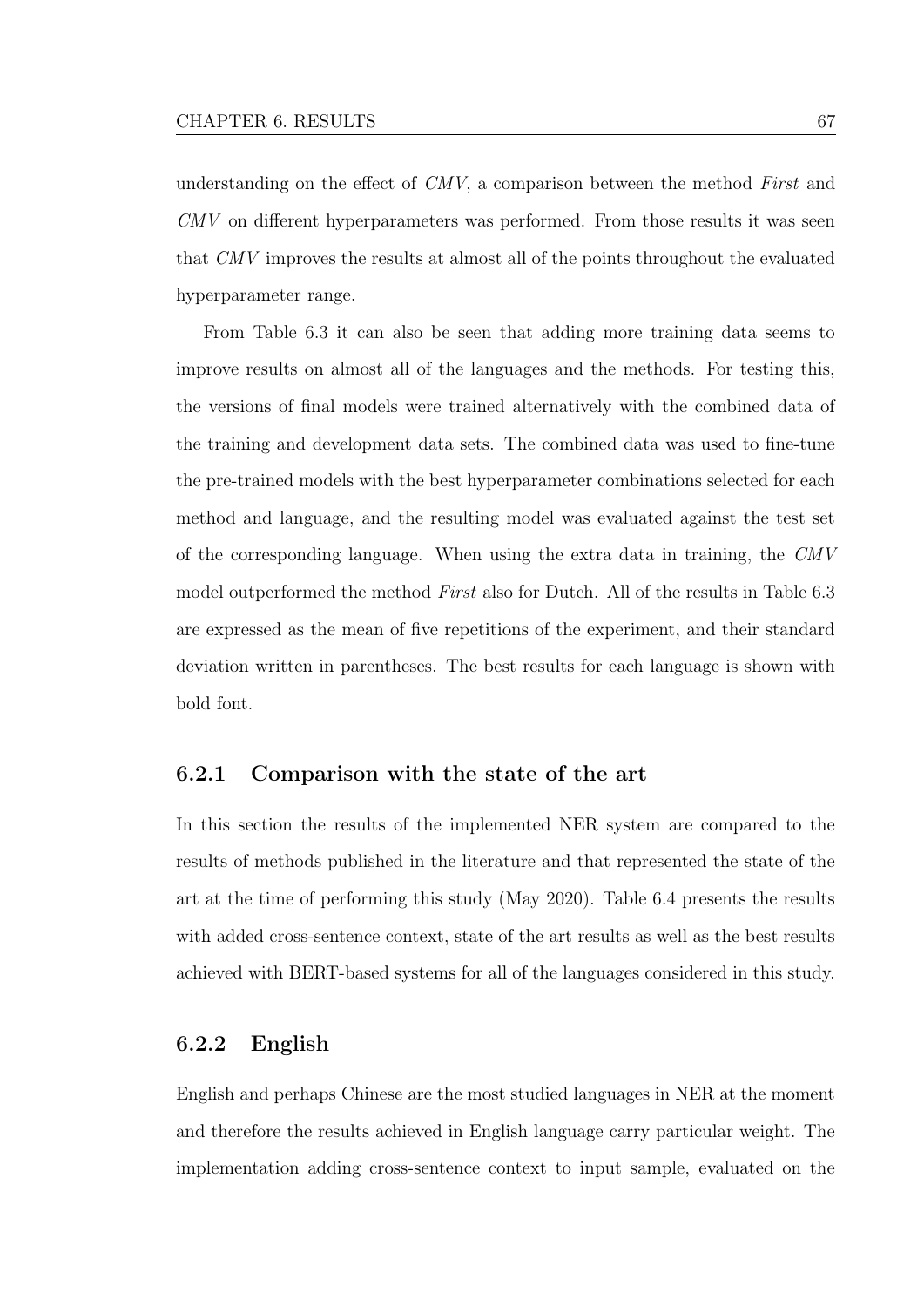understanding on the effect of *CMV*, a comparison between the method *First* and *CMV* on different hyperparameters was performed. From those results it was seen that *CMV* improves the results at almost all of the points throughout the evaluated hyperparameter range.

From Table 6.3 it can also be seen that adding more training data seems to improve results on almost all of the languages and the methods. For testing this, the versions of final models were trained alternatively with the combined data of the training and development data sets. The combined data was used to fine-tune the pre-trained models with the best hyperparameter combinations selected for each method and language, and the resulting model was evaluated against the test set of the corresponding language. When using the extra data in training, the *CMV* model outperformed the method *First* also for Dutch. All of the results in Table 6.3 are expressed as the mean of five repetitions of the experiment, and their standard deviation written in parentheses. The best results for each language is shown with bold font.

### 6.2.1 Comparison with the state of the art

In this section the results of the implemented NER system are compared to the results of methods published in the literature and that represented the state of the art at the time of performing this study (May 2020). Table 6.4 presents the results with added cross-sentence context, state of the art results as well as the best results achieved with BERT-based systems for all of the languages considered in this study.

### 6.2.2 English

English and perhaps Chinese are the most studied languages in NER at the moment and therefore the results achieved in English language carry particular weight. The implementation adding cross-sentence context to input sample, evaluated on the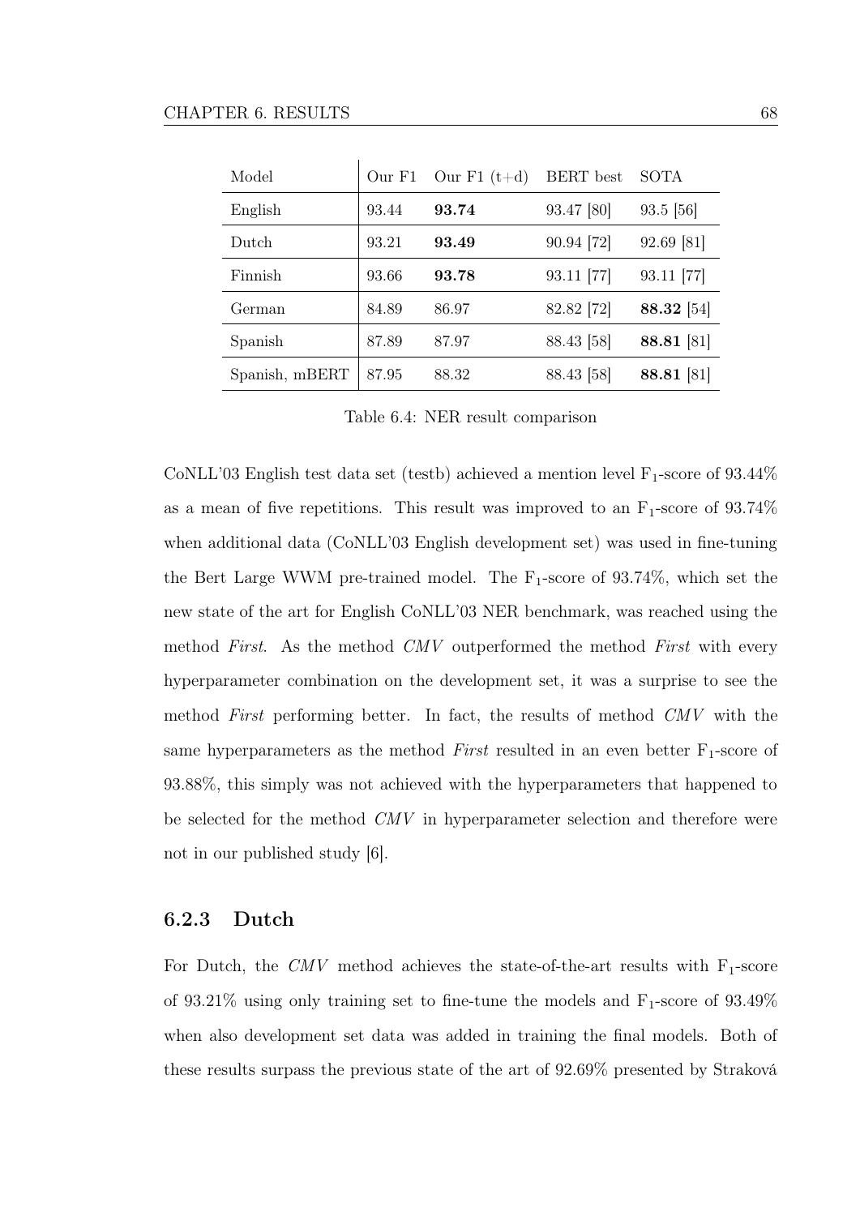| Model | Our F1 | Our F1 (t+d) | BERT best | SOTA |
|---|---|---|---|---|
| English | 93.44 | **93.74** | 93.47 [80] | 93.5 [56] |
| Dutch | 93.21 | **93.49** | 90.94 [72] | 92.69 [81] |
| Finnish | 93.66 | **93.78** | 93.11 [77] | 93.11 [77] |
| German | 84.89 | 86.97 | 82.82 [72] | **88.32** [54] |
| Spanish | 87.89 | 87.97 | 88.43 [58] | **88.81** [81] |
| Spanish, mBERT | 87.95 | 88.32 | 88.43 [58] | **88.81** [81] |

Table 6.4: NER result comparison

CoNLL'03 English test data set (testb) achieved a mention level $F_1$-score of 93.44% as a mean of five repetitions. This result was improved to an $F_1$-score of 93.74% when additional data (CoNLL'03 English development set) was used in fine-tuning the Bert Large WWM pre-trained model. The $F_1$-score of 93.74%, which set the new state of the art for English CoNLL'03 NER benchmark, was reached using the method *First*. As the method *CMV* outperformed the method *First* with every hyperparameter combination on the development set, it was a surprise to see the method *First* performing better. In fact, the results of method *CMV* with the same hyperparameters as the method *First* resulted in an even better $F_1$-score of 93.88%, this simply was not achieved with the hyperparameters that happened to be selected for the method *CMV* in hyperparameter selection and therefore were not in our published study [6].

### 6.2.3 Dutch

For Dutch, the *CMV* method achieves the state-of-the-art results with $F_1$-score of 93.21% using only training set to fine-tune the models and $F_1$-score of 93.49% when also development set data was added in training the final models. Both of these results surpass the previous state of the art of 92.69% presented by Straková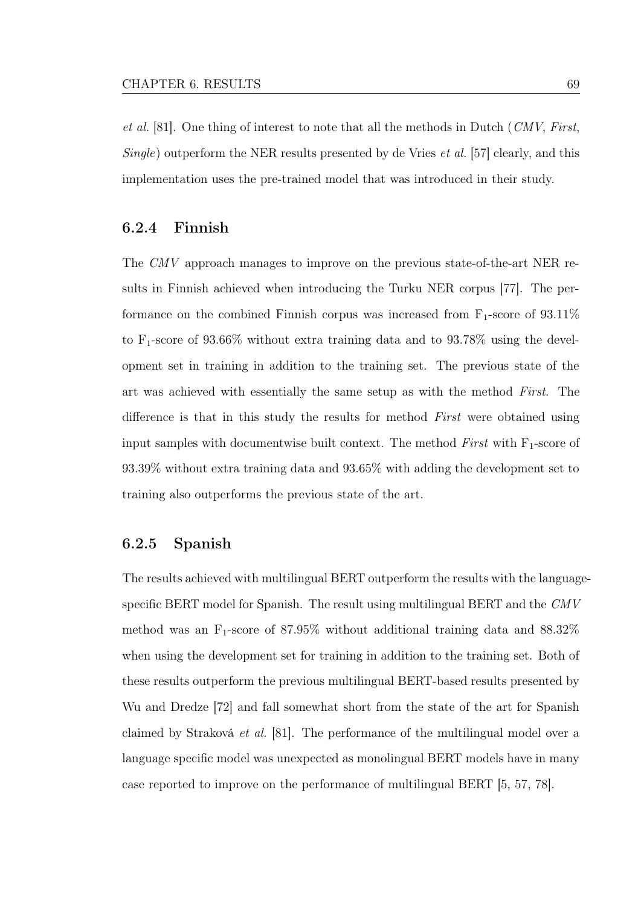*et al.* [81]. One thing of interest to note that all the methods in Dutch (*CMV*, *First*, *Single*) outperform the NER results presented by de Vries *et al.* [57] clearly, and this implementation uses the pre-trained model that was introduced in their study.

### 6.2.4 Finnish

The *CMV* approach manages to improve on the previous state-of-the-art NER results in Finnish achieved when introducing the Turku NER corpus [77]. The performance on the combined Finnish corpus was increased from $F_1$-score of 93.11% to $F_1$-score of 93.66% without extra training data and to 93.78% using the development set in training in addition to the training set. The previous state of the art was achieved with essentially the same setup as with the method *First*. The difference is that in this study the results for method *First* were obtained using input samples with documentwise built context. The method *First* with $F_1$-score of 93.39% without extra training data and 93.65% with adding the development set to training also outperforms the previous state of the art.

### 6.2.5 Spanish

The results achieved with multilingual BERT outperform the results with the language-specific BERT model for Spanish. The result using multilingual BERT and the *CMV* method was an $F_1$-score of 87.95% without additional training data and 88.32% when using the development set for training in addition to the training set. Both of these results outperform the previous multilingual BERT-based results presented by Wu and Dredze [72] and fall somewhat short from the state of the art for Spanish claimed by Straková *et al.* [81]. The performance of the multilingual model over a language specific model was unexpected as monolingual BERT models have in many case reported to improve on the performance of multilingual BERT [5, 57, 78].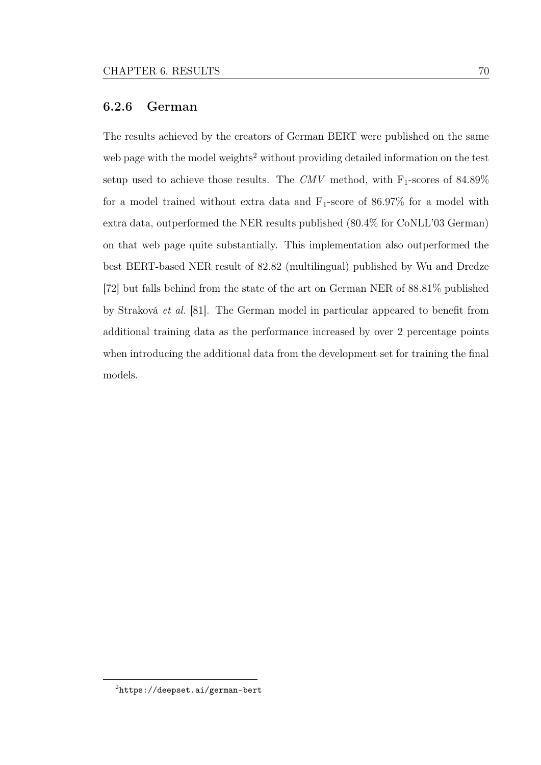### 6.2.6 German

The results achieved by the creators of German BERT were published on the same web page with the model weights[2] without providing detailed information on the test setup used to achieve those results. The *CMV* method, with $F_1$-scores of 84.89% for a model trained without extra data and $F_1$-score of 86.97% for a model with extra data, outperformed the NER results published (80.4% for CoNLL'03 German) on that web page quite substantially. This implementation also outperformed the best BERT-based NER result of 82.82 (multilingual) published by Wu and Dredze [72] but falls behind from the state of the art on German NER of 88.81% published by Straková *et al.* [81]. The German model in particular appeared to benefit from additional training data as the performance increased by over 2 percentage points when introducing the additional data from the development set for training the final models.

[2] `https://deepset.ai/german-bert`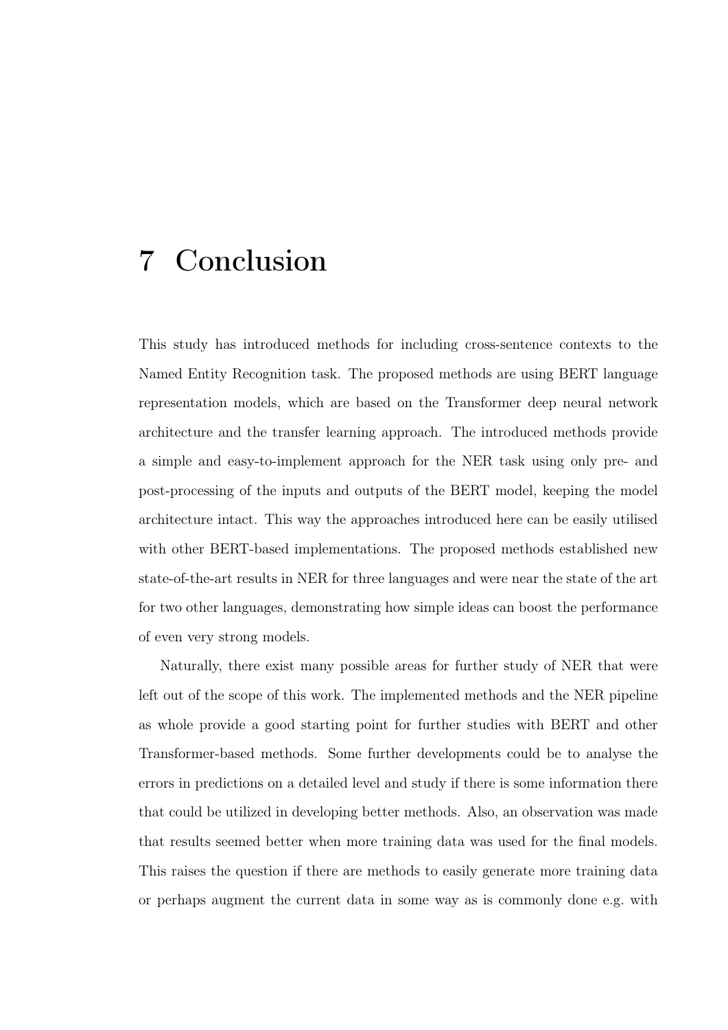# 7 Conclusion

This study has introduced methods for including cross-sentence contexts to the Named Entity Recognition task. The proposed methods are using BERT language representation models, which are based on the Transformer deep neural network architecture and the transfer learning approach. The introduced methods provide a simple and easy-to-implement approach for the NER task using only pre- and post-processing of the inputs and outputs of the BERT model, keeping the model architecture intact. This way the approaches introduced here can be easily utilised with other BERT-based implementations. The proposed methods established new state-of-the-art results in NER for three languages and were near the state of the art for two other languages, demonstrating how simple ideas can boost the performance of even very strong models.

Naturally, there exist many possible areas for further study of NER that were left out of the scope of this work. The implemented methods and the NER pipeline as whole provide a good starting point for further studies with BERT and other Transformer-based methods. Some further developments could be to analyse the errors in predictions on a detailed level and study if there is some information there that could be utilized in developing better methods. Also, an observation was made that results seemed better when more training data was used for the final models. This raises the question if there are methods to easily generate more training data or perhaps augment the current data in some way as is commonly done e.g. with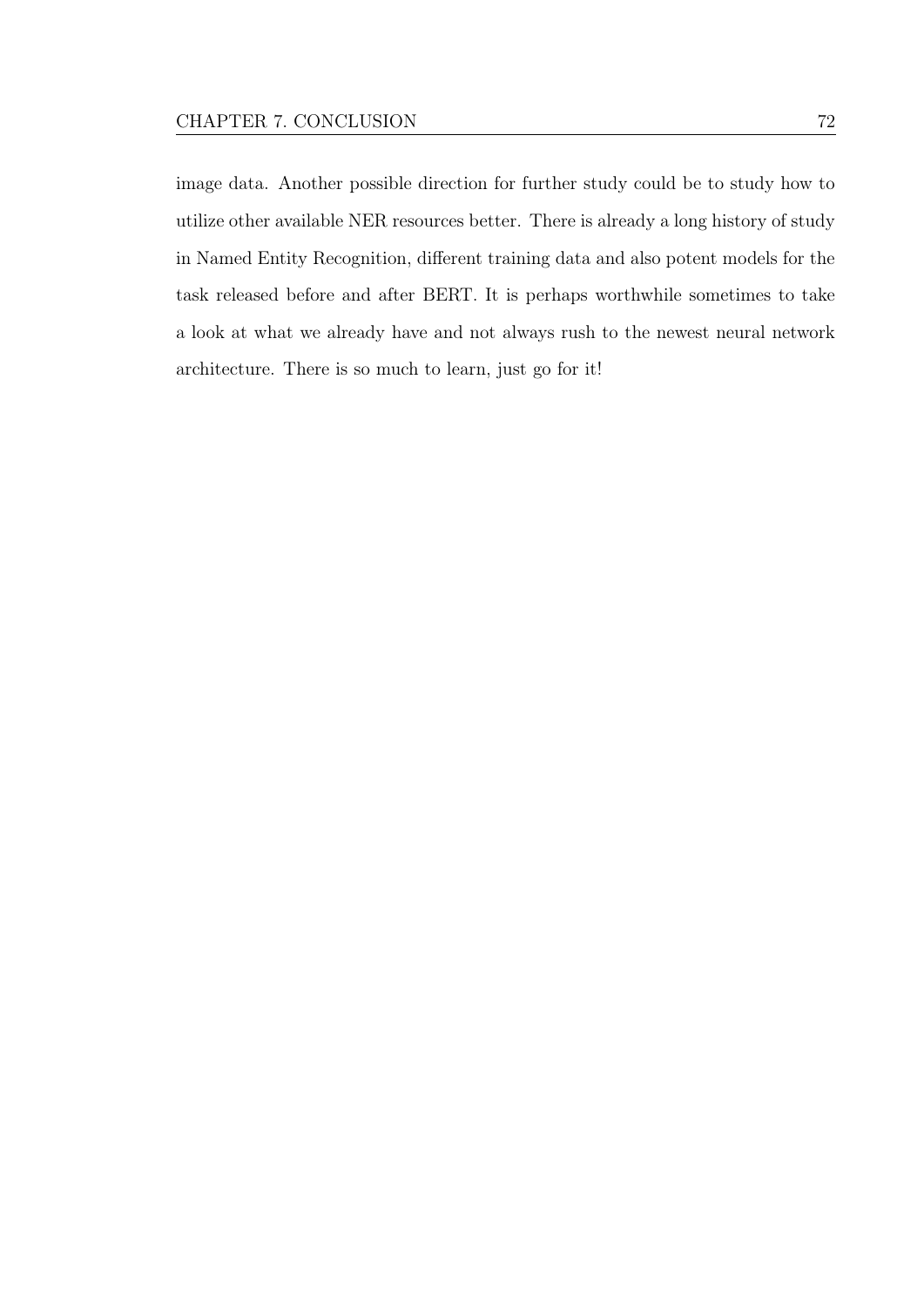image data. Another possible direction for further study could be to study how to utilize other available NER resources better. There is already a long history of study in Named Entity Recognition, different training data and also potent models for the task released before and after BERT. It is perhaps worthwhile sometimes to take a look at what we already have and not always rush to the newest neural network architecture. There is so much to learn, just go for it!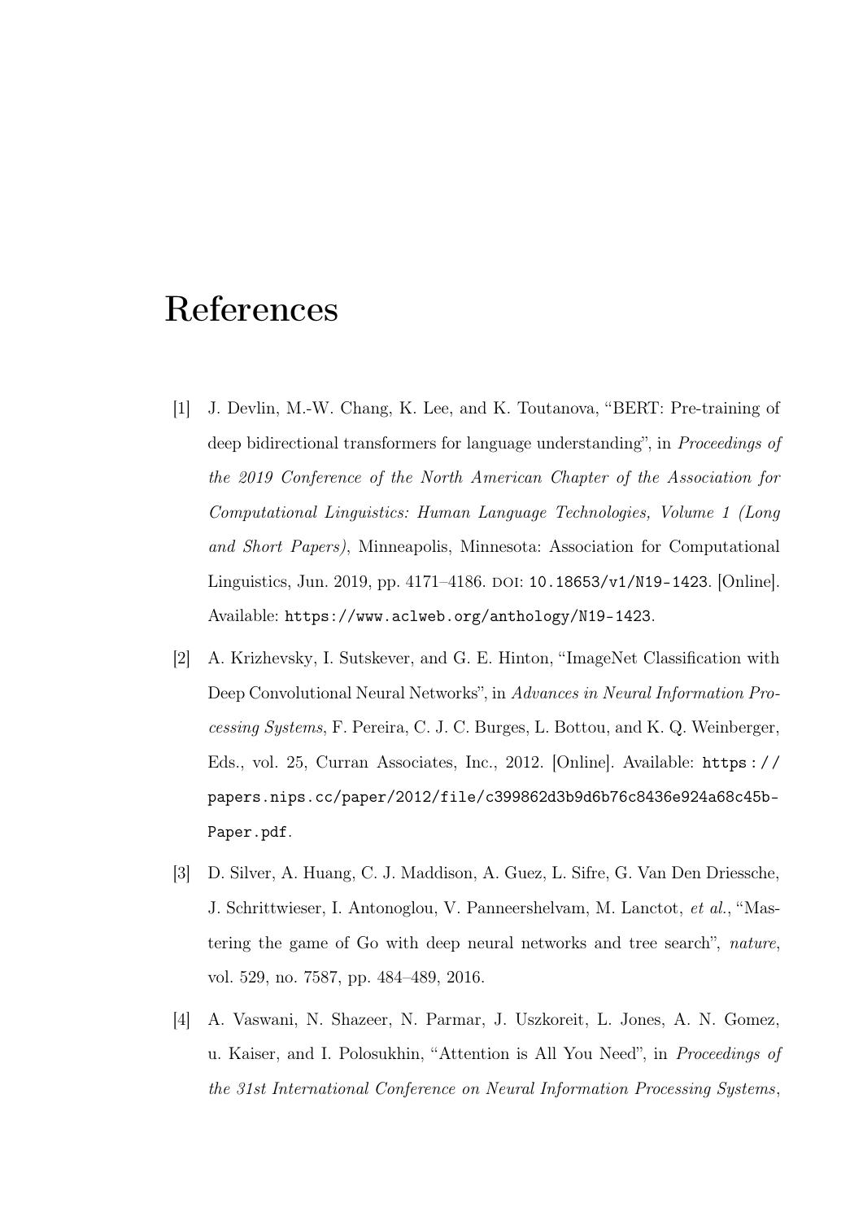# References

[1] J. Devlin, M.-W. Chang, K. Lee, and K. Toutanova, "BERT: Pre-training of deep bidirectional transformers for language understanding", in *Proceedings of the 2019 Conference of the North American Chapter of the Association for Computational Linguistics: Human Language Technologies, Volume 1 (Long and Short Papers)*, Minneapolis, Minnesota: Association for Computational Linguistics, Jun. 2019, pp. 4171–4186. DOI: `10.18653/v1/N19-1423`. [Online]. Available: `https://www.aclweb.org/anthology/N19-1423`.

[2] A. Krizhevsky, I. Sutskever, and G. E. Hinton, "ImageNet Classification with Deep Convolutional Neural Networks", in *Advances in Neural Information Processing Systems*, F. Pereira, C. J. C. Burges, L. Bottou, and K. Q. Weinberger, Eds., vol. 25, Curran Associates, Inc., 2012. [Online]. Available: `https://papers.nips.cc/paper/2012/file/c399862d3b9d6b76c8436e924a68c45b-Paper.pdf`.

[3] D. Silver, A. Huang, C. J. Maddison, A. Guez, L. Sifre, G. Van Den Driessche, J. Schrittwieser, I. Antonoglou, V. Panneershelvam, M. Lanctot, *et al.*, "Mastering the game of Go with deep neural networks and tree search", *nature*, vol. 529, no. 7587, pp. 484–489, 2016.

[4] A. Vaswani, N. Shazeer, N. Parmar, J. Uszkoreit, L. Jones, A. N. Gomez, u. Kaiser, and I. Polosukhin, "Attention is All You Need", in *Proceedings of the 31st International Conference on Neural Information Processing Systems*,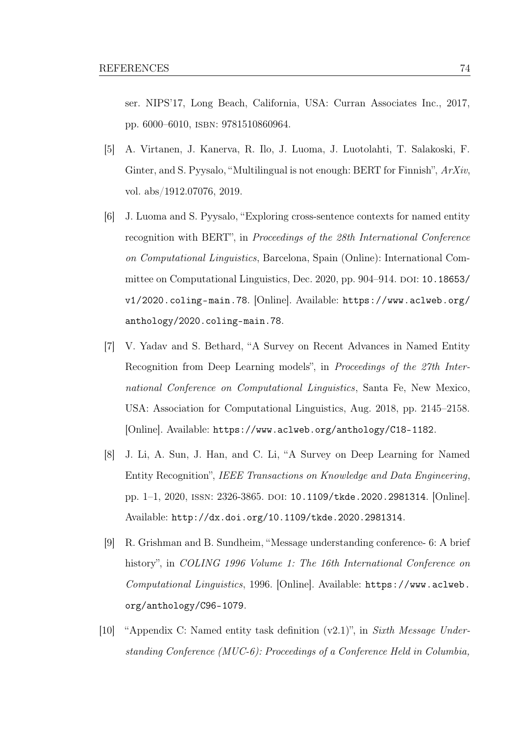ser. NIPS'17, Long Beach, California, USA: Curran Associates Inc., 2017, pp. 6000–6010, ISBN: 9781510860964.

[5] A. Virtanen, J. Kanerva, R. Ilo, J. Luoma, J. Luotolahti, T. Salakoski, F. Ginter, and S. Pyysalo, "Multilingual is not enough: BERT for Finnish", *ArXiv*, vol. abs/1912.07076, 2019.

[6] J. Luoma and S. Pyysalo, "Exploring cross-sentence contexts for named entity recognition with BERT", in *Proceedings of the 28th International Conference on Computational Linguistics*, Barcelona, Spain (Online): International Committee on Computational Linguistics, Dec. 2020, pp. 904–914. DOI: `10.18653/v1/2020.coling-main.78`. [Online]. Available: `https://www.aclweb.org/anthology/2020.coling-main.78`.

[7] V. Yadav and S. Bethard, "A Survey on Recent Advances in Named Entity Recognition from Deep Learning models", in *Proceedings of the 27th International Conference on Computational Linguistics*, Santa Fe, New Mexico, USA: Association for Computational Linguistics, Aug. 2018, pp. 2145–2158. [Online]. Available: `https://www.aclweb.org/anthology/C18-1182`.

[8] J. Li, A. Sun, J. Han, and C. Li, "A Survey on Deep Learning for Named Entity Recognition", *IEEE Transactions on Knowledge and Data Engineering*, pp. 1–1, 2020, ISSN: 2326-3865. DOI: `10.1109/tkde.2020.2981314`. [Online]. Available: `http://dx.doi.org/10.1109/tkde.2020.2981314`.

[9] R. Grishman and B. Sundheim, "Message understanding conference- 6: A brief history", in *COLING 1996 Volume 1: The 16th International Conference on Computational Linguistics*, 1996. [Online]. Available: `https://www.aclweb.org/anthology/C96-1079`.

[10] "Appendix C: Named entity task definition (v2.1)", in *Sixth Message Understanding Conference (MUC-6): Proceedings of a Conference Held in Columbia,*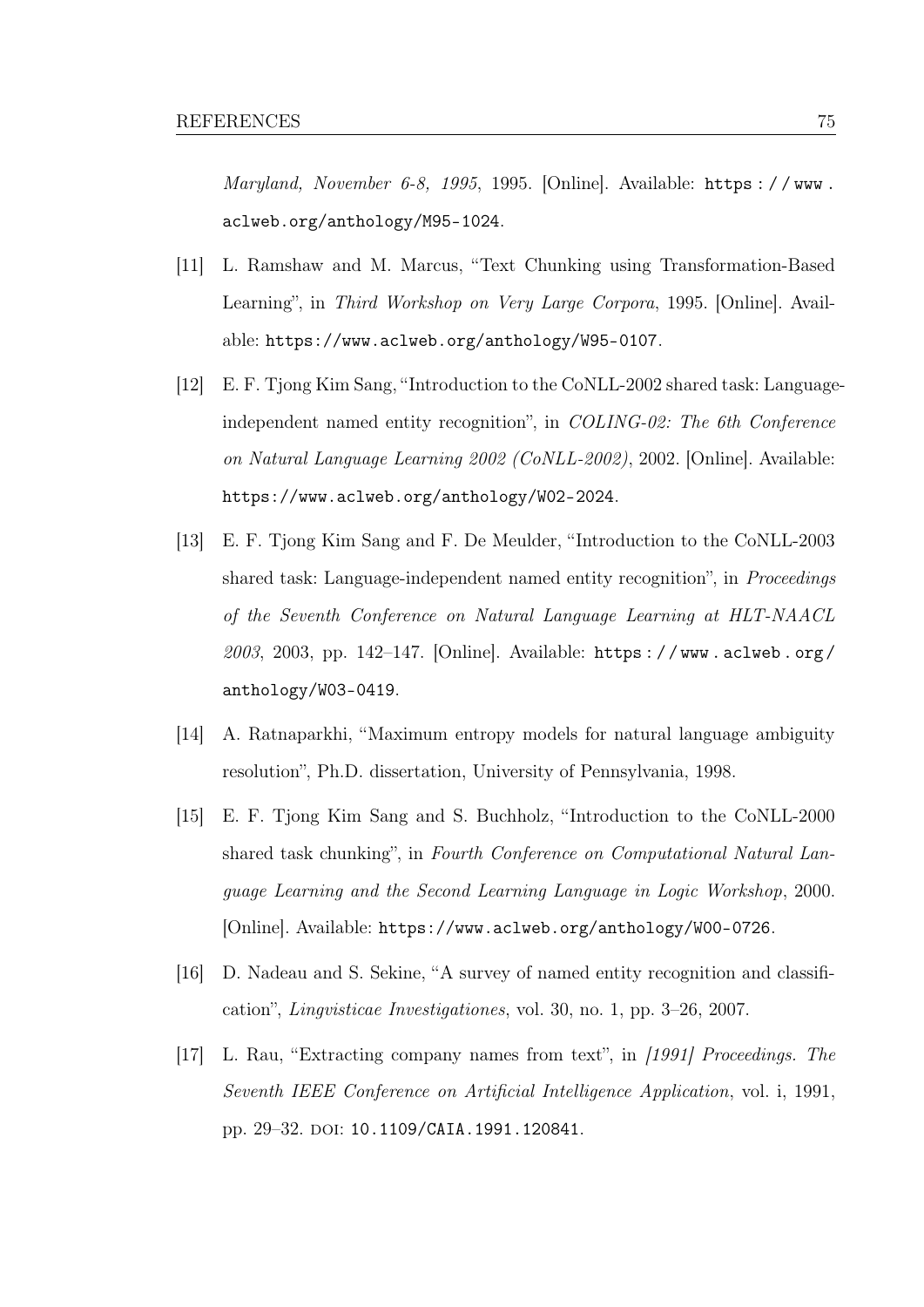*Maryland, November 6-8, 1995*, 1995. [Online]. Available: https://www.aclweb.org/anthology/M95-1024.

[11] L. Ramshaw and M. Marcus, "Text Chunking using Transformation-Based Learning", in *Third Workshop on Very Large Corpora*, 1995. [Online]. Available: https://www.aclweb.org/anthology/W95-0107.

[12] E. F. Tjong Kim Sang, "Introduction to the CoNLL-2002 shared task: Language-independent named entity recognition", in *COLING-02: The 6th Conference on Natural Language Learning 2002 (CoNLL-2002)*, 2002. [Online]. Available: https://www.aclweb.org/anthology/W02-2024.

[13] E. F. Tjong Kim Sang and F. De Meulder, "Introduction to the CoNLL-2003 shared task: Language-independent named entity recognition", in *Proceedings of the Seventh Conference on Natural Language Learning at HLT-NAACL 2003*, 2003, pp. 142–147. [Online]. Available: https://www.aclweb.org/anthology/W03-0419.

[14] A. Ratnaparkhi, "Maximum entropy models for natural language ambiguity resolution", Ph.D. dissertation, University of Pennsylvania, 1998.

[15] E. F. Tjong Kim Sang and S. Buchholz, "Introduction to the CoNLL-2000 shared task chunking", in *Fourth Conference on Computational Natural Language Learning and the Second Learning Language in Logic Workshop*, 2000. [Online]. Available: https://www.aclweb.org/anthology/W00-0726.

[16] D. Nadeau and S. Sekine, "A survey of named entity recognition and classification", *Lingvisticae Investigationes*, vol. 30, no. 1, pp. 3–26, 2007.

[17] L. Rau, "Extracting company names from text", in *[1991] Proceedings. The Seventh IEEE Conference on Artificial Intelligence Application*, vol. i, 1991, pp. 29–32. DOI: 10.1109/CAIA.1991.120841.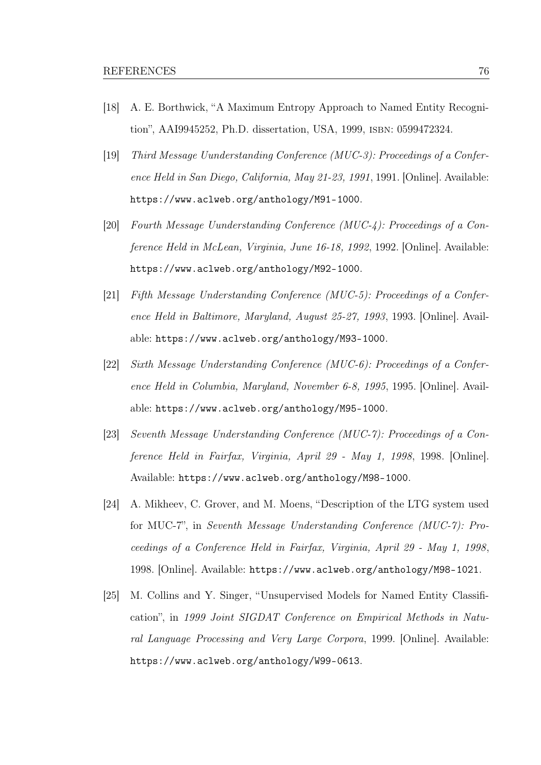[18] A. E. Borthwick, "A Maximum Entropy Approach to Named Entity Recognition", AAI9945252, Ph.D. dissertation, USA, 1999, ISBN: 0599472324.

[19] *Third Message Uunderstanding Conference (MUC-3): Proceedings of a Conference Held in San Diego, California, May 21-23, 1991*, 1991. [Online]. Available: https://www.aclweb.org/anthology/M91-1000.

[20] *Fourth Message Uunderstanding Conference (MUC-4): Proceedings of a Conference Held in McLean, Virginia, June 16-18, 1992*, 1992. [Online]. Available: https://www.aclweb.org/anthology/M92-1000.

[21] *Fifth Message Understanding Conference (MUC-5): Proceedings of a Conference Held in Baltimore, Maryland, August 25-27, 1993*, 1993. [Online]. Available: https://www.aclweb.org/anthology/M93-1000.

[22] *Sixth Message Understanding Conference (MUC-6): Proceedings of a Conference Held in Columbia, Maryland, November 6-8, 1995*, 1995. [Online]. Available: https://www.aclweb.org/anthology/M95-1000.

[23] *Seventh Message Understanding Conference (MUC-7): Proceedings of a Conference Held in Fairfax, Virginia, April 29 - May 1, 1998*, 1998. [Online]. Available: https://www.aclweb.org/anthology/M98-1000.

[24] A. Mikheev, C. Grover, and M. Moens, "Description of the LTG system used for MUC-7", in *Seventh Message Understanding Conference (MUC-7): Proceedings of a Conference Held in Fairfax, Virginia, April 29 - May 1, 1998*, 1998. [Online]. Available: https://www.aclweb.org/anthology/M98-1021.

[25] M. Collins and Y. Singer, "Unsupervised Models for Named Entity Classification", in *1999 Joint SIGDAT Conference on Empirical Methods in Natural Language Processing and Very Large Corpora*, 1999. [Online]. Available: https://www.aclweb.org/anthology/W99-0613.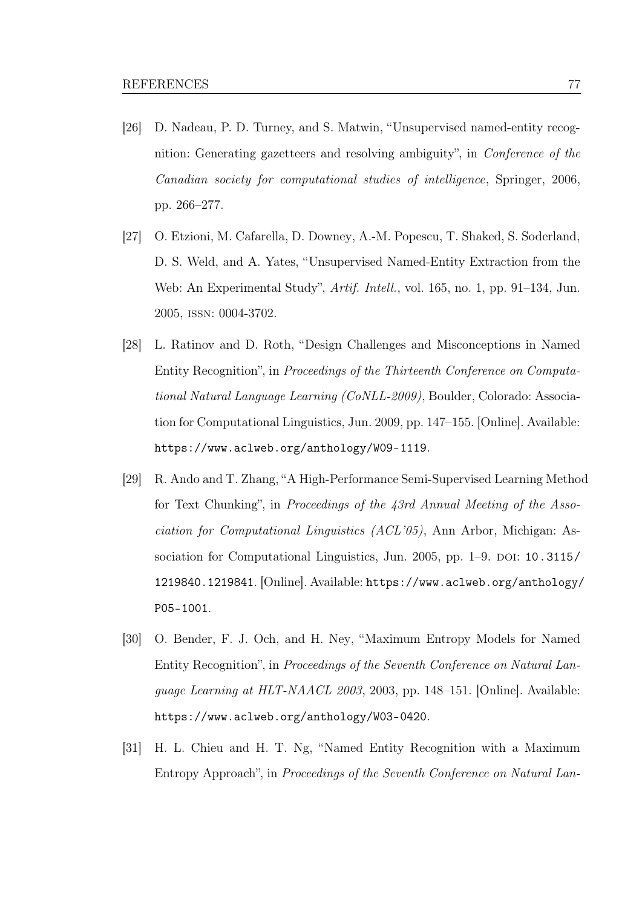[26] D. Nadeau, P. D. Turney, and S. Matwin, "Unsupervised named-entity recognition: Generating gazetteers and resolving ambiguity", in *Conference of the Canadian society for computational studies of intelligence*, Springer, 2006, pp. 266–277.

[27] O. Etzioni, M. Cafarella, D. Downey, A.-M. Popescu, T. Shaked, S. Soderland, D. S. Weld, and A. Yates, "Unsupervised Named-Entity Extraction from the Web: An Experimental Study", *Artif. Intell.*, vol. 165, no. 1, pp. 91–134, Jun. 2005, ISSN: 0004-3702.

[28] L. Ratinov and D. Roth, "Design Challenges and Misconceptions in Named Entity Recognition", in *Proceedings of the Thirteenth Conference on Computational Natural Language Learning (CoNLL-2009)*, Boulder, Colorado: Association for Computational Linguistics, Jun. 2009, pp. 147–155. [Online]. Available: `https://www.aclweb.org/anthology/W09-1119`.

[29] R. Ando and T. Zhang, "A High-Performance Semi-Supervised Learning Method for Text Chunking", in *Proceedings of the 43rd Annual Meeting of the Association for Computational Linguistics (ACL'05)*, Ann Arbor, Michigan: Association for Computational Linguistics, Jun. 2005, pp. 1–9. DOI: `10.3115/1219840.1219841`. [Online]. Available: `https://www.aclweb.org/anthology/P05-1001`.

[30] O. Bender, F. J. Och, and H. Ney, "Maximum Entropy Models for Named Entity Recognition", in *Proceedings of the Seventh Conference on Natural Language Learning at HLT-NAACL 2003*, 2003, pp. 148–151. [Online]. Available: `https://www.aclweb.org/anthology/W03-0420`.

[31] H. L. Chieu and H. T. Ng, "Named Entity Recognition with a Maximum Entropy Approach", in *Proceedings of the Seventh Conference on Natural Lan-*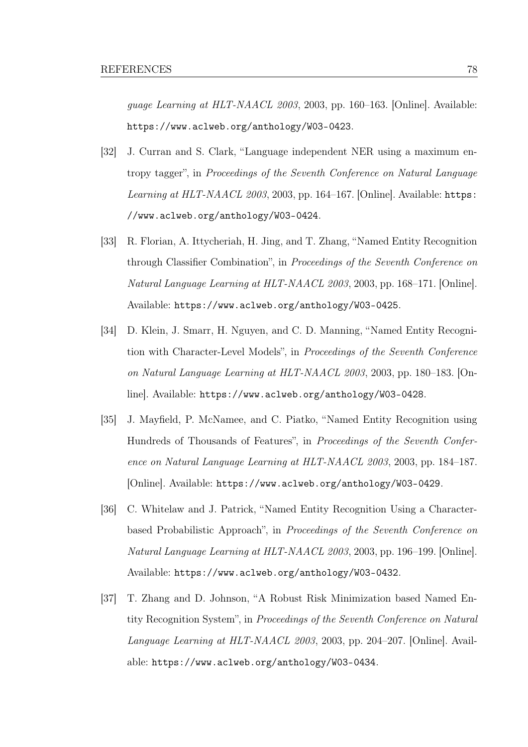*guage Learning at HLT-NAACL 2003*, 2003, pp. 160–163. [Online]. Available: https://www.aclweb.org/anthology/W03-0423.

[32] J. Curran and S. Clark, "Language independent NER using a maximum entropy tagger", in *Proceedings of the Seventh Conference on Natural Language Learning at HLT-NAACL 2003*, 2003, pp. 164–167. [Online]. Available: https://www.aclweb.org/anthology/W03-0424.

[33] R. Florian, A. Ittycheriah, H. Jing, and T. Zhang, "Named Entity Recognition through Classifier Combination", in *Proceedings of the Seventh Conference on Natural Language Learning at HLT-NAACL 2003*, 2003, pp. 168–171. [Online]. Available: https://www.aclweb.org/anthology/W03-0425.

[34] D. Klein, J. Smarr, H. Nguyen, and C. D. Manning, "Named Entity Recognition with Character-Level Models", in *Proceedings of the Seventh Conference on Natural Language Learning at HLT-NAACL 2003*, 2003, pp. 180–183. [Online]. Available: https://www.aclweb.org/anthology/W03-0428.

[35] J. Mayfield, P. McNamee, and C. Piatko, "Named Entity Recognition using Hundreds of Thousands of Features", in *Proceedings of the Seventh Conference on Natural Language Learning at HLT-NAACL 2003*, 2003, pp. 184–187. [Online]. Available: https://www.aclweb.org/anthology/W03-0429.

[36] C. Whitelaw and J. Patrick, "Named Entity Recognition Using a Character-based Probabilistic Approach", in *Proceedings of the Seventh Conference on Natural Language Learning at HLT-NAACL 2003*, 2003, pp. 196–199. [Online]. Available: https://www.aclweb.org/anthology/W03-0432.

[37] T. Zhang and D. Johnson, "A Robust Risk Minimization based Named Entity Recognition System", in *Proceedings of the Seventh Conference on Natural Language Learning at HLT-NAACL 2003*, 2003, pp. 204–207. [Online]. Available: https://www.aclweb.org/anthology/W03-0434.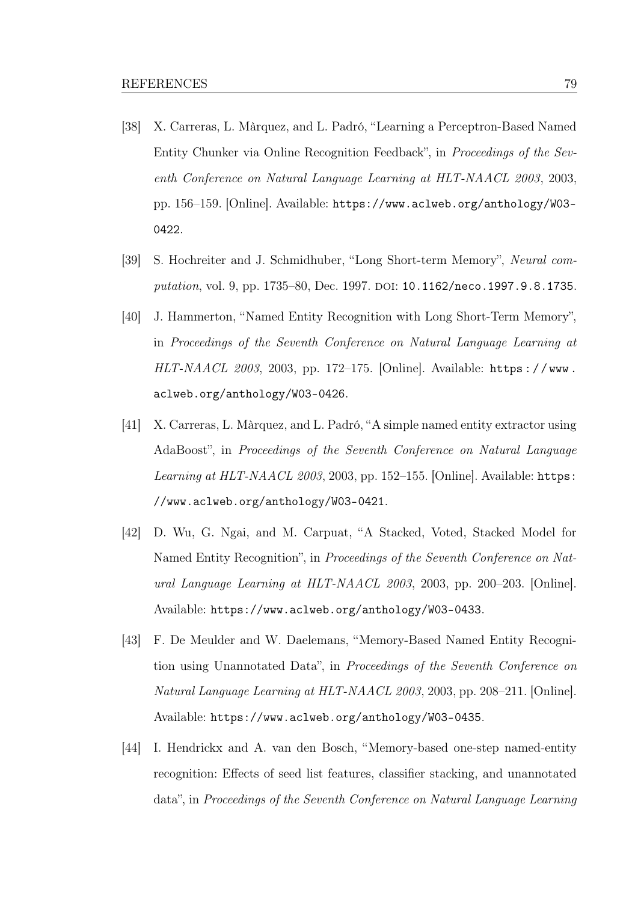[38] X. Carreras, L. Màrquez, and L. Padró, "Learning a Perceptron-Based Named Entity Chunker via Online Recognition Feedback", in *Proceedings of the Seventh Conference on Natural Language Learning at HLT-NAACL 2003*, 2003, pp. 156–159. [Online]. Available: https://www.aclweb.org/anthology/W03-0422.

[39] S. Hochreiter and J. Schmidhuber, "Long Short-term Memory", *Neural computation*, vol. 9, pp. 1735–80, Dec. 1997. DOI: 10.1162/neco.1997.9.8.1735.

[40] J. Hammerton, "Named Entity Recognition with Long Short-Term Memory", in *Proceedings of the Seventh Conference on Natural Language Learning at HLT-NAACL 2003*, 2003, pp. 172–175. [Online]. Available: https://www.aclweb.org/anthology/W03-0426.

[41] X. Carreras, L. Màrquez, and L. Padró, "A simple named entity extractor using AdaBoost", in *Proceedings of the Seventh Conference on Natural Language Learning at HLT-NAACL 2003*, 2003, pp. 152–155. [Online]. Available: https://www.aclweb.org/anthology/W03-0421.

[42] D. Wu, G. Ngai, and M. Carpuat, "A Stacked, Voted, Stacked Model for Named Entity Recognition", in *Proceedings of the Seventh Conference on Natural Language Learning at HLT-NAACL 2003*, 2003, pp. 200–203. [Online]. Available: https://www.aclweb.org/anthology/W03-0433.

[43] F. De Meulder and W. Daelemans, "Memory-Based Named Entity Recognition using Unannotated Data", in *Proceedings of the Seventh Conference on Natural Language Learning at HLT-NAACL 2003*, 2003, pp. 208–211. [Online]. Available: https://www.aclweb.org/anthology/W03-0435.

[44] I. Hendrickx and A. van den Bosch, "Memory-based one-step named-entity recognition: Effects of seed list features, classifier stacking, and unannotated data", in *Proceedings of the Seventh Conference on Natural Language Learning*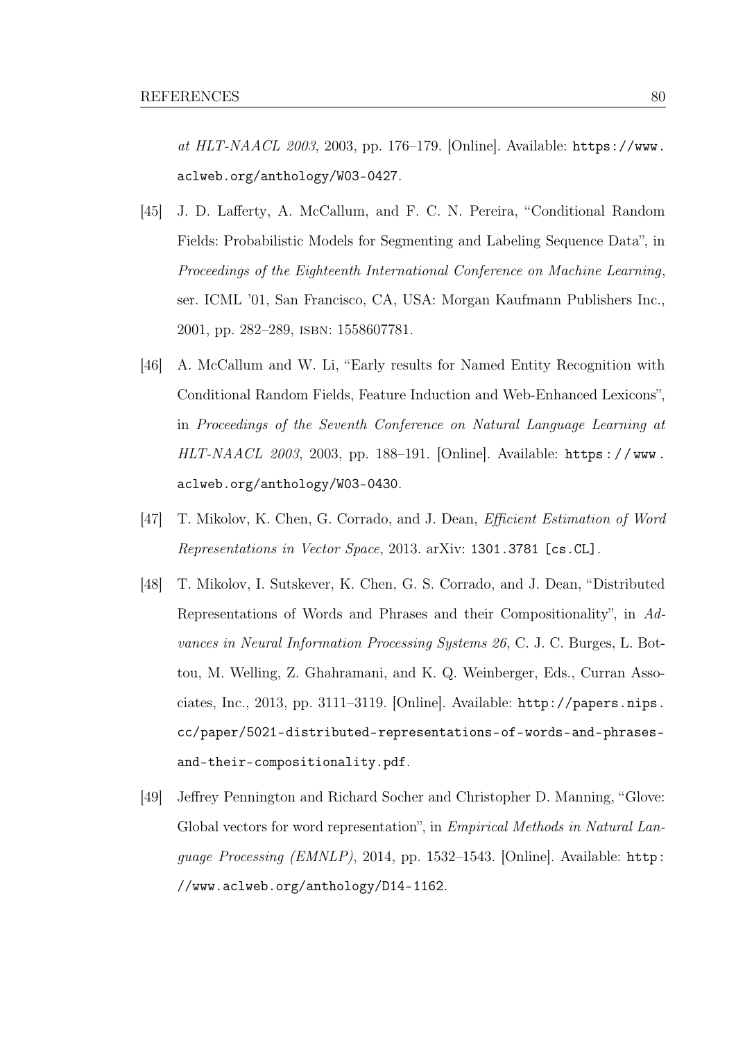*at HLT-NAACL 2003*, 2003, pp. 176–179. [Online]. Available: https://www.aclweb.org/anthology/W03-0427.

[45] J. D. Lafferty, A. McCallum, and F. C. N. Pereira, "Conditional Random Fields: Probabilistic Models for Segmenting and Labeling Sequence Data", in *Proceedings of the Eighteenth International Conference on Machine Learning*, ser. ICML '01, San Francisco, CA, USA: Morgan Kaufmann Publishers Inc., 2001, pp. 282–289, ISBN: 1558607781.

[46] A. McCallum and W. Li, "Early results for Named Entity Recognition with Conditional Random Fields, Feature Induction and Web-Enhanced Lexicons", in *Proceedings of the Seventh Conference on Natural Language Learning at HLT-NAACL 2003*, 2003, pp. 188–191. [Online]. Available: https://www.aclweb.org/anthology/W03-0430.

[47] T. Mikolov, K. Chen, G. Corrado, and J. Dean, *Efficient Estimation of Word Representations in Vector Space*, 2013. arXiv: 1301.3781 [cs.CL].

[48] T. Mikolov, I. Sutskever, K. Chen, G. S. Corrado, and J. Dean, "Distributed Representations of Words and Phrases and their Compositionality", in *Advances in Neural Information Processing Systems 26*, C. J. C. Burges, L. Bottou, M. Welling, Z. Ghahramani, and K. Q. Weinberger, Eds., Curran Associates, Inc., 2013, pp. 3111–3119. [Online]. Available: http://papers.nips.cc/paper/5021-distributed-representations-of-words-and-phrases-and-their-compositionality.pdf.

[49] Jeffrey Pennington and Richard Socher and Christopher D. Manning, "Glove: Global vectors for word representation", in *Empirical Methods in Natural Language Processing (EMNLP)*, 2014, pp. 1532–1543. [Online]. Available: http://www.aclweb.org/anthology/D14-1162.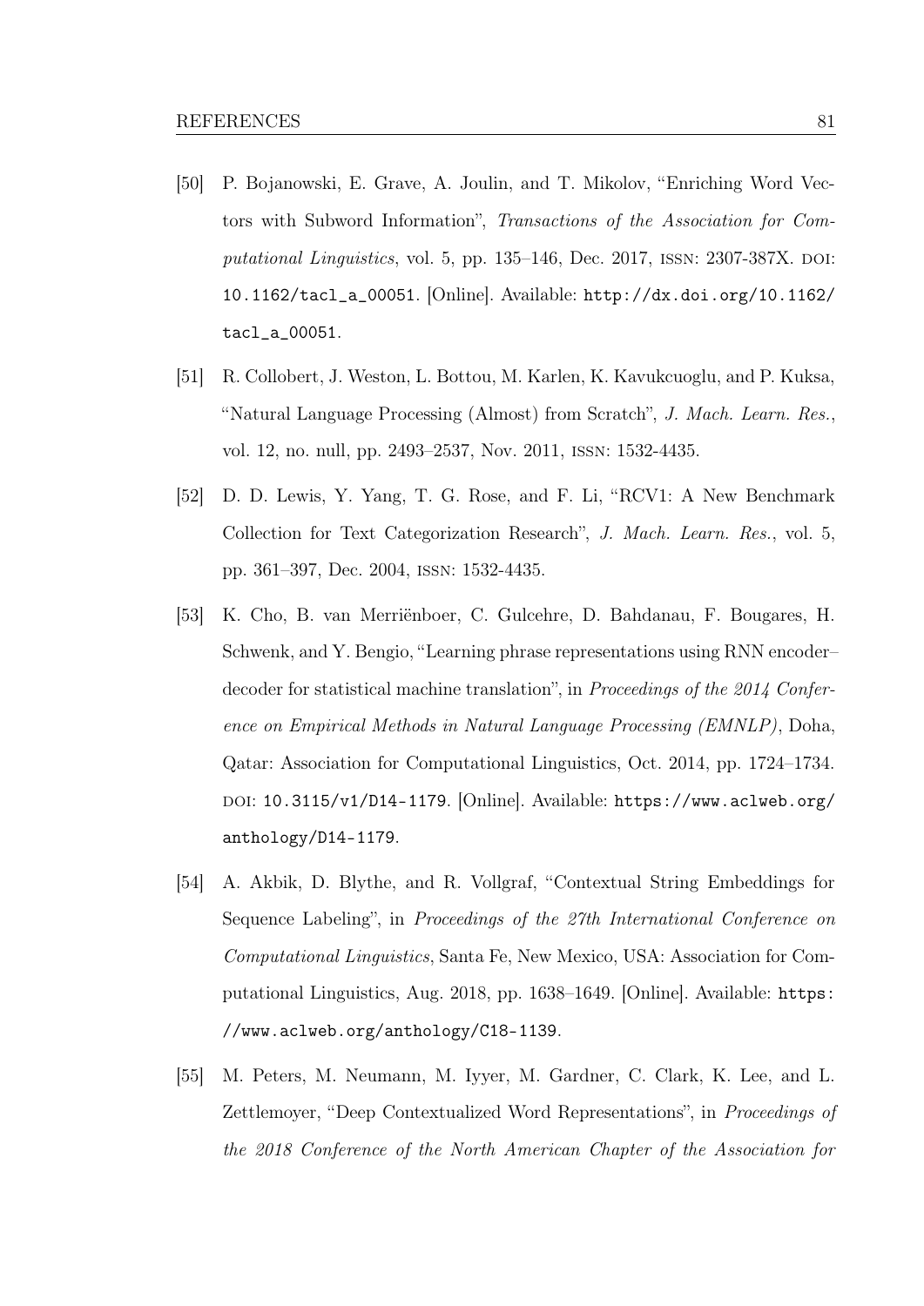[50] P. Bojanowski, E. Grave, A. Joulin, and T. Mikolov, "Enriching Word Vectors with Subword Information", *Transactions of the Association for Computational Linguistics*, vol. 5, pp. 135–146, Dec. 2017, ISSN: 2307-387X. DOI: `10.1162/tacl_a_00051`. [Online]. Available: `http://dx.doi.org/10.1162/tacl_a_00051`.

[51] R. Collobert, J. Weston, L. Bottou, M. Karlen, K. Kavukcuoglu, and P. Kuksa, "Natural Language Processing (Almost) from Scratch", *J. Mach. Learn. Res.*, vol. 12, no. null, pp. 2493–2537, Nov. 2011, ISSN: 1532-4435.

[52] D. D. Lewis, Y. Yang, T. G. Rose, and F. Li, "RCV1: A New Benchmark Collection for Text Categorization Research", *J. Mach. Learn. Res.*, vol. 5, pp. 361–397, Dec. 2004, ISSN: 1532-4435.

[53] K. Cho, B. van Merriënboer, C. Gulcehre, D. Bahdanau, F. Bougares, H. Schwenk, and Y. Bengio, "Learning phrase representations using RNN encoder–decoder for statistical machine translation", in *Proceedings of the 2014 Conference on Empirical Methods in Natural Language Processing (EMNLP)*, Doha, Qatar: Association for Computational Linguistics, Oct. 2014, pp. 1724–1734. DOI: `10.3115/v1/D14-1179`. [Online]. Available: `https://www.aclweb.org/anthology/D14-1179`.

[54] A. Akbik, D. Blythe, and R. Vollgraf, "Contextual String Embeddings for Sequence Labeling", in *Proceedings of the 27th International Conference on Computational Linguistics*, Santa Fe, New Mexico, USA: Association for Computational Linguistics, Aug. 2018, pp. 1638–1649. [Online]. Available: `https://www.aclweb.org/anthology/C18-1139`.

[55] M. Peters, M. Neumann, M. Iyyer, M. Gardner, C. Clark, K. Lee, and L. Zettlemoyer, "Deep Contextualized Word Representations", in *Proceedings of the 2018 Conference of the North American Chapter of the Association for*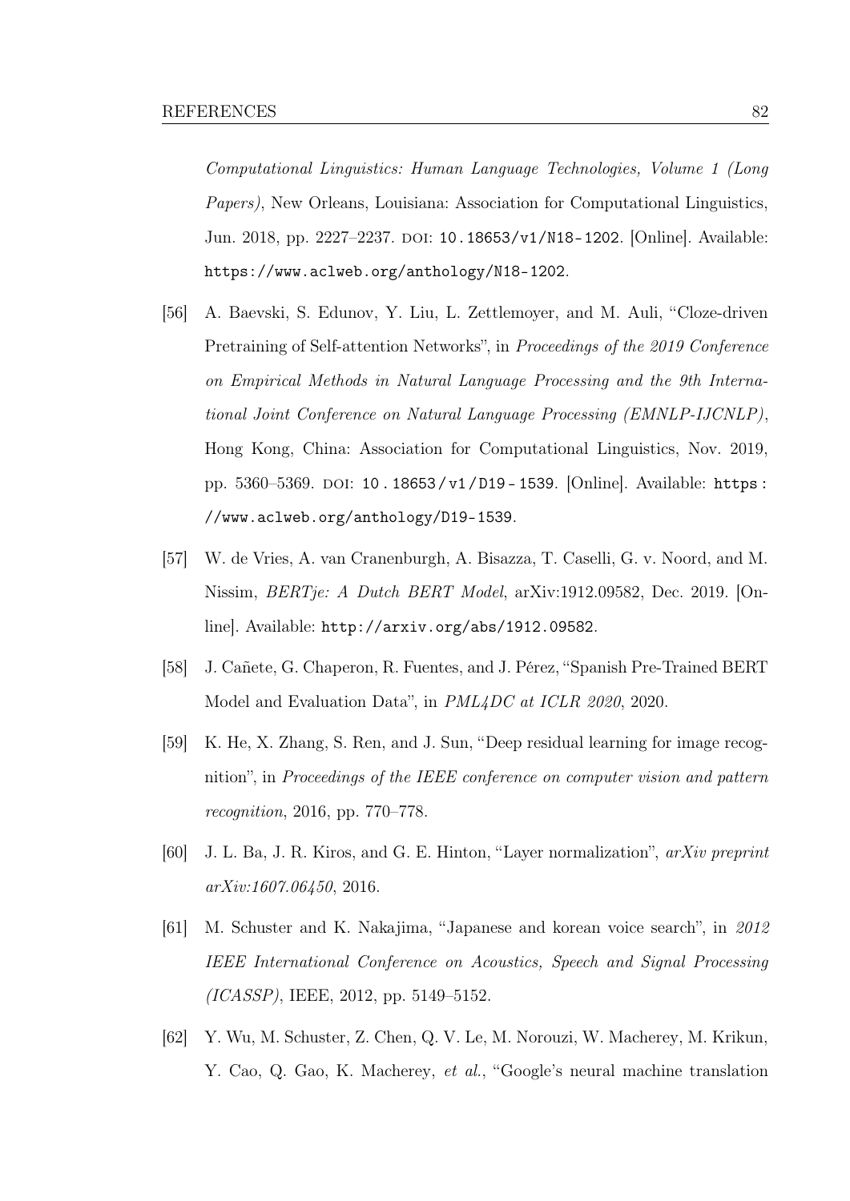*Computational Linguistics: Human Language Technologies, Volume 1 (Long Papers)*, New Orleans, Louisiana: Association for Computational Linguistics, Jun. 2018, pp. 2227–2237. DOI: 10.18653/v1/N18-1202. [Online]. Available: https://www.aclweb.org/anthology/N18-1202.

[56] A. Baevski, S. Edunov, Y. Liu, L. Zettlemoyer, and M. Auli, "Cloze-driven Pretraining of Self-attention Networks", in *Proceedings of the 2019 Conference on Empirical Methods in Natural Language Processing and the 9th International Joint Conference on Natural Language Processing (EMNLP-IJCNLP)*, Hong Kong, China: Association for Computational Linguistics, Nov. 2019, pp. 5360–5369. DOI: 10.18653/v1/D19-1539. [Online]. Available: https://www.aclweb.org/anthology/D19-1539.

[57] W. de Vries, A. van Cranenburgh, A. Bisazza, T. Caselli, G. v. Noord, and M. Nissim, *BERTje: A Dutch BERT Model*, arXiv:1912.09582, Dec. 2019. [Online]. Available: http://arxiv.org/abs/1912.09582.

[58] J. Cañete, G. Chaperon, R. Fuentes, and J. Pérez, "Spanish Pre-Trained BERT Model and Evaluation Data", in *PML4DC at ICLR 2020*, 2020.

[59] K. He, X. Zhang, S. Ren, and J. Sun, "Deep residual learning for image recognition", in *Proceedings of the IEEE conference on computer vision and pattern recognition*, 2016, pp. 770–778.

[60] J. L. Ba, J. R. Kiros, and G. E. Hinton, "Layer normalization", *arXiv preprint arXiv:1607.06450*, 2016.

[61] M. Schuster and K. Nakajima, "Japanese and korean voice search", in *2012 IEEE International Conference on Acoustics, Speech and Signal Processing (ICASSP)*, IEEE, 2012, pp. 5149–5152.

[62] Y. Wu, M. Schuster, Z. Chen, Q. V. Le, M. Norouzi, W. Macherey, M. Krikun, Y. Cao, Q. Gao, K. Macherey, *et al.*, "Google's neural machine translation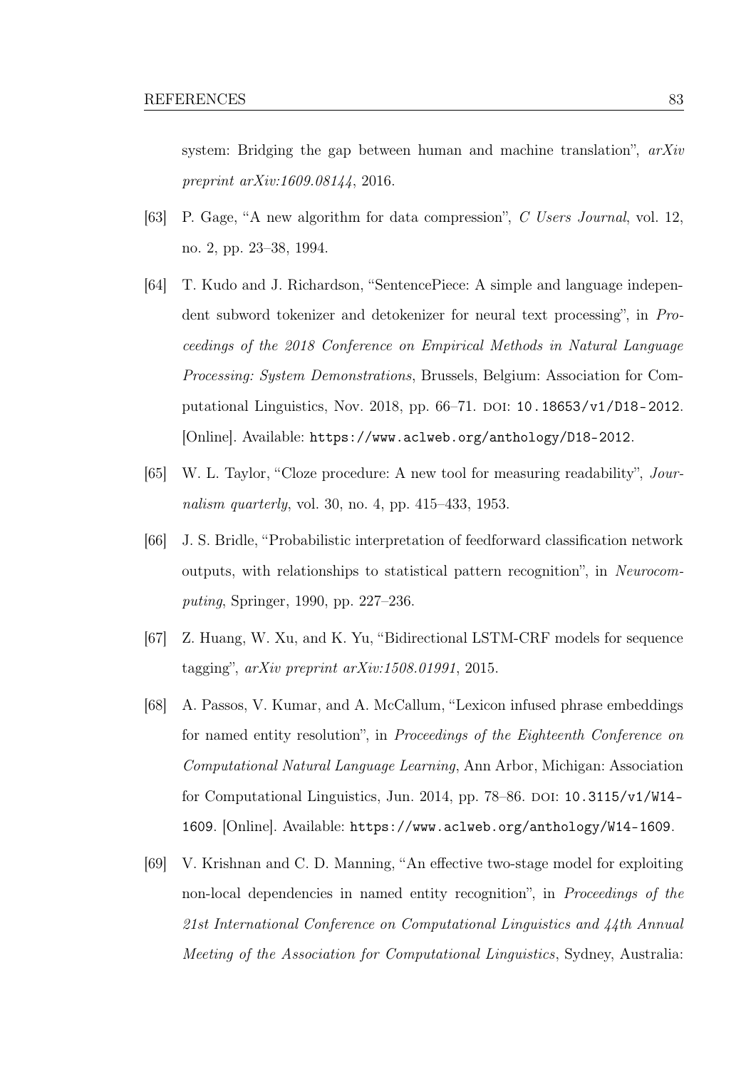system: Bridging the gap between human and machine translation", *arXiv preprint arXiv:1609.08144*, 2016.

[63] P. Gage, "A new algorithm for data compression", *C Users Journal*, vol. 12, no. 2, pp. 23–38, 1994.

[64] T. Kudo and J. Richardson, "SentencePiece: A simple and language independent subword tokenizer and detokenizer for neural text processing", in *Proceedings of the 2018 Conference on Empirical Methods in Natural Language Processing: System Demonstrations*, Brussels, Belgium: Association for Computational Linguistics, Nov. 2018, pp. 66–71. DOI: `10.18653/v1/D18-2012`. [Online]. Available: `https://www.aclweb.org/anthology/D18-2012`.

[65] W. L. Taylor, "Cloze procedure: A new tool for measuring readability", *Journalism quarterly*, vol. 30, no. 4, pp. 415–433, 1953.

[66] J. S. Bridle, "Probabilistic interpretation of feedforward classification network outputs, with relationships to statistical pattern recognition", in *Neurocomputing*, Springer, 1990, pp. 227–236.

[67] Z. Huang, W. Xu, and K. Yu, "Bidirectional LSTM-CRF models for sequence tagging", *arXiv preprint arXiv:1508.01991*, 2015.

[68] A. Passos, V. Kumar, and A. McCallum, "Lexicon infused phrase embeddings for named entity resolution", in *Proceedings of the Eighteenth Conference on Computational Natural Language Learning*, Ann Arbor, Michigan: Association for Computational Linguistics, Jun. 2014, pp. 78–86. DOI: `10.3115/v1/W14-1609`. [Online]. Available: `https://www.aclweb.org/anthology/W14-1609`.

[69] V. Krishnan and C. D. Manning, "An effective two-stage model for exploiting non-local dependencies in named entity recognition", in *Proceedings of the 21st International Conference on Computational Linguistics and 44th Annual Meeting of the Association for Computational Linguistics*, Sydney, Australia: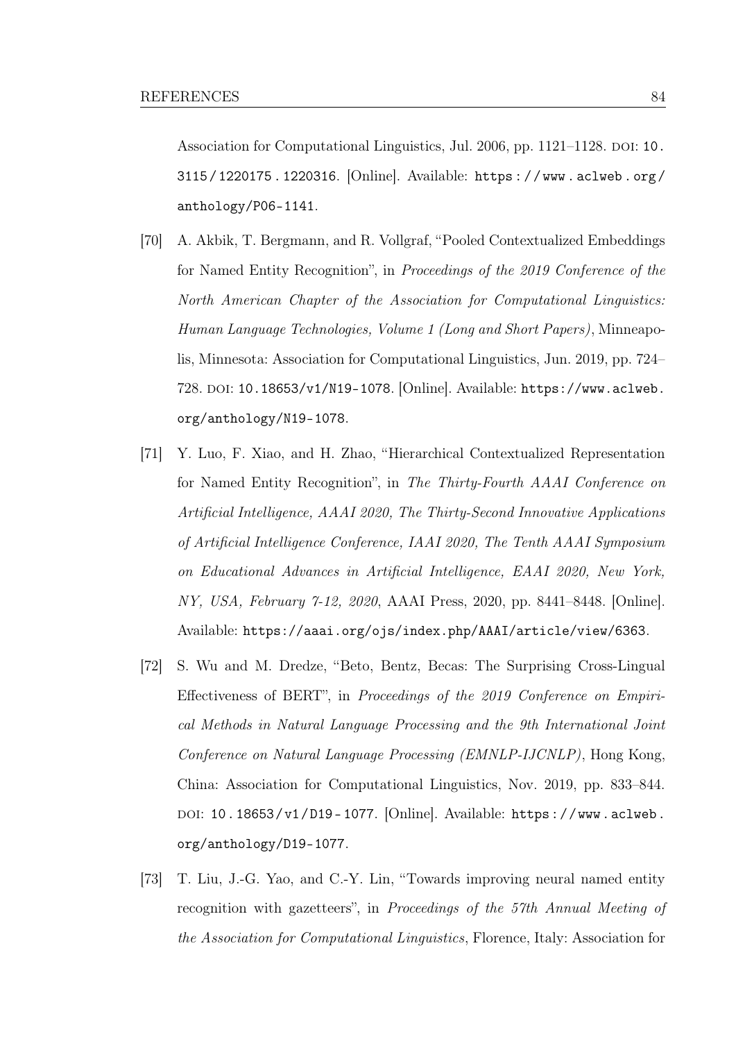Association for Computational Linguistics, Jul. 2006, pp. 1121–1128. DOI: 10.3115/1220175.1220316. [Online]. Available: https://www.aclweb.org/anthology/P06-1141.

[70] A. Akbik, T. Bergmann, and R. Vollgraf, "Pooled Contextualized Embeddings for Named Entity Recognition", in *Proceedings of the 2019 Conference of the North American Chapter of the Association for Computational Linguistics: Human Language Technologies, Volume 1 (Long and Short Papers)*, Minneapolis, Minnesota: Association for Computational Linguistics, Jun. 2019, pp. 724–728. DOI: 10.18653/v1/N19-1078. [Online]. Available: https://www.aclweb.org/anthology/N19-1078.

[71] Y. Luo, F. Xiao, and H. Zhao, "Hierarchical Contextualized Representation for Named Entity Recognition", in *The Thirty-Fourth AAAI Conference on Artificial Intelligence, AAAI 2020, The Thirty-Second Innovative Applications of Artificial Intelligence Conference, IAAI 2020, The Tenth AAAI Symposium on Educational Advances in Artificial Intelligence, EAAI 2020, New York, NY, USA, February 7-12, 2020*, AAAI Press, 2020, pp. 8441–8448. [Online]. Available: https://aaai.org/ojs/index.php/AAAI/article/view/6363.

[72] S. Wu and M. Dredze, "Beto, Bentz, Becas: The Surprising Cross-Lingual Effectiveness of BERT", in *Proceedings of the 2019 Conference on Empirical Methods in Natural Language Processing and the 9th International Joint Conference on Natural Language Processing (EMNLP-IJCNLP)*, Hong Kong, China: Association for Computational Linguistics, Nov. 2019, pp. 833–844. DOI: 10.18653/v1/D19-1077. [Online]. Available: https://www.aclweb.org/anthology/D19-1077.

[73] T. Liu, J.-G. Yao, and C.-Y. Lin, "Towards improving neural named entity recognition with gazetteers", in *Proceedings of the 57th Annual Meeting of the Association for Computational Linguistics*, Florence, Italy: Association for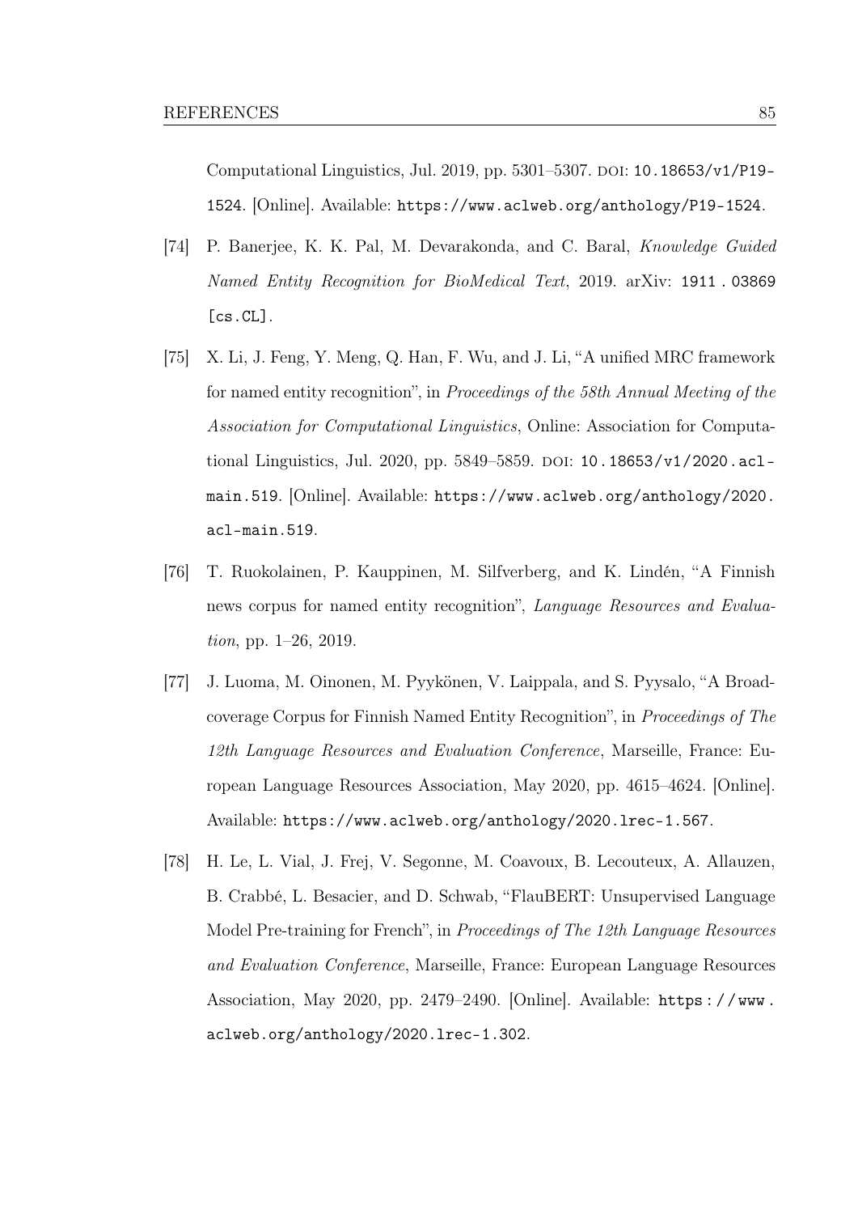Computational Linguistics, Jul. 2019, pp. 5301–5307. DOI: 10.18653/v1/P19-1524. [Online]. Available: https://www.aclweb.org/anthology/P19-1524.

[74] P. Banerjee, K. K. Pal, M. Devarakonda, and C. Baral, *Knowledge Guided Named Entity Recognition for BioMedical Text*, 2019. arXiv: 1911.03869 [cs.CL].

[75] X. Li, J. Feng, Y. Meng, Q. Han, F. Wu, and J. Li, "A unified MRC framework for named entity recognition", in *Proceedings of the 58th Annual Meeting of the Association for Computational Linguistics*, Online: Association for Computational Linguistics, Jul. 2020, pp. 5849–5859. DOI: 10.18653/v1/2020.acl-main.519. [Online]. Available: https://www.aclweb.org/anthology/2020.acl-main.519.

[76] T. Ruokolainen, P. Kauppinen, M. Silfverberg, and K. Lindén, "A Finnish news corpus for named entity recognition", *Language Resources and Evaluation*, pp. 1–26, 2019.

[77] J. Luoma, M. Oinonen, M. Pyykönen, V. Laippala, and S. Pyysalo, "A Broad-coverage Corpus for Finnish Named Entity Recognition", in *Proceedings of The 12th Language Resources and Evaluation Conference*, Marseille, France: European Language Resources Association, May 2020, pp. 4615–4624. [Online]. Available: https://www.aclweb.org/anthology/2020.lrec-1.567.

[78] H. Le, L. Vial, J. Frej, V. Segonne, M. Coavoux, B. Lecouteux, A. Allauzen, B. Crabbé, L. Besacier, and D. Schwab, "FlauBERT: Unsupervised Language Model Pre-training for French", in *Proceedings of The 12th Language Resources and Evaluation Conference*, Marseille, France: European Language Resources Association, May 2020, pp. 2479–2490. [Online]. Available: https://www.aclweb.org/anthology/2020.lrec-1.302.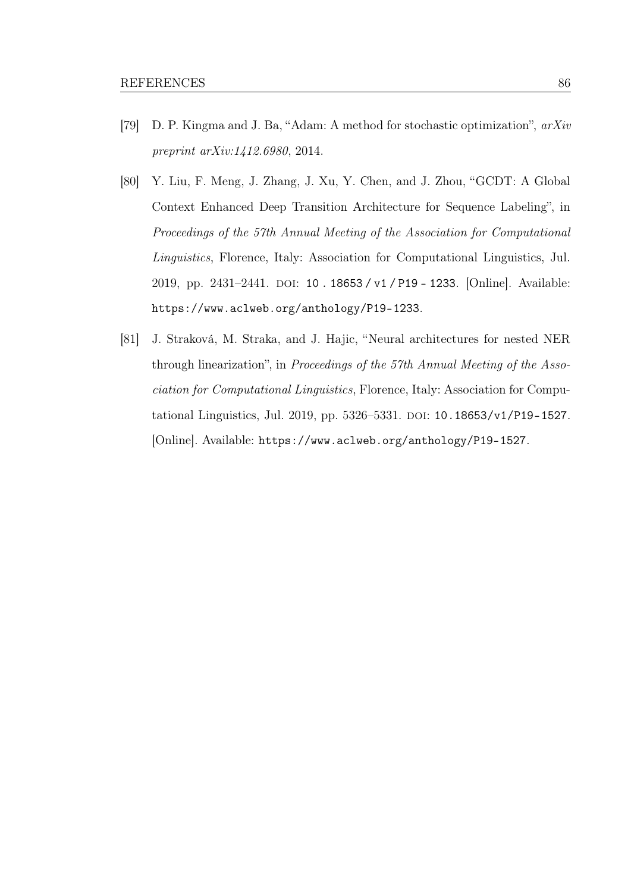[79] D. P. Kingma and J. Ba, "Adam: A method for stochastic optimization", *arXiv preprint arXiv:1412.6980*, 2014.

[80] Y. Liu, F. Meng, J. Zhang, J. Xu, Y. Chen, and J. Zhou, "GCDT: A Global Context Enhanced Deep Transition Architecture for Sequence Labeling", in *Proceedings of the 57th Annual Meeting of the Association for Computational Linguistics*, Florence, Italy: Association for Computational Linguistics, Jul. 2019, pp. 2431–2441. DOI: 10.18653/v1/P19-1233. [Online]. Available: https://www.aclweb.org/anthology/P19-1233.

[81] J. Straková, M. Straka, and J. Hajic, "Neural architectures for nested NER through linearization", in *Proceedings of the 57th Annual Meeting of the Association for Computational Linguistics*, Florence, Italy: Association for Computational Linguistics, Jul. 2019, pp. 5326–5331. DOI: 10.18653/v1/P19-1527. [Online]. Available: https://www.aclweb.org/anthology/P19-1527.